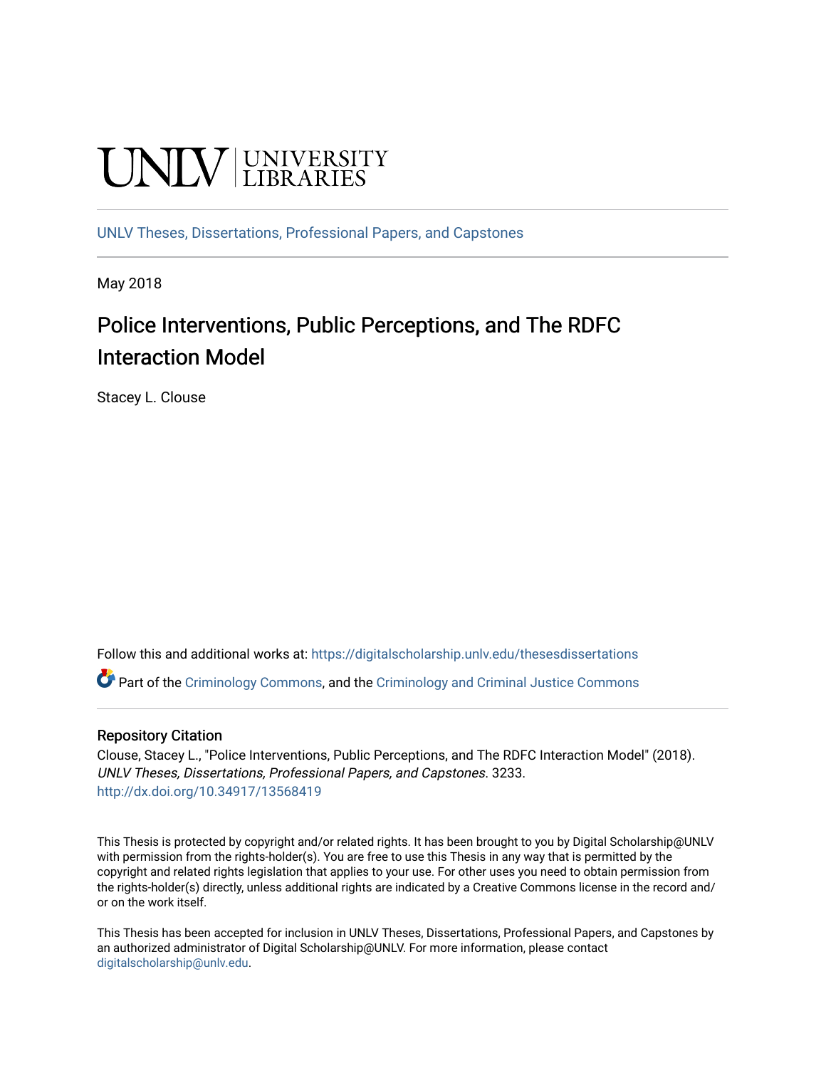UNLV | UNIVERSITY LIBRARIES

UNLV Theses, Dissertations, Professional Papers, and Capstones

May 2018

# Police Interventions, Public Perceptions, and The RDFC Interaction Model

Stacey L. Clouse

Follow this and additional works at: https://digitalscholarship.unlv.edu/thesesdissertations

Part of the Criminology Commons, and the Criminology and Criminal Justice Commons

## Repository Citation

Clouse, Stacey L., "Police Interventions, Public Perceptions, and The RDFC Interaction Model" (2018). *UNLV Theses, Dissertations, Professional Papers, and Capstones*. 3233.
http://dx.doi.org/10.34917/13568419

This Thesis is protected by copyright and/or related rights. It has been brought to you by Digital Scholarship@UNLV with permission from the rights-holder(s). You are free to use this Thesis in any way that is permitted by the copyright and related rights legislation that applies to your use. For other uses you need to obtain permission from the rights-holder(s) directly, unless additional rights are indicated by a Creative Commons license in the record and/or on the work itself.

This Thesis has been accepted for inclusion in UNLV Theses, Dissertations, Professional Papers, and Capstones by an authorized administrator of Digital Scholarship@UNLV. For more information, please contact digitalscholarship@unlv.edu.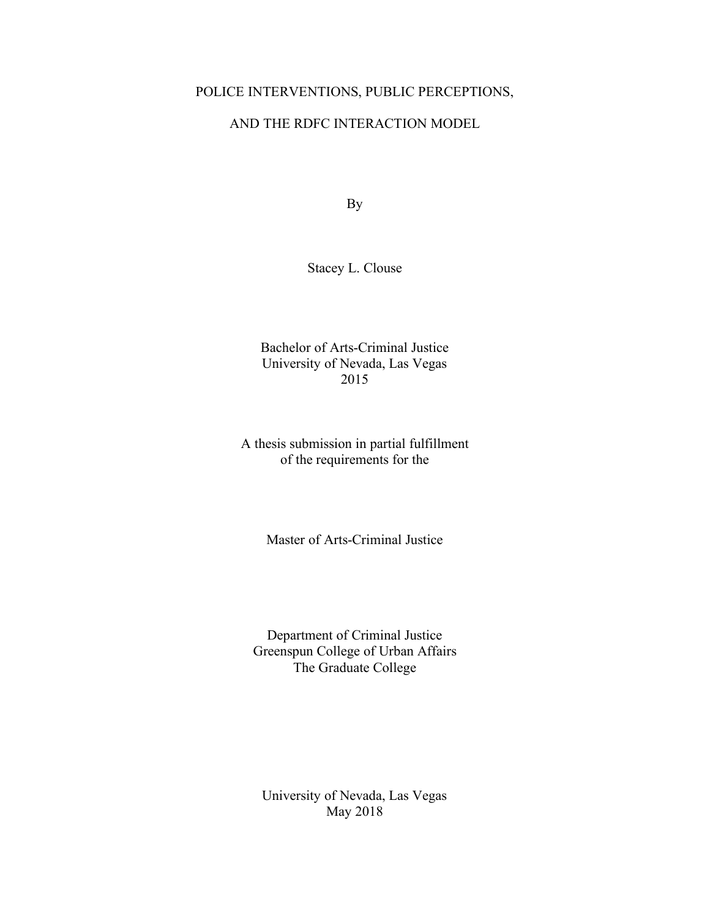# POLICE INTERVENTIONS, PUBLIC PERCEPTIONS, AND THE RDFC INTERACTION MODEL

By

Stacey L. Clouse

Bachelor of Arts-Criminal Justice
University of Nevada, Las Vegas
2015

A thesis submission in partial fulfillment
of the requirements for the

Master of Arts-Criminal Justice

Department of Criminal Justice
Greenspun College of Urban Affairs
The Graduate College

University of Nevada, Las Vegas
May 2018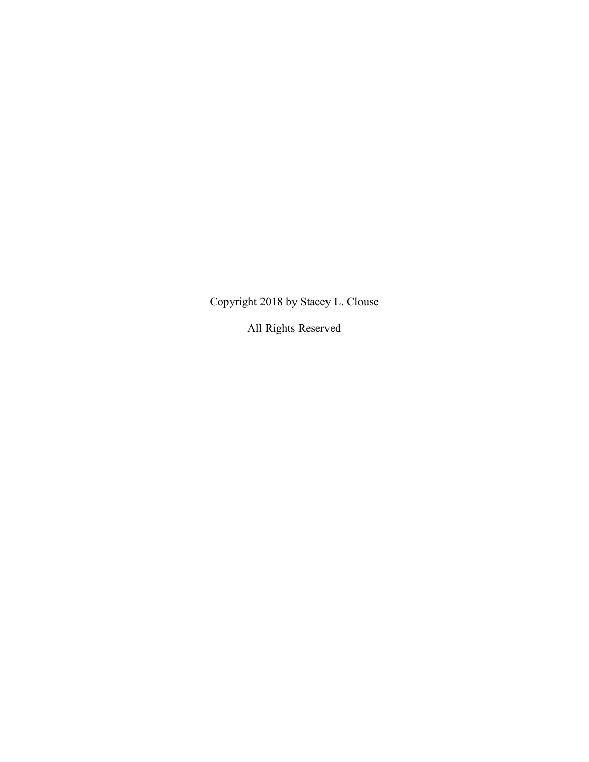Copyright 2018 by Stacey L. Clouse

All Rights Reserved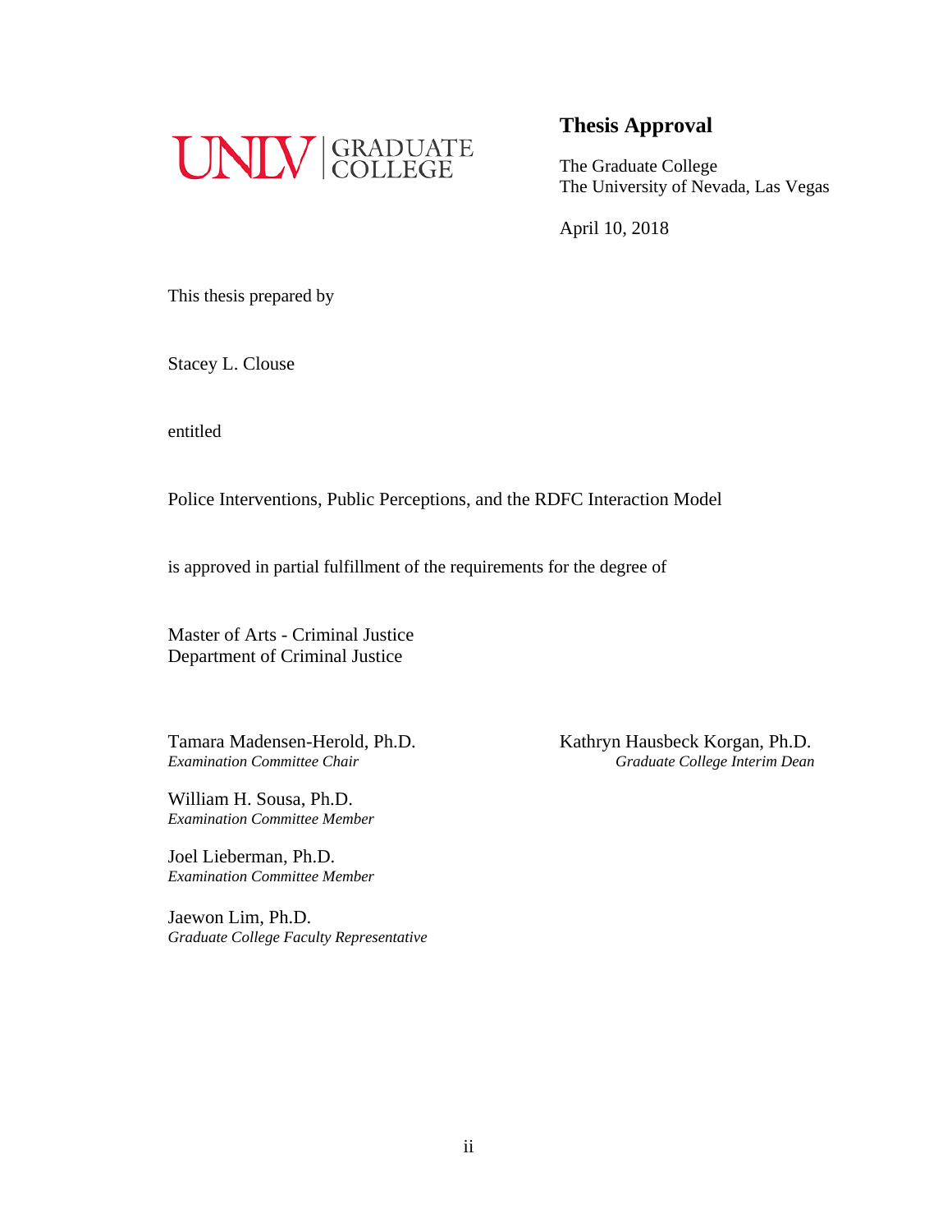UNLV | GRADUATE COLLEGE

## Thesis Approval

The Graduate College
The University of Nevada, Las Vegas

April 10, 2018

This thesis prepared by

Stacey L. Clouse

entitled

Police Interventions, Public Perceptions, and the RDFC Interaction Model

is approved in partial fulfillment of the requirements for the degree of

Master of Arts - Criminal Justice
Department of Criminal Justice

Tamara Madensen-Herold, Ph.D.
*Examination Committee Chair*

William H. Sousa, Ph.D.
*Examination Committee Member*

Joel Lieberman, Ph.D.
*Examination Committee Member*

Jaewon Lim, Ph.D.
*Graduate College Faculty Representative*

Kathryn Hausbeck Korgan, Ph.D.
*Graduate College Interim Dean*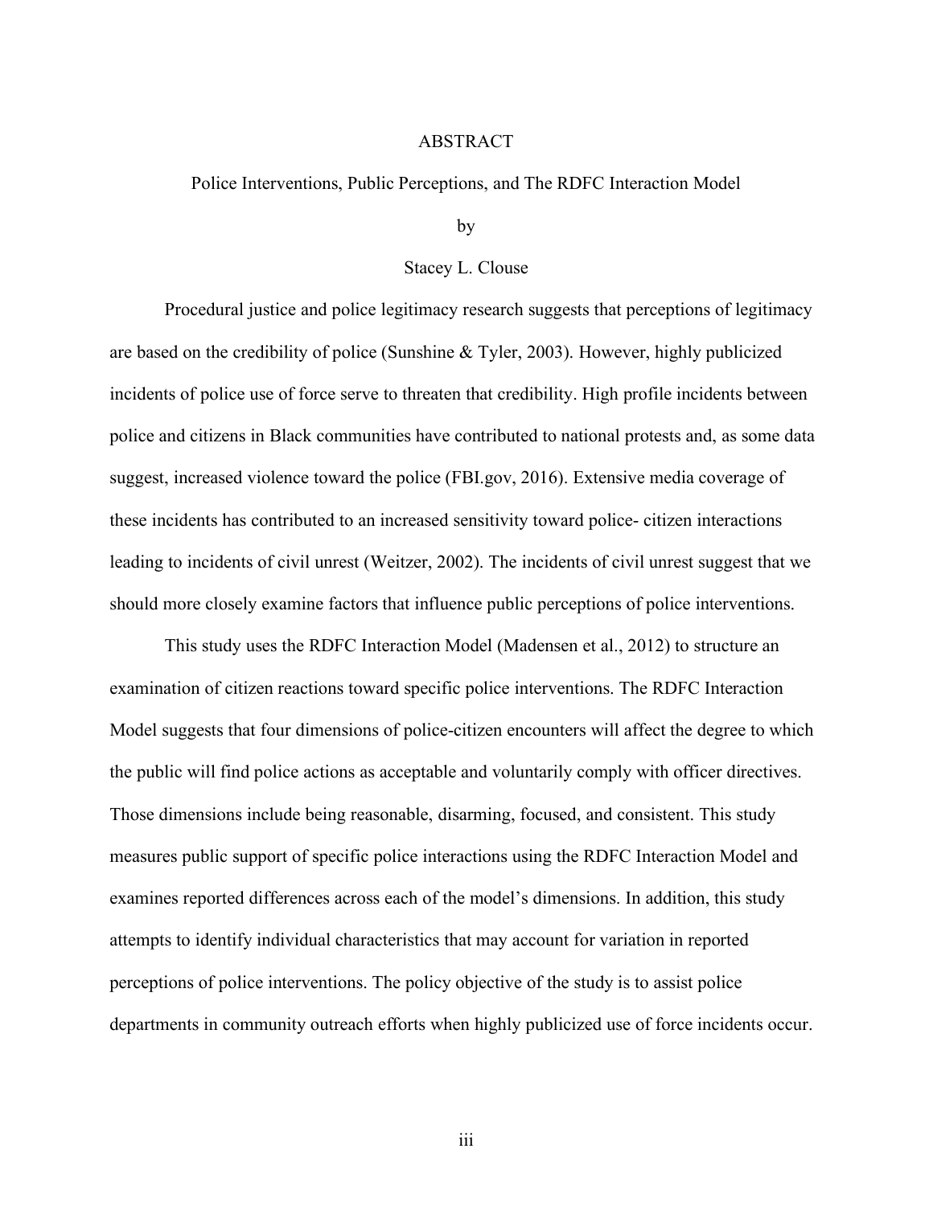# ABSTRACT

Police Interventions, Public Perceptions, and The RDFC Interaction Model

by

Stacey L. Clouse

Procedural justice and police legitimacy research suggests that perceptions of legitimacy are based on the credibility of police (Sunshine & Tyler, 2003). However, highly publicized incidents of police use of force serve to threaten that credibility. High profile incidents between police and citizens in Black communities have contributed to national protests and, as some data suggest, increased violence toward the police (FBI.gov, 2016). Extensive media coverage of these incidents has contributed to an increased sensitivity toward police- citizen interactions leading to incidents of civil unrest (Weitzer, 2002). The incidents of civil unrest suggest that we should more closely examine factors that influence public perceptions of police interventions.

This study uses the RDFC Interaction Model (Madensen et al., 2012) to structure an examination of citizen reactions toward specific police interventions. The RDFC Interaction Model suggests that four dimensions of police-citizen encounters will affect the degree to which the public will find police actions as acceptable and voluntarily comply with officer directives. Those dimensions include being reasonable, disarming, focused, and consistent. This study measures public support of specific police interactions using the RDFC Interaction Model and examines reported differences across each of the model's dimensions. In addition, this study attempts to identify individual characteristics that may account for variation in reported perceptions of police interventions. The policy objective of the study is to assist police departments in community outreach efforts when highly publicized use of force incidents occur.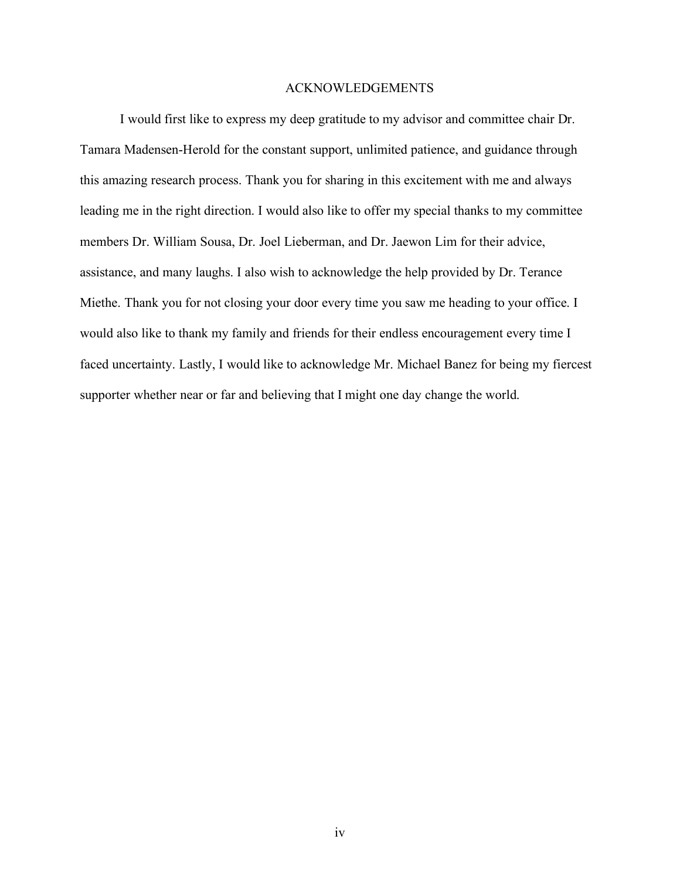# ACKNOWLEDGEMENTS

I would first like to express my deep gratitude to my advisor and committee chair Dr. Tamara Madensen-Herold for the constant support, unlimited patience, and guidance through this amazing research process. Thank you for sharing in this excitement with me and always leading me in the right direction. I would also like to offer my special thanks to my committee members Dr. William Sousa, Dr. Joel Lieberman, and Dr. Jaewon Lim for their advice, assistance, and many laughs. I also wish to acknowledge the help provided by Dr. Terance Miethe. Thank you for not closing your door every time you saw me heading to your office. I would also like to thank my family and friends for their endless encouragement every time I faced uncertainty. Lastly, I would like to acknowledge Mr. Michael Banez for being my fiercest supporter whether near or far and believing that I might one day change the world.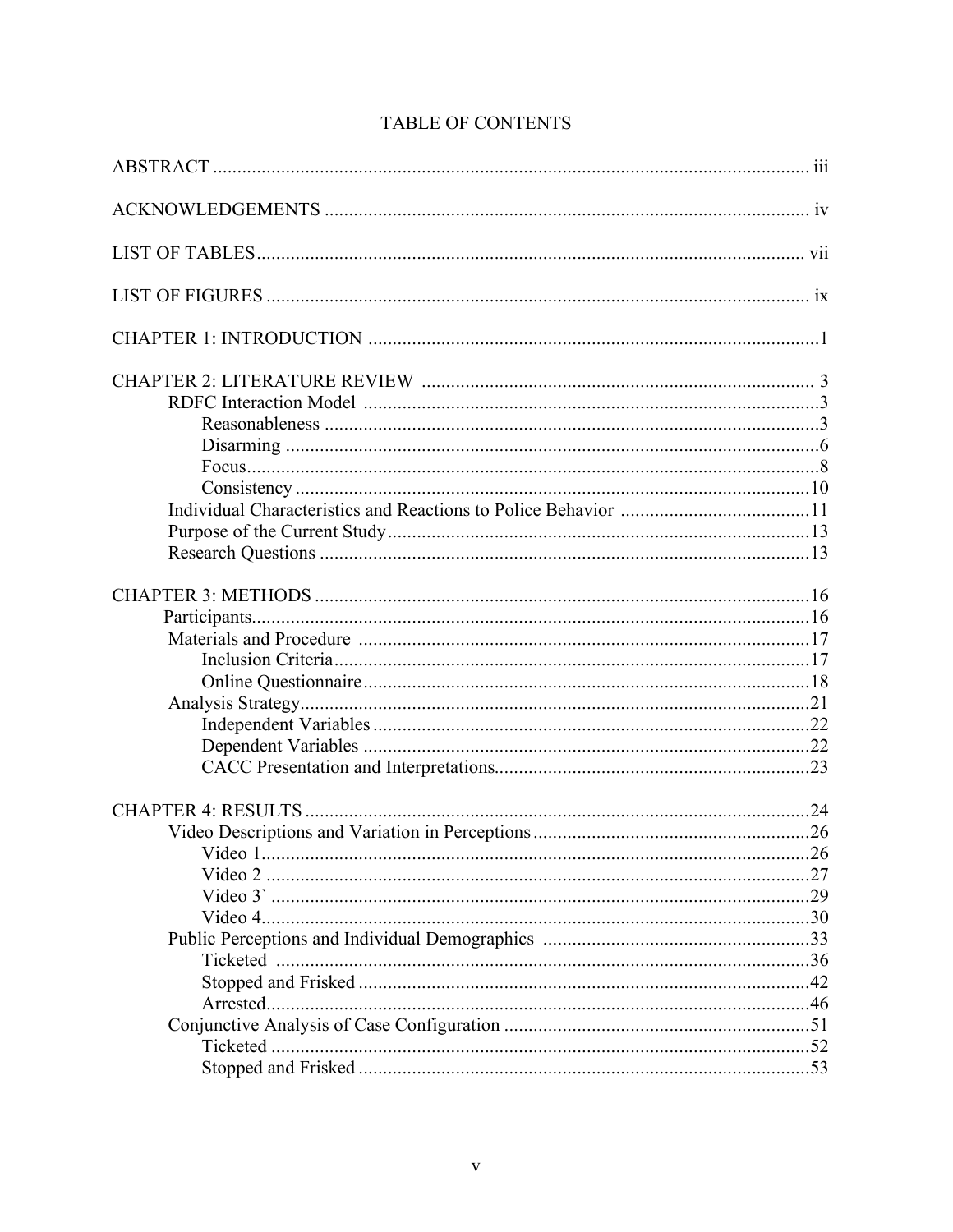# TABLE OF CONTENTS

ABSTRACT .......... iii

ACKNOWLEDGEMENTS .......... iv

LIST OF TABLES .......... vii

LIST OF FIGURES .......... ix

CHAPTER 1: INTRODUCTION .......... 1

CHAPTER 2: LITERATURE REVIEW .......... 3
- RDFC Interaction Model .......... 3
  - Reasonableness .......... 3
  - Disarming .......... 6
  - Focus .......... 8
  - Consistency .......... 10
- Individual Characteristics and Reactions to Police Behavior .......... 11
- Purpose of the Current Study .......... 13
- Research Questions .......... 13

CHAPTER 3: METHODS .......... 16
- Participants .......... 16
- Materials and Procedure .......... 17
  - Inclusion Criteria .......... 17
  - Online Questionnaire .......... 18
- Analysis Strategy .......... 21
  - Independent Variables .......... 22
  - Dependent Variables .......... 22
  - CACC Presentation and Interpretations .......... 23

CHAPTER 4: RESULTS .......... 24
- Video Descriptions and Variation in Perceptions .......... 26
  - Video 1 .......... 26
  - Video 2 .......... 27
  - Video 3` .......... 29
  - Video 4 .......... 30
- Public Perceptions and Individual Demographics .......... 33
  - Ticketed .......... 36
  - Stopped and Frisked .......... 42
  - Arrested .......... 46
- Conjunctive Analysis of Case Configuration .......... 51
  - Ticketed .......... 52
  - Stopped and Frisked .......... 53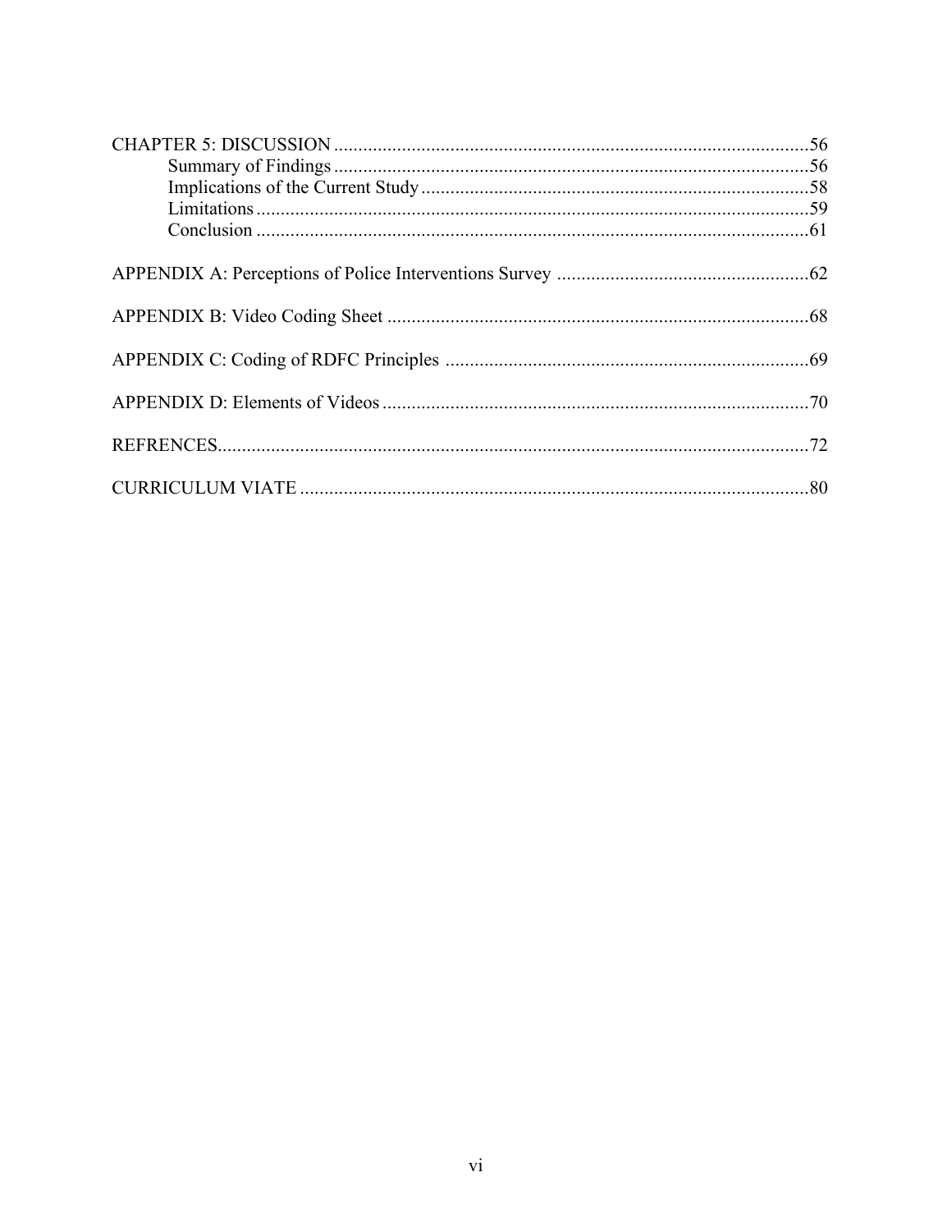CHAPTER 5: DISCUSSION ....................................................................................................56
    Summary of Findings ....................................................................................................56
    Implications of the Current Study ....................................................................................58
    Limitations ....................................................................................................................59
    Conclusion ....................................................................................................................61

APPENDIX A: Perceptions of Police Interventions Survey ....................................................62

APPENDIX B: Video Coding Sheet ........................................................................................68

APPENDIX C: Coding of RDFC Principles ............................................................................69

APPENDIX D: Elements of Videos ........................................................................................70

REFRENCES.............................................................................................................................72

CURRICULUM VIATE ............................................................................................................80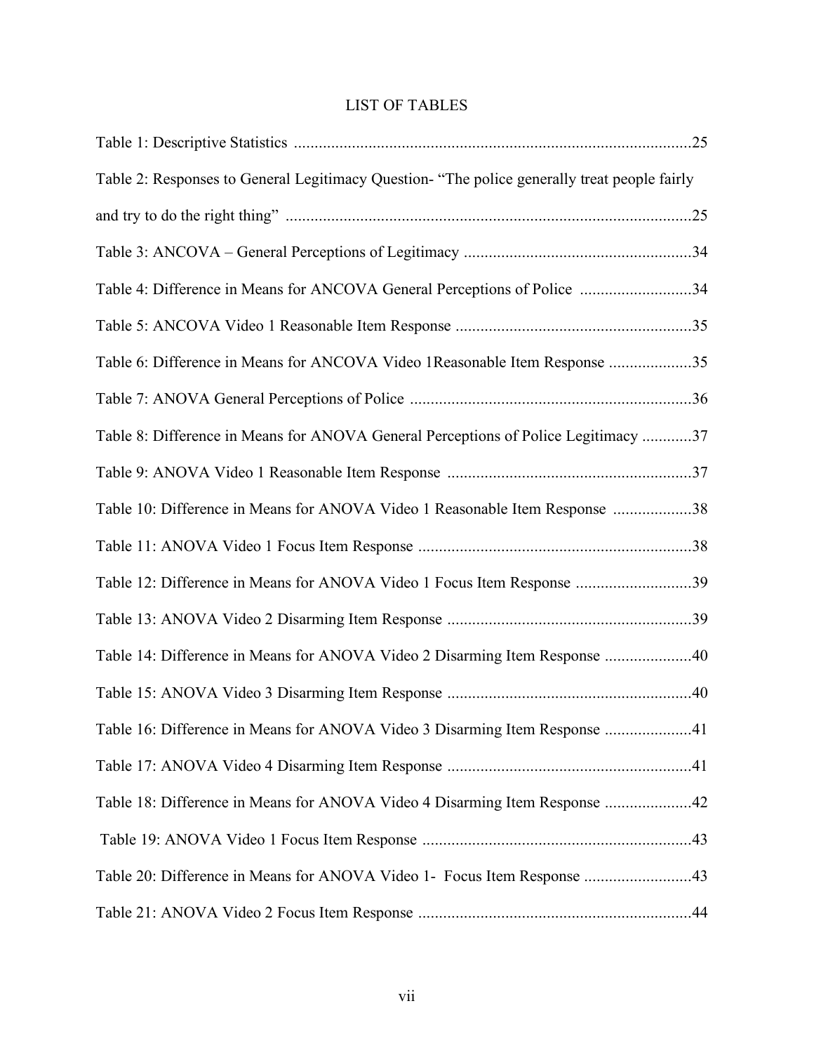# LIST OF TABLES

Table 1: Descriptive Statistics ..............................................................................................25

Table 2: Responses to General Legitimacy Question- "The police generally treat people fairly and try to do the right thing" ................................................................................................25

Table 3: ANCOVA – General Perceptions of Legitimacy .......................................................34

Table 4: Difference in Means for ANCOVA General Perceptions of Police ...........................34

Table 5: ANCOVA Video 1 Reasonable Item Response .........................................................35

Table 6: Difference in Means for ANCOVA Video 1Reasonable Item Response ....................35

Table 7: ANOVA General Perceptions of Police ....................................................................36

Table 8: Difference in Means for ANOVA General Perceptions of Police Legitimacy ............37

Table 9: ANOVA Video 1 Reasonable Item Response ...........................................................37

Table 10: Difference in Means for ANOVA Video 1 Reasonable Item Response ...................38

Table 11: ANOVA Video 1 Focus Item Response ..................................................................38

Table 12: Difference in Means for ANOVA Video 1 Focus Item Response ............................39

Table 13: ANOVA Video 2 Disarming Item Response ...........................................................39

Table 14: Difference in Means for ANOVA Video 2 Disarming Item Response .....................40

Table 15: ANOVA Video 3 Disarming Item Response ...........................................................40

Table 16: Difference in Means for ANOVA Video 3 Disarming Item Response .....................41

Table 17: ANOVA Video 4 Disarming Item Response ...........................................................41

Table 18: Difference in Means for ANOVA Video 4 Disarming Item Response .....................42

Table 19: ANOVA Video 1 Focus Item Response .................................................................43

Table 20: Difference in Means for ANOVA Video 1- Focus Item Response ..........................43

Table 21: ANOVA Video 2 Focus Item Response ..................................................................44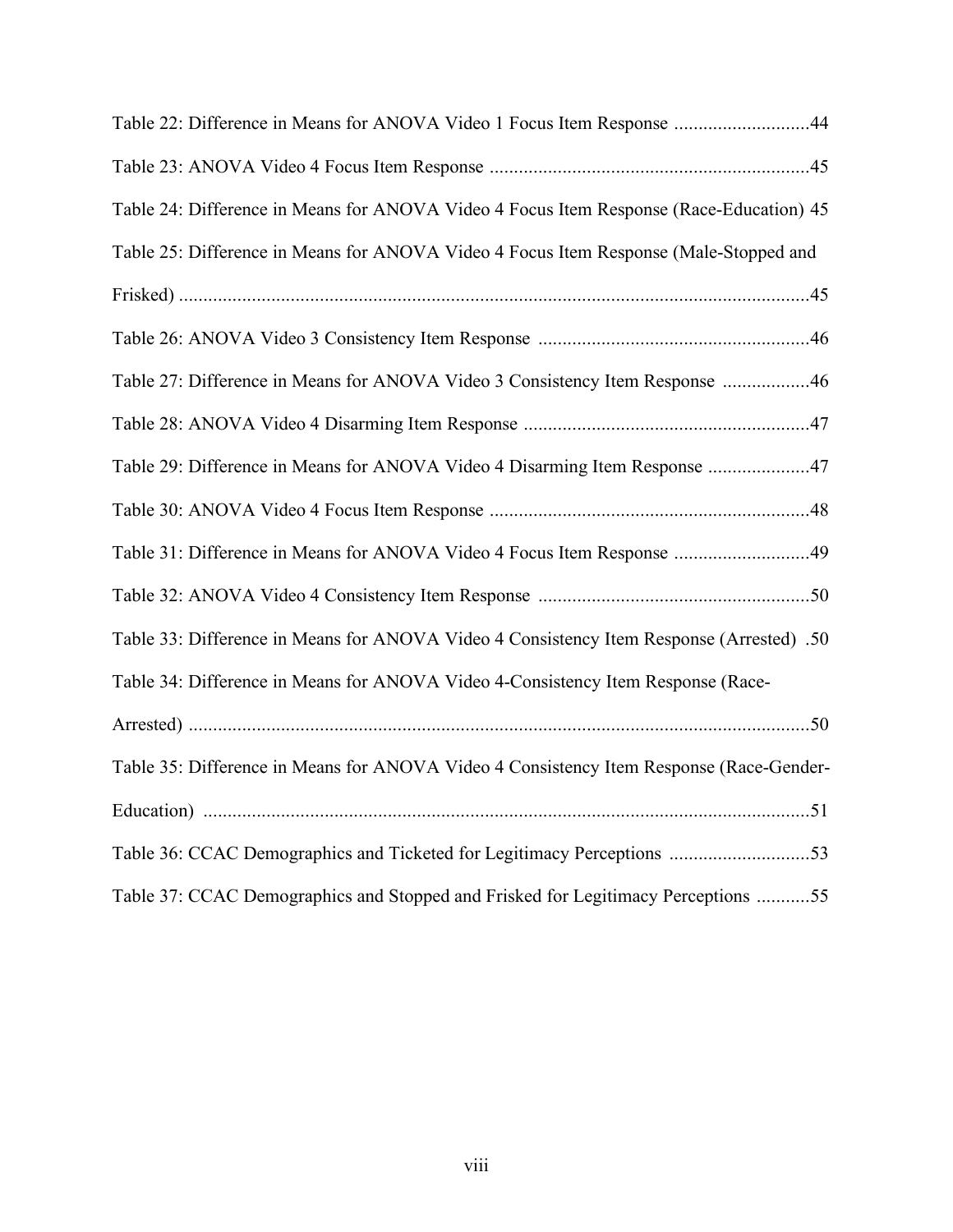Table 22: Difference in Means for ANOVA Video 1 Focus Item Response ............................44

Table 23: ANOVA Video 4 Focus Item Response .................................................................45

Table 24: Difference in Means for ANOVA Video 4 Focus Item Response (Race-Education) 45

Table 25: Difference in Means for ANOVA Video 4 Focus Item Response (Male-Stopped and Frisked) .................................................................................................................................45

Table 26: ANOVA Video 3 Consistency Item Response .......................................................46

Table 27: Difference in Means for ANOVA Video 3 Consistency Item Response ..................46

Table 28: ANOVA Video 4 Disarming Item Response ..........................................................47

Table 29: Difference in Means for ANOVA Video 4 Disarming Item Response .....................47

Table 30: ANOVA Video 4 Focus Item Response .................................................................48

Table 31: Difference in Means for ANOVA Video 4 Focus Item Response ............................49

Table 32: ANOVA Video 4 Consistency Item Response .......................................................50

Table 33: Difference in Means for ANOVA Video 4 Consistency Item Response (Arrested) .50

Table 34: Difference in Means for ANOVA Video 4-Consistency Item Response (Race-Arrested) ...............................................................................................................................50

Table 35: Difference in Means for ANOVA Video 4 Consistency Item Response (Race-Gender-Education) ............................................................................................................................51

Table 36: CCAC Demographics and Ticketed for Legitimacy Perceptions .............................53

Table 37: CCAC Demographics and Stopped and Frisked for Legitimacy Perceptions ...........55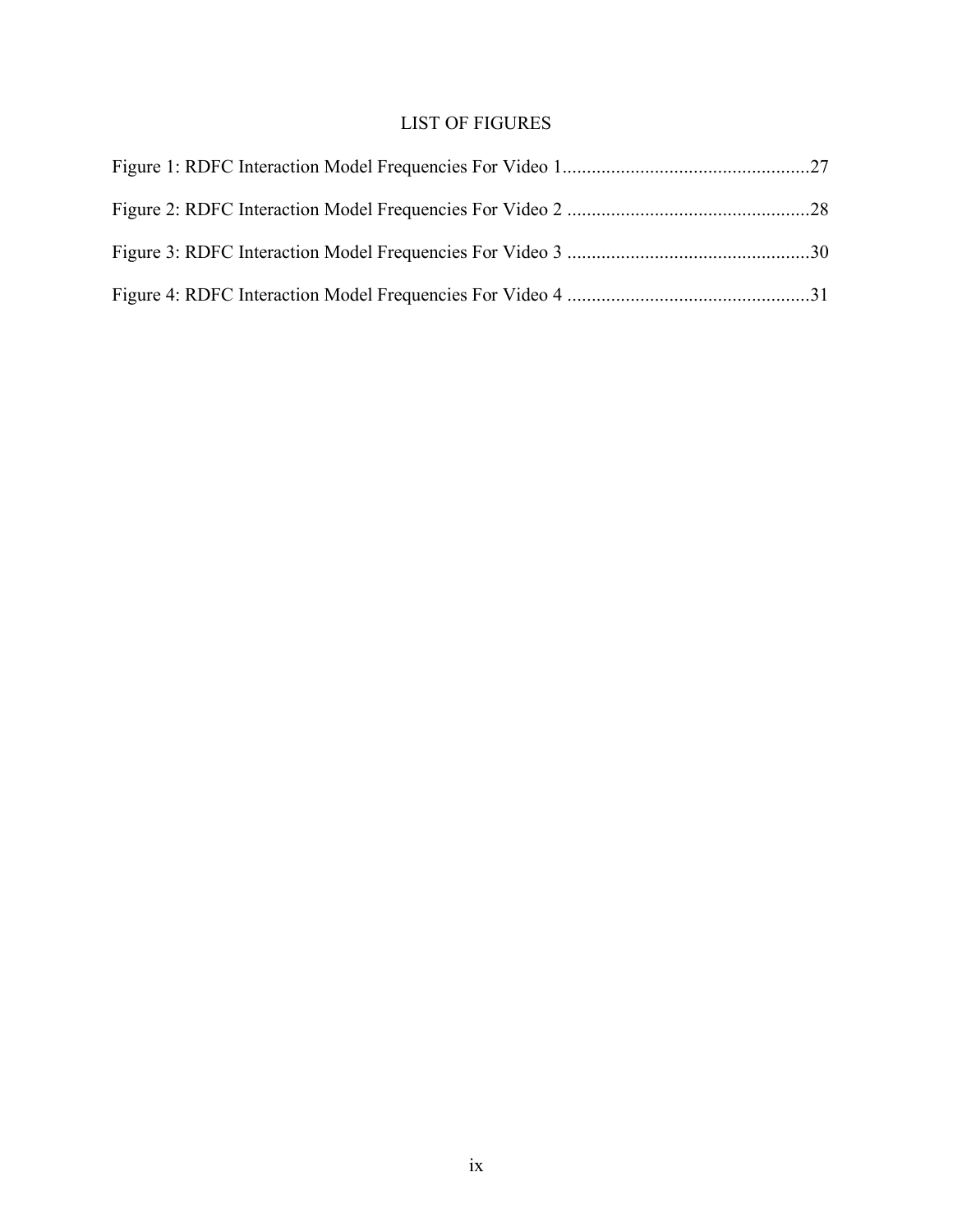# LIST OF FIGURES

Figure 1: RDFC Interaction Model Frequencies For Video 1 .................................................. 27

Figure 2: RDFC Interaction Model Frequencies For Video 2 .................................................. 28

Figure 3: RDFC Interaction Model Frequencies For Video 3 .................................................. 30

Figure 4: RDFC Interaction Model Frequencies For Video 4 .................................................. 31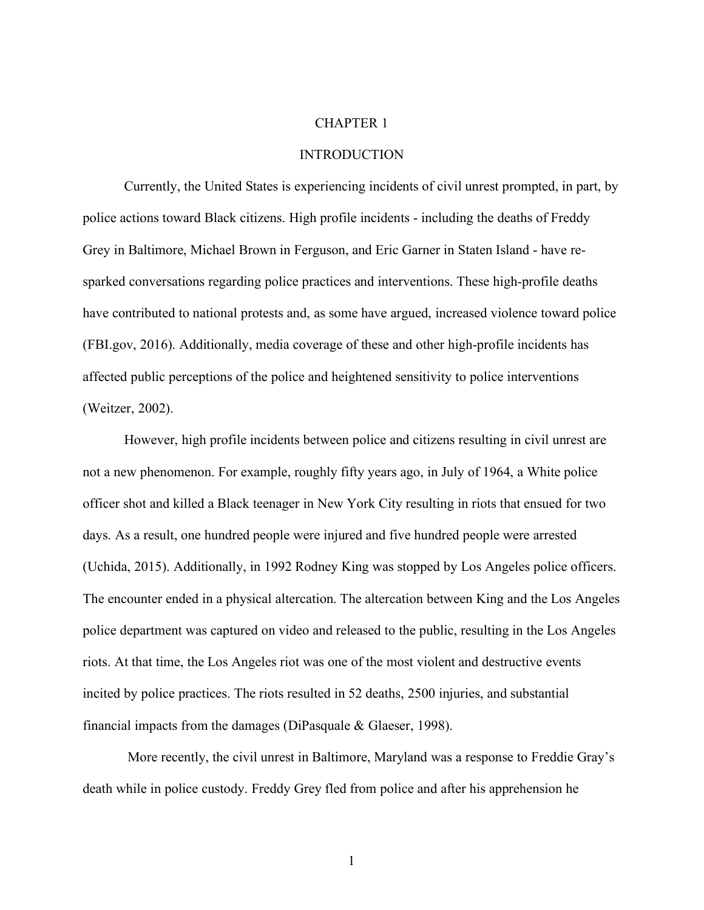# CHAPTER 1

# INTRODUCTION

Currently, the United States is experiencing incidents of civil unrest prompted, in part, by police actions toward Black citizens. High profile incidents - including the deaths of Freddy Grey in Baltimore, Michael Brown in Ferguson, and Eric Garner in Staten Island - have re-sparked conversations regarding police practices and interventions. These high-profile deaths have contributed to national protests and, as some have argued, increased violence toward police (FBI.gov, 2016). Additionally, media coverage of these and other high-profile incidents has affected public perceptions of the police and heightened sensitivity to police interventions (Weitzer, 2002).

However, high profile incidents between police and citizens resulting in civil unrest are not a new phenomenon. For example, roughly fifty years ago, in July of 1964, a White police officer shot and killed a Black teenager in New York City resulting in riots that ensued for two days. As a result, one hundred people were injured and five hundred people were arrested (Uchida, 2015). Additionally, in 1992 Rodney King was stopped by Los Angeles police officers. The encounter ended in a physical altercation. The altercation between King and the Los Angeles police department was captured on video and released to the public, resulting in the Los Angeles riots. At that time, the Los Angeles riot was one of the most violent and destructive events incited by police practices. The riots resulted in 52 deaths, 2500 injuries, and substantial financial impacts from the damages (DiPasquale & Glaeser, 1998).

More recently, the civil unrest in Baltimore, Maryland was a response to Freddie Gray's death while in police custody. Freddy Grey fled from police and after his apprehension he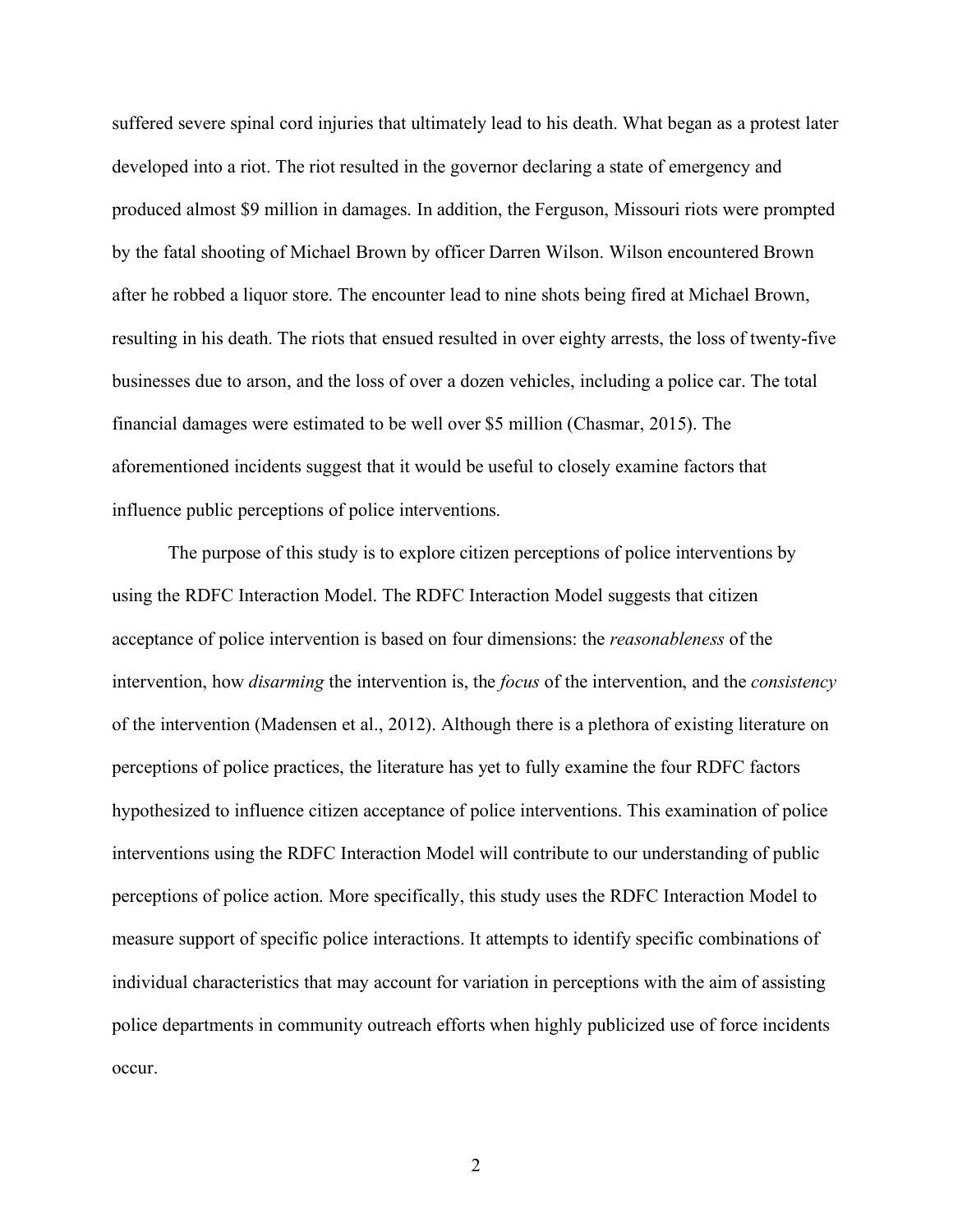suffered severe spinal cord injuries that ultimately lead to his death. What began as a protest later developed into a riot. The riot resulted in the governor declaring a state of emergency and produced almost $9 million in damages. In addition, the Ferguson, Missouri riots were prompted by the fatal shooting of Michael Brown by officer Darren Wilson. Wilson encountered Brown after he robbed a liquor store. The encounter lead to nine shots being fired at Michael Brown, resulting in his death. The riots that ensued resulted in over eighty arrests, the loss of twenty-five businesses due to arson, and the loss of over a dozen vehicles, including a police car. The total financial damages were estimated to be well over $5 million (Chasmar, 2015). The aforementioned incidents suggest that it would be useful to closely examine factors that influence public perceptions of police interventions.

The purpose of this study is to explore citizen perceptions of police interventions by using the RDFC Interaction Model. The RDFC Interaction Model suggests that citizen acceptance of police intervention is based on four dimensions: the *reasonableness* of the intervention, how *disarming* the intervention is, the *focus* of the intervention, and the *consistency* of the intervention (Madensen et al., 2012). Although there is a plethora of existing literature on perceptions of police practices, the literature has yet to fully examine the four RDFC factors hypothesized to influence citizen acceptance of police interventions. This examination of police interventions using the RDFC Interaction Model will contribute to our understanding of public perceptions of police action. More specifically, this study uses the RDFC Interaction Model to measure support of specific police interactions. It attempts to identify specific combinations of individual characteristics that may account for variation in perceptions with the aim of assisting police departments in community outreach efforts when highly publicized use of force incidents occur.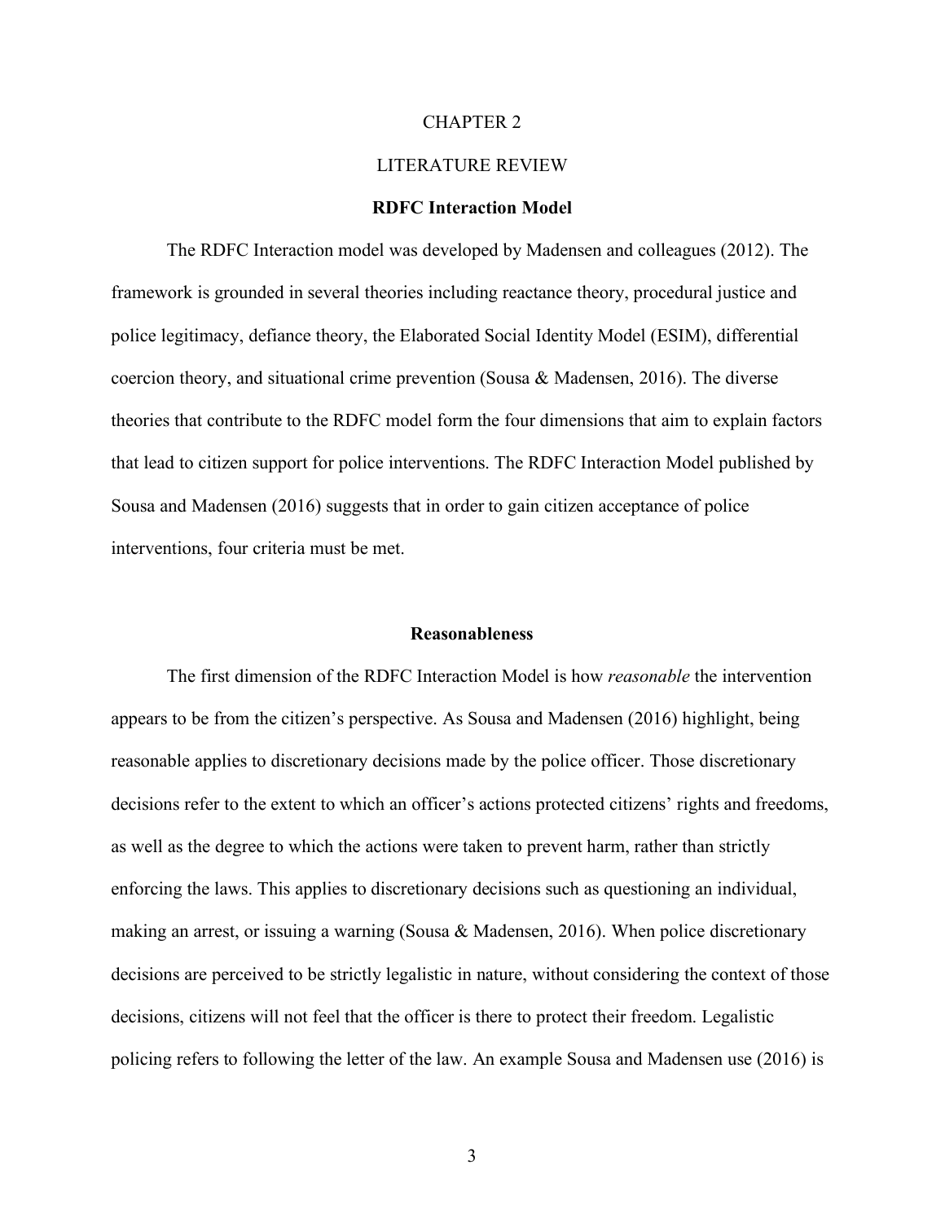# CHAPTER 2

# LITERATURE REVIEW

## RDFC Interaction Model

The RDFC Interaction model was developed by Madensen and colleagues (2012). The framework is grounded in several theories including reactance theory, procedural justice and police legitimacy, defiance theory, the Elaborated Social Identity Model (ESIM), differential coercion theory, and situational crime prevention (Sousa & Madensen, 2016). The diverse theories that contribute to the RDFC model form the four dimensions that aim to explain factors that lead to citizen support for police interventions. The RDFC Interaction Model published by Sousa and Madensen (2016) suggests that in order to gain citizen acceptance of police interventions, four criteria must be met.

## Reasonableness

The first dimension of the RDFC Interaction Model is how *reasonable* the intervention appears to be from the citizen's perspective. As Sousa and Madensen (2016) highlight, being reasonable applies to discretionary decisions made by the police officer. Those discretionary decisions refer to the extent to which an officer's actions protected citizens' rights and freedoms, as well as the degree to which the actions were taken to prevent harm, rather than strictly enforcing the laws. This applies to discretionary decisions such as questioning an individual, making an arrest, or issuing a warning (Sousa & Madensen, 2016). When police discretionary decisions are perceived to be strictly legalistic in nature, without considering the context of those decisions, citizens will not feel that the officer is there to protect their freedom. Legalistic policing refers to following the letter of the law. An example Sousa and Madensen use (2016) is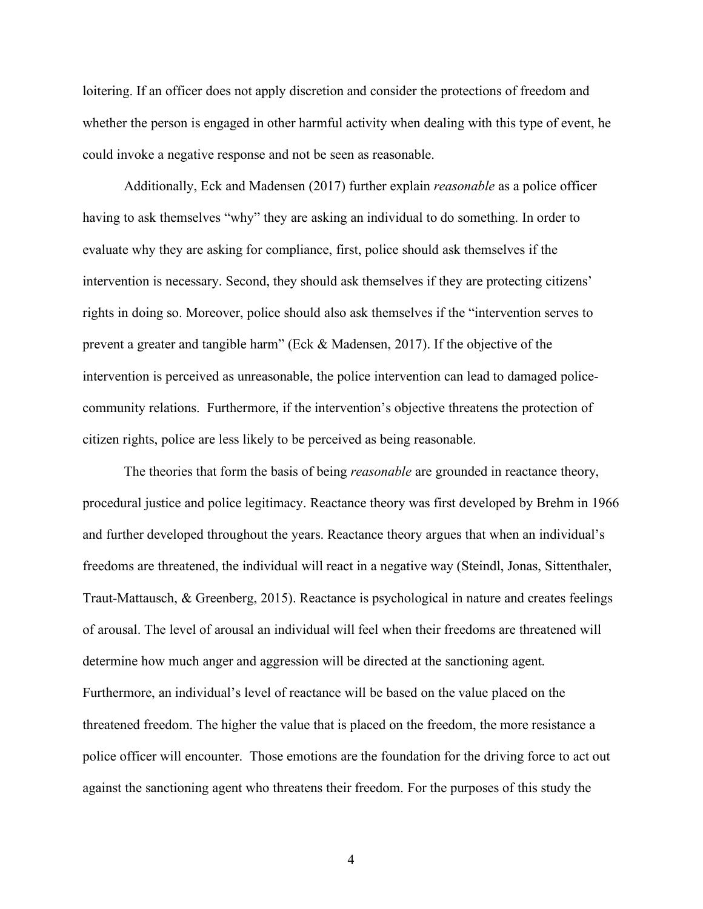loitering. If an officer does not apply discretion and consider the protections of freedom and whether the person is engaged in other harmful activity when dealing with this type of event, he could invoke a negative response and not be seen as reasonable.

Additionally, Eck and Madensen (2017) further explain *reasonable* as a police officer having to ask themselves "why" they are asking an individual to do something. In order to evaluate why they are asking for compliance, first, police should ask themselves if the intervention is necessary. Second, they should ask themselves if they are protecting citizens' rights in doing so. Moreover, police should also ask themselves if the "intervention serves to prevent a greater and tangible harm" (Eck & Madensen, 2017). If the objective of the intervention is perceived as unreasonable, the police intervention can lead to damaged police-community relations. Furthermore, if the intervention's objective threatens the protection of citizen rights, police are less likely to be perceived as being reasonable.

The theories that form the basis of being *reasonable* are grounded in reactance theory, procedural justice and police legitimacy. Reactance theory was first developed by Brehm in 1966 and further developed throughout the years. Reactance theory argues that when an individual's freedoms are threatened, the individual will react in a negative way (Steindl, Jonas, Sittenthaler, Traut-Mattausch, & Greenberg, 2015). Reactance is psychological in nature and creates feelings of arousal. The level of arousal an individual will feel when their freedoms are threatened will determine how much anger and aggression will be directed at the sanctioning agent. Furthermore, an individual's level of reactance will be based on the value placed on the threatened freedom. The higher the value that is placed on the freedom, the more resistance a police officer will encounter. Those emotions are the foundation for the driving force to act out against the sanctioning agent who threatens their freedom. For the purposes of this study the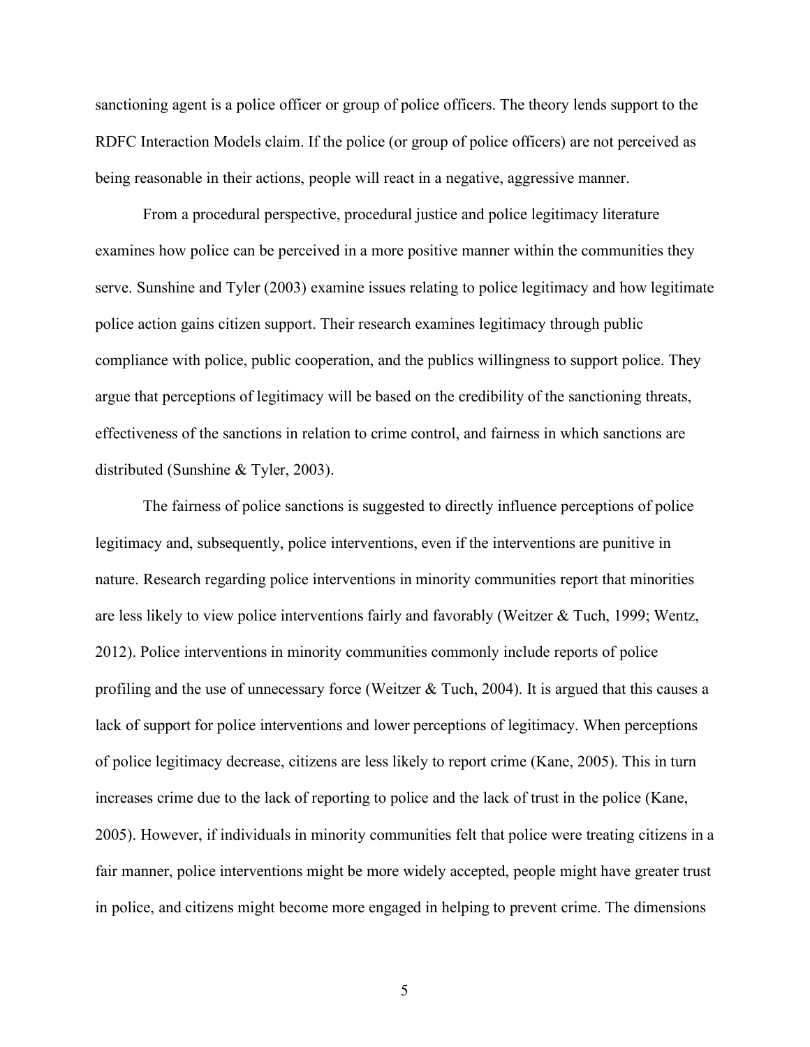sanctioning agent is a police officer or group of police officers. The theory lends support to the RDFC Interaction Models claim. If the police (or group of police officers) are not perceived as being reasonable in their actions, people will react in a negative, aggressive manner.

From a procedural perspective, procedural justice and police legitimacy literature examines how police can be perceived in a more positive manner within the communities they serve. Sunshine and Tyler (2003) examine issues relating to police legitimacy and how legitimate police action gains citizen support. Their research examines legitimacy through public compliance with police, public cooperation, and the publics willingness to support police. They argue that perceptions of legitimacy will be based on the credibility of the sanctioning threats, effectiveness of the sanctions in relation to crime control, and fairness in which sanctions are distributed (Sunshine & Tyler, 2003).

The fairness of police sanctions is suggested to directly influence perceptions of police legitimacy and, subsequently, police interventions, even if the interventions are punitive in nature. Research regarding police interventions in minority communities report that minorities are less likely to view police interventions fairly and favorably (Weitzer & Tuch, 1999; Wentz, 2012). Police interventions in minority communities commonly include reports of police profiling and the use of unnecessary force (Weitzer & Tuch, 2004). It is argued that this causes a lack of support for police interventions and lower perceptions of legitimacy. When perceptions of police legitimacy decrease, citizens are less likely to report crime (Kane, 2005). This in turn increases crime due to the lack of reporting to police and the lack of trust in the police (Kane, 2005). However, if individuals in minority communities felt that police were treating citizens in a fair manner, police interventions might be more widely accepted, people might have greater trust in police, and citizens might become more engaged in helping to prevent crime. The dimensions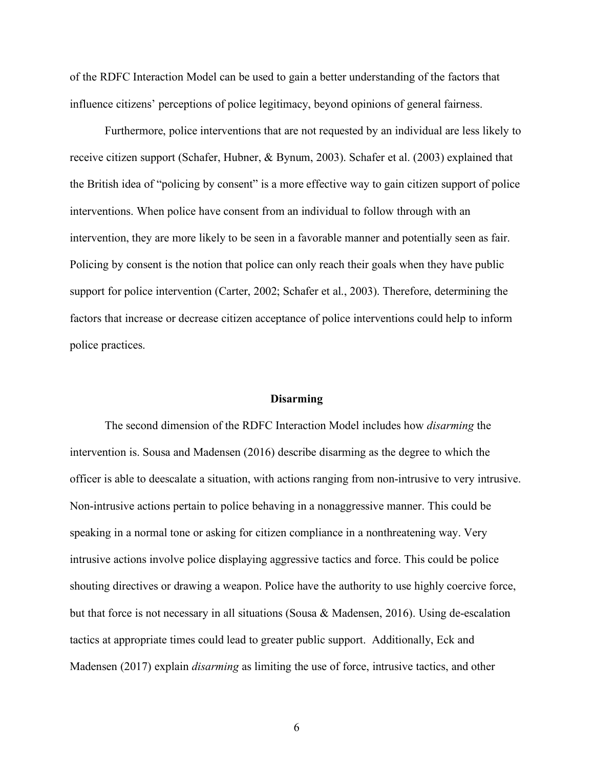of the RDFC Interaction Model can be used to gain a better understanding of the factors that influence citizens' perceptions of police legitimacy, beyond opinions of general fairness.

Furthermore, police interventions that are not requested by an individual are less likely to receive citizen support (Schafer, Hubner, & Bynum, 2003). Schafer et al. (2003) explained that the British idea of "policing by consent" is a more effective way to gain citizen support of police interventions. When police have consent from an individual to follow through with an intervention, they are more likely to be seen in a favorable manner and potentially seen as fair. Policing by consent is the notion that police can only reach their goals when they have public support for police intervention (Carter, 2002; Schafer et al., 2003). Therefore, determining the factors that increase or decrease citizen acceptance of police interventions could help to inform police practices.

## Disarming

The second dimension of the RDFC Interaction Model includes how *disarming* the intervention is. Sousa and Madensen (2016) describe disarming as the degree to which the officer is able to deescalate a situation, with actions ranging from non-intrusive to very intrusive. Non-intrusive actions pertain to police behaving in a nonaggressive manner. This could be speaking in a normal tone or asking for citizen compliance in a nonthreatening way. Very intrusive actions involve police displaying aggressive tactics and force. This could be police shouting directives or drawing a weapon. Police have the authority to use highly coercive force, but that force is not necessary in all situations (Sousa & Madensen, 2016). Using de-escalation tactics at appropriate times could lead to greater public support. Additionally, Eck and Madensen (2017) explain *disarming* as limiting the use of force, intrusive tactics, and other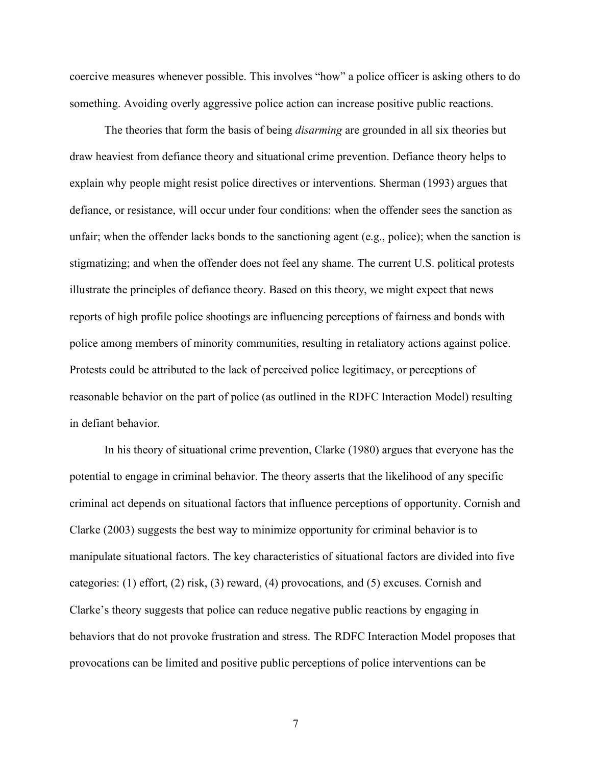coercive measures whenever possible. This involves "how" a police officer is asking others to do something. Avoiding overly aggressive police action can increase positive public reactions.

The theories that form the basis of being *disarming* are grounded in all six theories but draw heaviest from defiance theory and situational crime prevention. Defiance theory helps to explain why people might resist police directives or interventions. Sherman (1993) argues that defiance, or resistance, will occur under four conditions: when the offender sees the sanction as unfair; when the offender lacks bonds to the sanctioning agent (e.g., police); when the sanction is stigmatizing; and when the offender does not feel any shame. The current U.S. political protests illustrate the principles of defiance theory. Based on this theory, we might expect that news reports of high profile police shootings are influencing perceptions of fairness and bonds with police among members of minority communities, resulting in retaliatory actions against police. Protests could be attributed to the lack of perceived police legitimacy, or perceptions of reasonable behavior on the part of police (as outlined in the RDFC Interaction Model) resulting in defiant behavior.

In his theory of situational crime prevention, Clarke (1980) argues that everyone has the potential to engage in criminal behavior. The theory asserts that the likelihood of any specific criminal act depends on situational factors that influence perceptions of opportunity. Cornish and Clarke (2003) suggests the best way to minimize opportunity for criminal behavior is to manipulate situational factors. The key characteristics of situational factors are divided into five categories: (1) effort, (2) risk, (3) reward, (4) provocations, and (5) excuses. Cornish and Clarke's theory suggests that police can reduce negative public reactions by engaging in behaviors that do not provoke frustration and stress. The RDFC Interaction Model proposes that provocations can be limited and positive public perceptions of police interventions can be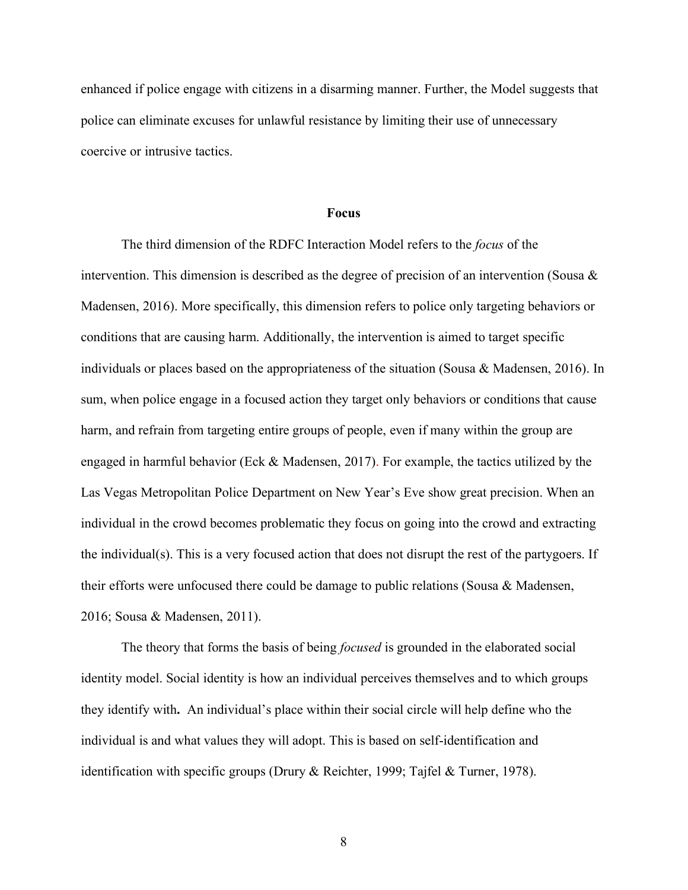enhanced if police engage with citizens in a disarming manner. Further, the Model suggests that police can eliminate excuses for unlawful resistance by limiting their use of unnecessary coercive or intrusive tactics.

## Focus

The third dimension of the RDFC Interaction Model refers to the *focus* of the intervention. This dimension is described as the degree of precision of an intervention (Sousa & Madensen, 2016). More specifically, this dimension refers to police only targeting behaviors or conditions that are causing harm. Additionally, the intervention is aimed to target specific individuals or places based on the appropriateness of the situation (Sousa & Madensen, 2016). In sum, when police engage in a focused action they target only behaviors or conditions that cause harm, and refrain from targeting entire groups of people, even if many within the group are engaged in harmful behavior (Eck & Madensen, 2017). For example, the tactics utilized by the Las Vegas Metropolitan Police Department on New Year's Eve show great precision. When an individual in the crowd becomes problematic they focus on going into the crowd and extracting the individual(s). This is a very focused action that does not disrupt the rest of the partygoers. If their efforts were unfocused there could be damage to public relations (Sousa & Madensen, 2016; Sousa & Madensen, 2011).

The theory that forms the basis of being *focused* is grounded in the elaborated social identity model. Social identity is how an individual perceives themselves and to which groups they identify with**.** An individual's place within their social circle will help define who the individual is and what values they will adopt. This is based on self-identification and identification with specific groups (Drury & Reichter, 1999; Tajfel & Turner, 1978).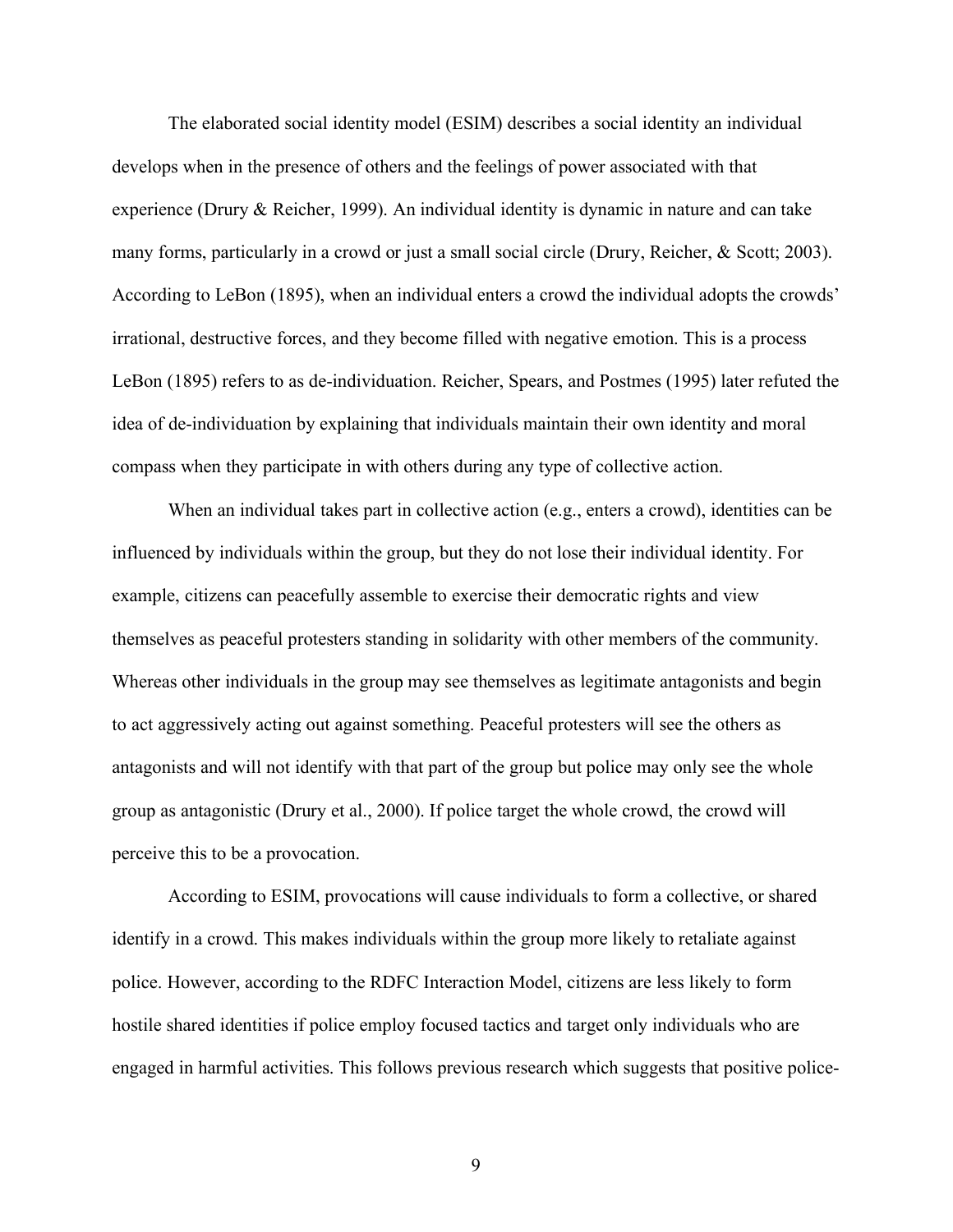The elaborated social identity model (ESIM) describes a social identity an individual develops when in the presence of others and the feelings of power associated with that experience (Drury & Reicher, 1999). An individual identity is dynamic in nature and can take many forms, particularly in a crowd or just a small social circle (Drury, Reicher, & Scott; 2003). According to LeBon (1895), when an individual enters a crowd the individual adopts the crowds' irrational, destructive forces, and they become filled with negative emotion. This is a process LeBon (1895) refers to as de-individuation. Reicher, Spears, and Postmes (1995) later refuted the idea of de-individuation by explaining that individuals maintain their own identity and moral compass when they participate in with others during any type of collective action.

When an individual takes part in collective action (e.g., enters a crowd), identities can be influenced by individuals within the group, but they do not lose their individual identity. For example, citizens can peacefully assemble to exercise their democratic rights and view themselves as peaceful protesters standing in solidarity with other members of the community. Whereas other individuals in the group may see themselves as legitimate antagonists and begin to act aggressively acting out against something. Peaceful protesters will see the others as antagonists and will not identify with that part of the group but police may only see the whole group as antagonistic (Drury et al., 2000). If police target the whole crowd, the crowd will perceive this to be a provocation.

According to ESIM, provocations will cause individuals to form a collective, or shared identify in a crowd. This makes individuals within the group more likely to retaliate against police. However, according to the RDFC Interaction Model, citizens are less likely to form hostile shared identities if police employ focused tactics and target only individuals who are engaged in harmful activities. This follows previous research which suggests that positive police-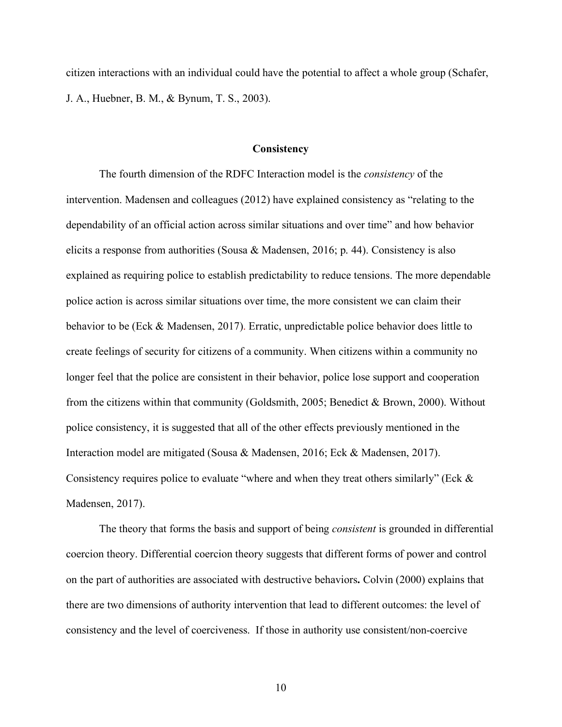citizen interactions with an individual could have the potential to affect a whole group (Schafer, J. A., Huebner, B. M., & Bynum, T. S., 2003).

## Consistency

The fourth dimension of the RDFC Interaction model is the *consistency* of the intervention. Madensen and colleagues (2012) have explained consistency as "relating to the dependability of an official action across similar situations and over time" and how behavior elicits a response from authorities (Sousa & Madensen, 2016; p. 44). Consistency is also explained as requiring police to establish predictability to reduce tensions. The more dependable police action is across similar situations over time, the more consistent we can claim their behavior to be (Eck & Madensen, 2017). Erratic, unpredictable police behavior does little to create feelings of security for citizens of a community. When citizens within a community no longer feel that the police are consistent in their behavior, police lose support and cooperation from the citizens within that community (Goldsmith, 2005; Benedict & Brown, 2000). Without police consistency, it is suggested that all of the other effects previously mentioned in the Interaction model are mitigated (Sousa & Madensen, 2016; Eck & Madensen, 2017). Consistency requires police to evaluate "where and when they treat others similarly" (Eck & Madensen, 2017).

The theory that forms the basis and support of being *consistent* is grounded in differential coercion theory. Differential coercion theory suggests that different forms of power and control on the part of authorities are associated with destructive behaviors**.** Colvin (2000) explains that there are two dimensions of authority intervention that lead to different outcomes: the level of consistency and the level of coerciveness. If those in authority use consistent/non-coercive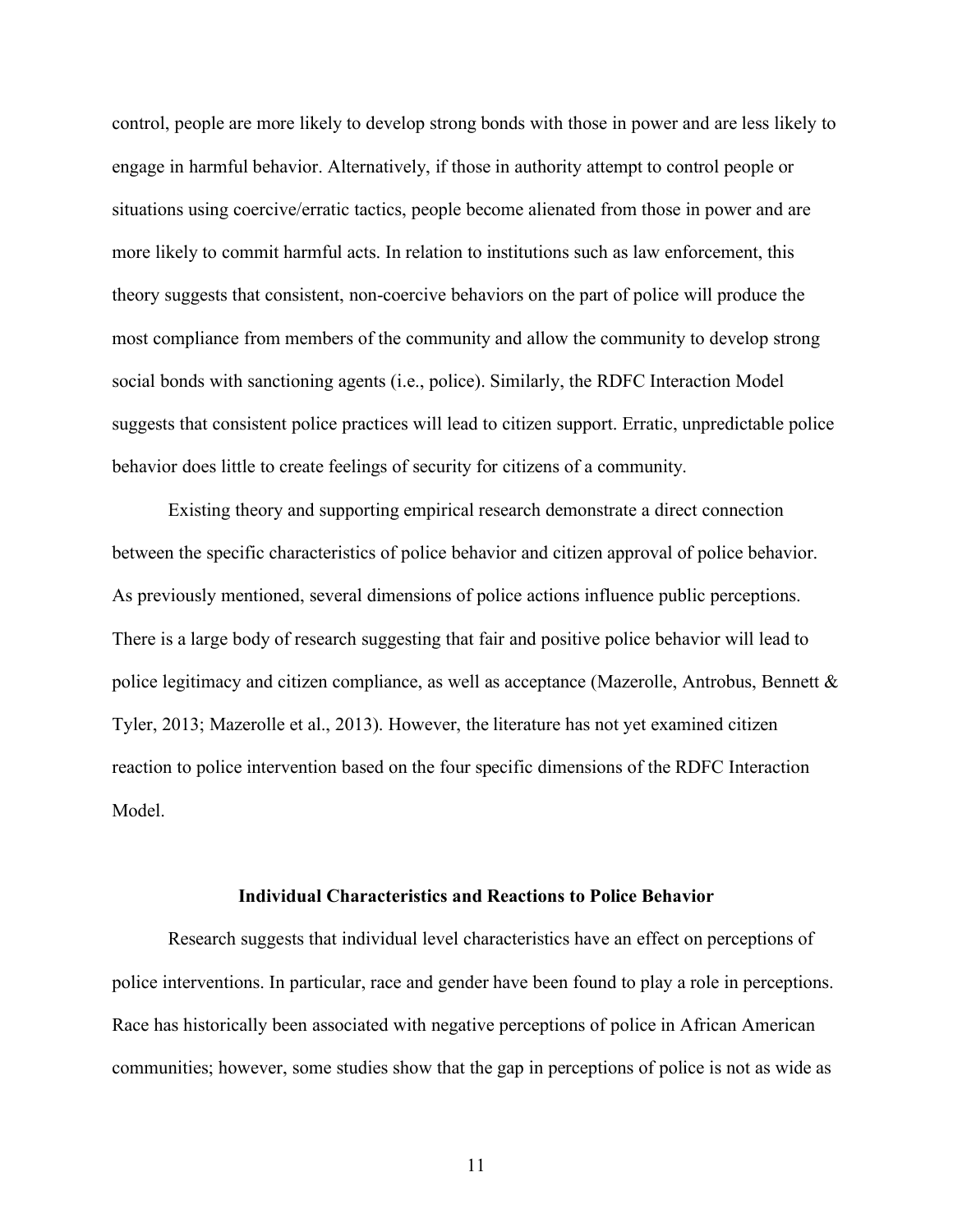control, people are more likely to develop strong bonds with those in power and are less likely to engage in harmful behavior. Alternatively, if those in authority attempt to control people or situations using coercive/erratic tactics, people become alienated from those in power and are more likely to commit harmful acts. In relation to institutions such as law enforcement, this theory suggests that consistent, non-coercive behaviors on the part of police will produce the most compliance from members of the community and allow the community to develop strong social bonds with sanctioning agents (i.e., police). Similarly, the RDFC Interaction Model suggests that consistent police practices will lead to citizen support. Erratic, unpredictable police behavior does little to create feelings of security for citizens of a community.

Existing theory and supporting empirical research demonstrate a direct connection between the specific characteristics of police behavior and citizen approval of police behavior. As previously mentioned, several dimensions of police actions influence public perceptions. There is a large body of research suggesting that fair and positive police behavior will lead to police legitimacy and citizen compliance, as well as acceptance (Mazerolle, Antrobus, Bennett & Tyler, 2013; Mazerolle et al., 2013). However, the literature has not yet examined citizen reaction to police intervention based on the four specific dimensions of the RDFC Interaction Model.

## Individual Characteristics and Reactions to Police Behavior

Research suggests that individual level characteristics have an effect on perceptions of police interventions. In particular, race and gender have been found to play a role in perceptions. Race has historically been associated with negative perceptions of police in African American communities; however, some studies show that the gap in perceptions of police is not as wide as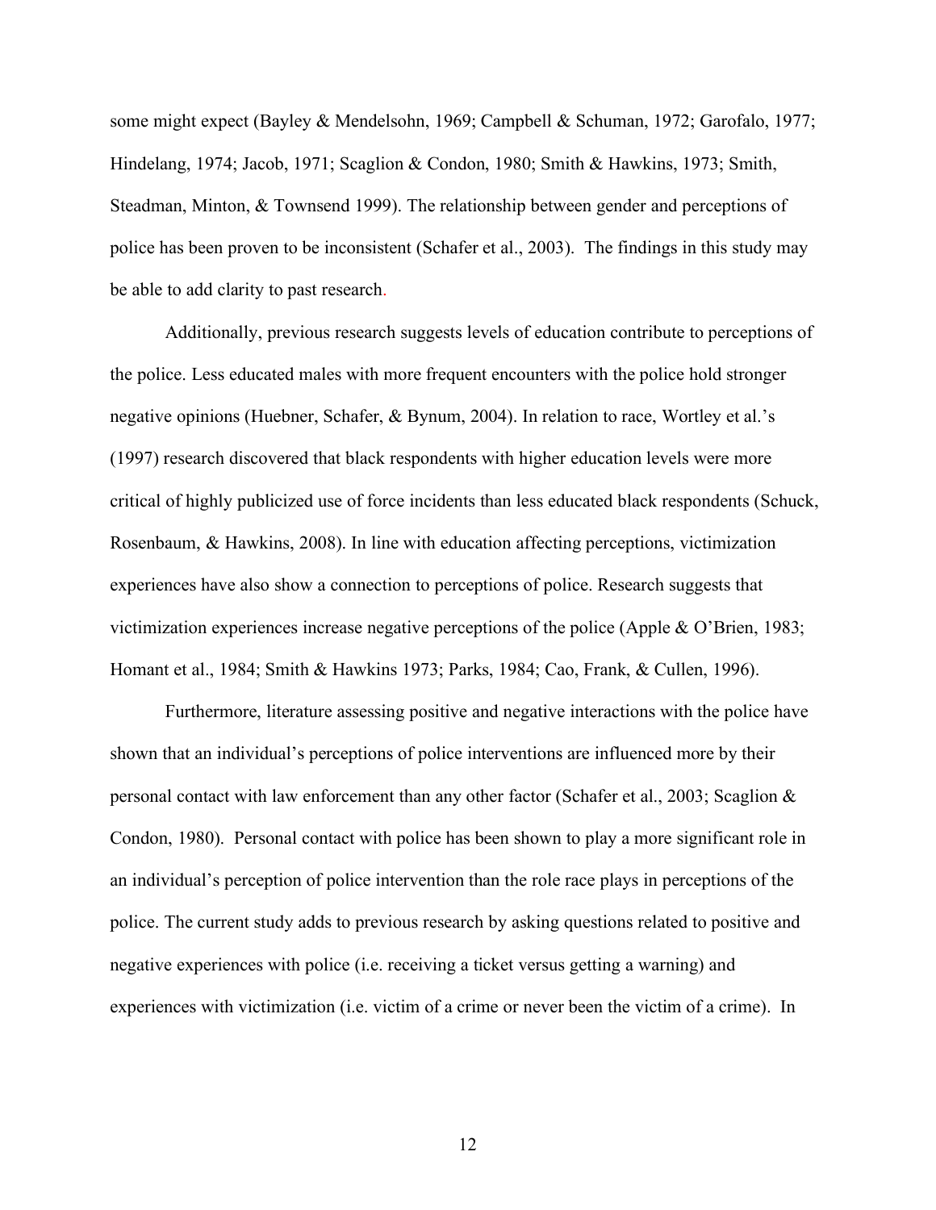some might expect (Bayley & Mendelsohn, 1969; Campbell & Schuman, 1972; Garofalo, 1977; Hindelang, 1974; Jacob, 1971; Scaglion & Condon, 1980; Smith & Hawkins, 1973; Smith, Steadman, Minton, & Townsend 1999). The relationship between gender and perceptions of police has been proven to be inconsistent (Schafer et al., 2003). The findings in this study may be able to add clarity to past research.

Additionally, previous research suggests levels of education contribute to perceptions of the police. Less educated males with more frequent encounters with the police hold stronger negative opinions (Huebner, Schafer, & Bynum, 2004). In relation to race, Wortley et al.'s (1997) research discovered that black respondents with higher education levels were more critical of highly publicized use of force incidents than less educated black respondents (Schuck, Rosenbaum, & Hawkins, 2008). In line with education affecting perceptions, victimization experiences have also show a connection to perceptions of police. Research suggests that victimization experiences increase negative perceptions of the police (Apple & O'Brien, 1983; Homant et al., 1984; Smith & Hawkins 1973; Parks, 1984; Cao, Frank, & Cullen, 1996).

Furthermore, literature assessing positive and negative interactions with the police have shown that an individual's perceptions of police interventions are influenced more by their personal contact with law enforcement than any other factor (Schafer et al., 2003; Scaglion & Condon, 1980). Personal contact with police has been shown to play a more significant role in an individual's perception of police intervention than the role race plays in perceptions of the police. The current study adds to previous research by asking questions related to positive and negative experiences with police (i.e. receiving a ticket versus getting a warning) and experiences with victimization (i.e. victim of a crime or never been the victim of a crime). In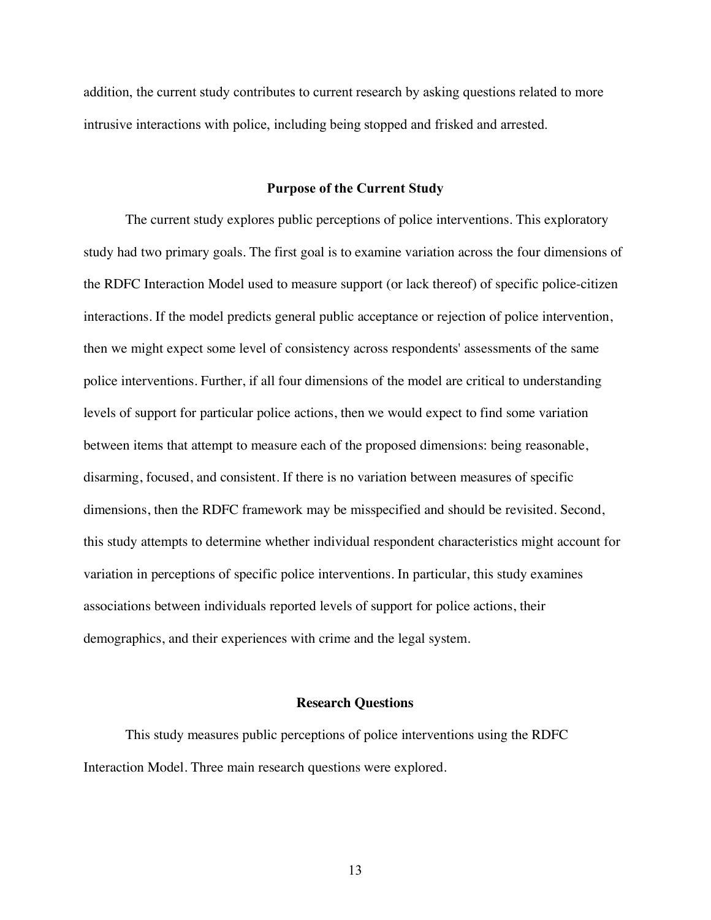addition, the current study contributes to current research by asking questions related to more intrusive interactions with police, including being stopped and frisked and arrested.

## Purpose of the Current Study

The current study explores public perceptions of police interventions. This exploratory study had two primary goals. The first goal is to examine variation across the four dimensions of the RDFC Interaction Model used to measure support (or lack thereof) of specific police-citizen interactions. If the model predicts general public acceptance or rejection of police intervention, then we might expect some level of consistency across respondents' assessments of the same police interventions. Further, if all four dimensions of the model are critical to understanding levels of support for particular police actions, then we would expect to find some variation between items that attempt to measure each of the proposed dimensions: being reasonable, disarming, focused, and consistent. If there is no variation between measures of specific dimensions, then the RDFC framework may be misspecified and should be revisited. Second, this study attempts to determine whether individual respondent characteristics might account for variation in perceptions of specific police interventions. In particular, this study examines associations between individuals reported levels of support for police actions, their demographics, and their experiences with crime and the legal system.

## Research Questions

This study measures public perceptions of police interventions using the RDFC Interaction Model. Three main research questions were explored.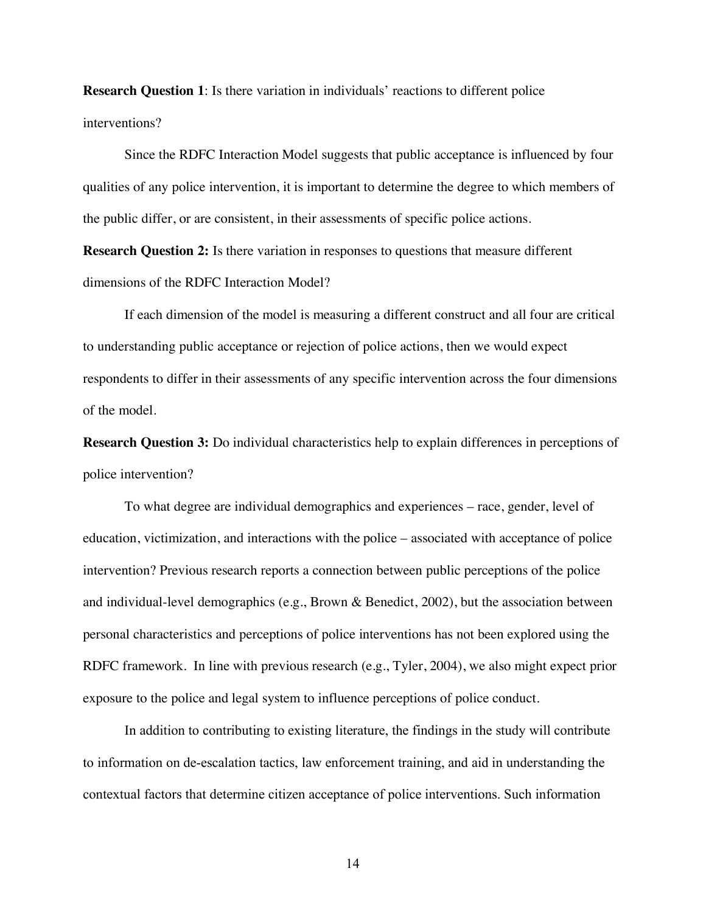**Research Question 1**: Is there variation in individuals' reactions to different police interventions?

Since the RDFC Interaction Model suggests that public acceptance is influenced by four qualities of any police intervention, it is important to determine the degree to which members of the public differ, or are consistent, in their assessments of specific police actions.

**Research Question 2:** Is there variation in responses to questions that measure different dimensions of the RDFC Interaction Model?

If each dimension of the model is measuring a different construct and all four are critical to understanding public acceptance or rejection of police actions, then we would expect respondents to differ in their assessments of any specific intervention across the four dimensions of the model.

**Research Question 3:** Do individual characteristics help to explain differences in perceptions of police intervention?

To what degree are individual demographics and experiences – race, gender, level of education, victimization, and interactions with the police – associated with acceptance of police intervention? Previous research reports a connection between public perceptions of the police and individual-level demographics (e.g., Brown & Benedict, 2002), but the association between personal characteristics and perceptions of police interventions has not been explored using the RDFC framework. In line with previous research (e.g., Tyler, 2004), we also might expect prior exposure to the police and legal system to influence perceptions of police conduct.

In addition to contributing to existing literature, the findings in the study will contribute to information on de-escalation tactics, law enforcement training, and aid in understanding the contextual factors that determine citizen acceptance of police interventions. Such information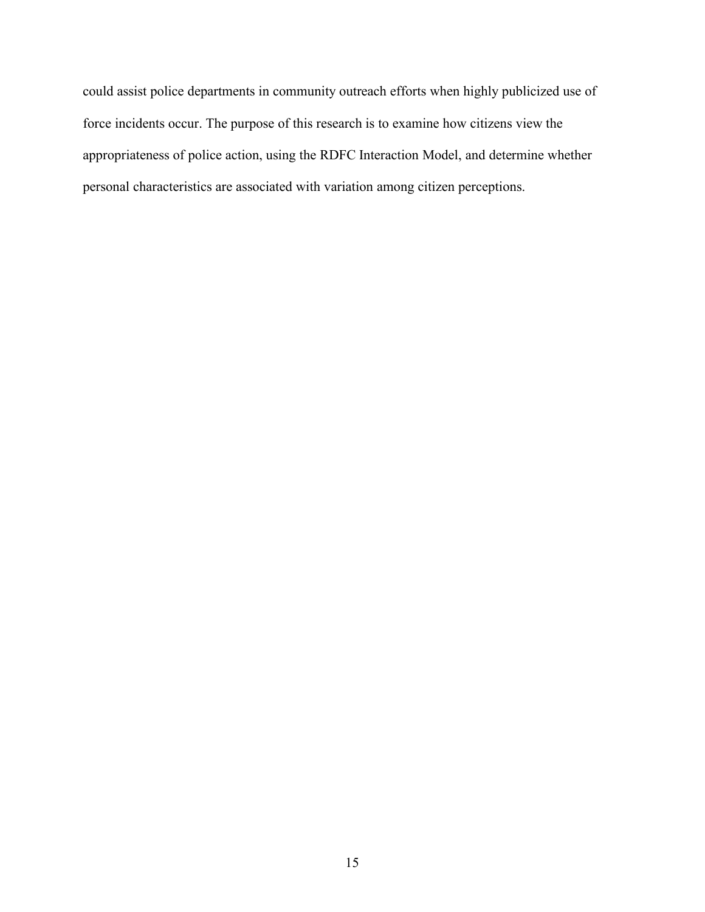could assist police departments in community outreach efforts when highly publicized use of force incidents occur. The purpose of this research is to examine how citizens view the appropriateness of police action, using the RDFC Interaction Model, and determine whether personal characteristics are associated with variation among citizen perceptions.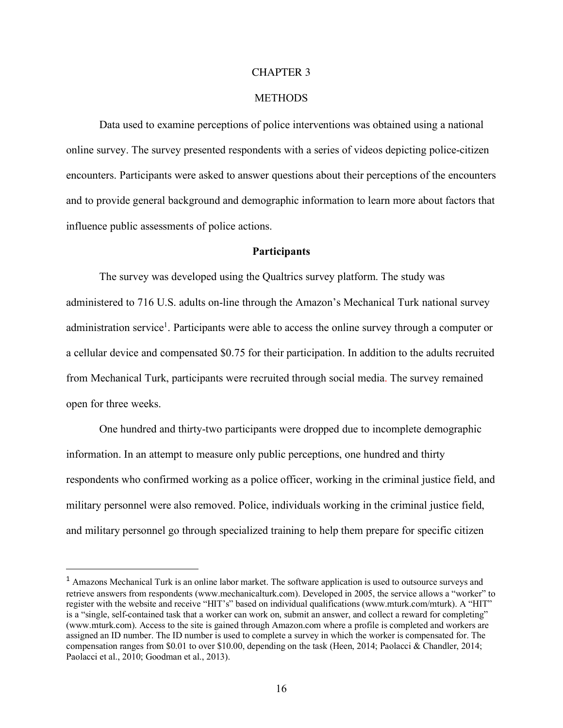# CHAPTER 3

# METHODS

Data used to examine perceptions of police interventions was obtained using a national online survey. The survey presented respondents with a series of videos depicting police-citizen encounters. Participants were asked to answer questions about their perceptions of the encounters and to provide general background and demographic information to learn more about factors that influence public assessments of police actions.

## Participants

The survey was developed using the Qualtrics survey platform. The study was administered to 716 U.S. adults on-line through the Amazon's Mechanical Turk national survey administration service[1]. Participants were able to access the online survey through a computer or a cellular device and compensated $0.75 for their participation. In addition to the adults recruited from Mechanical Turk, participants were recruited through social media. The survey remained open for three weeks.

One hundred and thirty-two participants were dropped due to incomplete demographic information. In an attempt to measure only public perceptions, one hundred and thirty respondents who confirmed working as a police officer, working in the criminal justice field, and military personnel were also removed. Police, individuals working in the criminal justice field, and military personnel go through specialized training to help them prepare for specific citizen

---

[1] Amazons Mechanical Turk is an online labor market. The software application is used to outsource surveys and retrieve answers from respondents (www.mechanicalturk.com). Developed in 2005, the service allows a "worker" to register with the website and receive "HIT's" based on individual qualifications (www.mturk.com/mturk). A "HIT" is a "single, self-contained task that a worker can work on, submit an answer, and collect a reward for completing" (www.mturk.com). Access to the site is gained through Amazon.com where a profile is completed and workers are assigned an ID number. The ID number is used to complete a survey in which the worker is compensated for. The compensation ranges from $0.01 to over $10.00, depending on the task (Heen, 2014; Paolacci & Chandler, 2014; Paolacci et al., 2010; Goodman et al., 2013).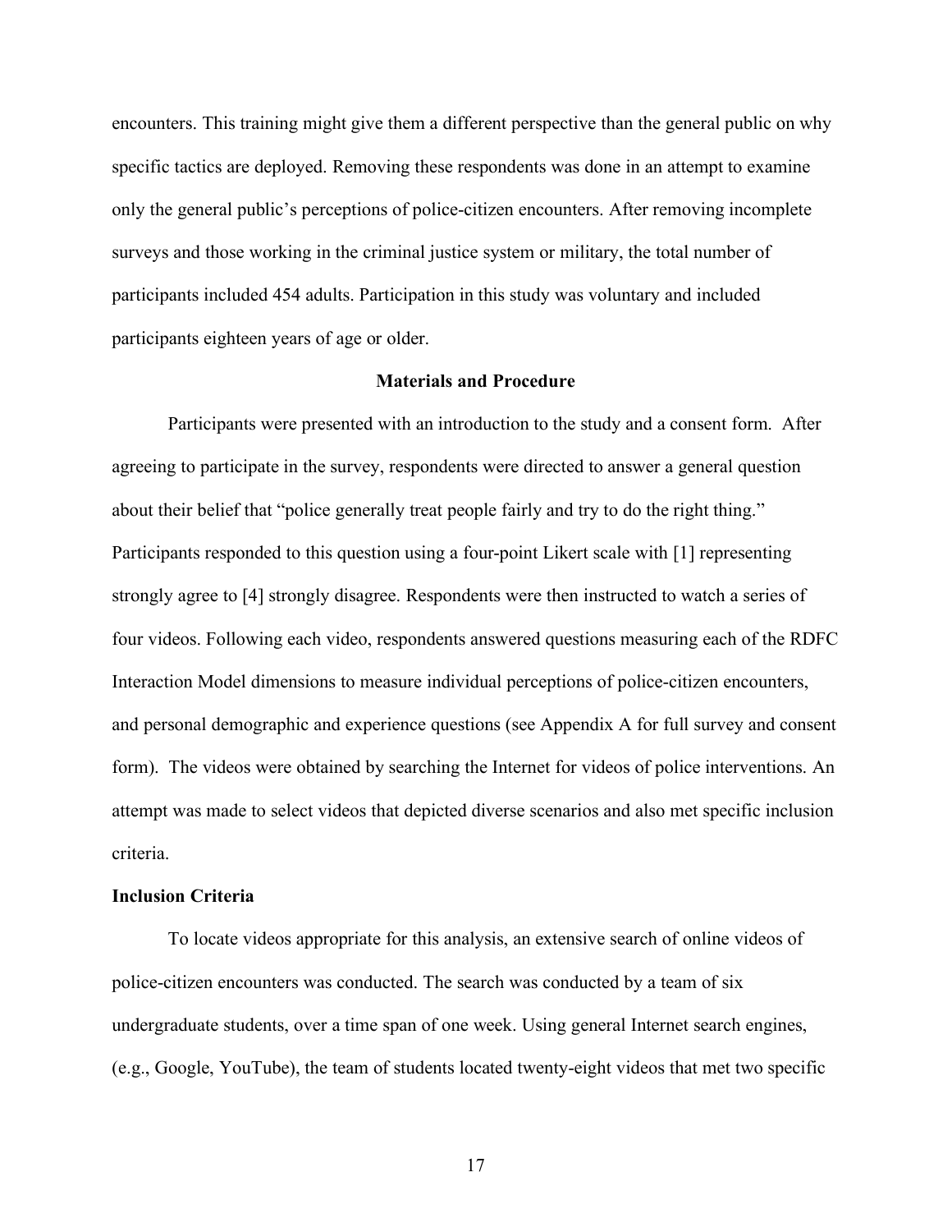encounters. This training might give them a different perspective than the general public on why specific tactics are deployed. Removing these respondents was done in an attempt to examine only the general public's perceptions of police-citizen encounters. After removing incomplete surveys and those working in the criminal justice system or military, the total number of participants included 454 adults. Participation in this study was voluntary and included participants eighteen years of age or older.

## Materials and Procedure

Participants were presented with an introduction to the study and a consent form. After agreeing to participate in the survey, respondents were directed to answer a general question about their belief that "police generally treat people fairly and try to do the right thing." Participants responded to this question using a four-point Likert scale with [1] representing strongly agree to [4] strongly disagree. Respondents were then instructed to watch a series of four videos. Following each video, respondents answered questions measuring each of the RDFC Interaction Model dimensions to measure individual perceptions of police-citizen encounters, and personal demographic and experience questions (see Appendix A for full survey and consent form). The videos were obtained by searching the Internet for videos of police interventions. An attempt was made to select videos that depicted diverse scenarios and also met specific inclusion criteria.

### Inclusion Criteria

To locate videos appropriate for this analysis, an extensive search of online videos of police-citizen encounters was conducted. The search was conducted by a team of six undergraduate students, over a time span of one week. Using general Internet search engines, (e.g., Google, YouTube), the team of students located twenty-eight videos that met two specific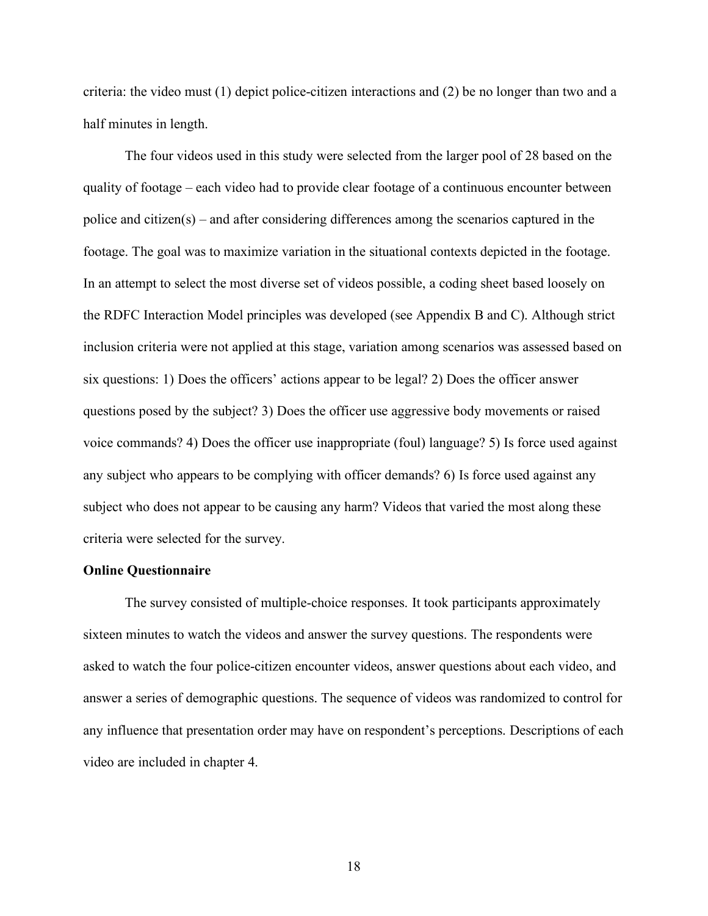criteria: the video must (1) depict police-citizen interactions and (2) be no longer than two and a half minutes in length.

The four videos used in this study were selected from the larger pool of 28 based on the quality of footage – each video had to provide clear footage of a continuous encounter between police and citizen(s) – and after considering differences among the scenarios captured in the footage. The goal was to maximize variation in the situational contexts depicted in the footage. In an attempt to select the most diverse set of videos possible, a coding sheet based loosely on the RDFC Interaction Model principles was developed (see Appendix B and C). Although strict inclusion criteria were not applied at this stage, variation among scenarios was assessed based on six questions: 1) Does the officers' actions appear to be legal? 2) Does the officer answer questions posed by the subject? 3) Does the officer use aggressive body movements or raised voice commands? 4) Does the officer use inappropriate (foul) language? 5) Is force used against any subject who appears to be complying with officer demands? 6) Is force used against any subject who does not appear to be causing any harm? Videos that varied the most along these criteria were selected for the survey.

**Online Questionnaire**

The survey consisted of multiple-choice responses. It took participants approximately sixteen minutes to watch the videos and answer the survey questions. The respondents were asked to watch the four police-citizen encounter videos, answer questions about each video, and answer a series of demographic questions. The sequence of videos was randomized to control for any influence that presentation order may have on respondent's perceptions. Descriptions of each video are included in chapter 4.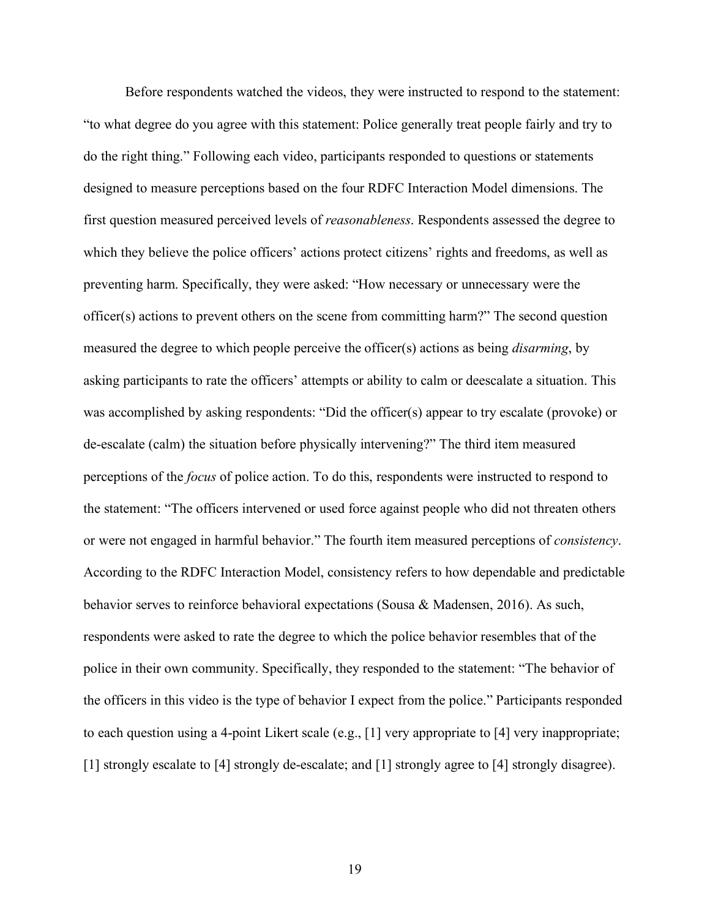Before respondents watched the videos, they were instructed to respond to the statement: "to what degree do you agree with this statement: Police generally treat people fairly and try to do the right thing." Following each video, participants responded to questions or statements designed to measure perceptions based on the four RDFC Interaction Model dimensions. The first question measured perceived levels of *reasonableness*. Respondents assessed the degree to which they believe the police officers' actions protect citizens' rights and freedoms, as well as preventing harm. Specifically, they were asked: "How necessary or unnecessary were the officer(s) actions to prevent others on the scene from committing harm?" The second question measured the degree to which people perceive the officer(s) actions as being *disarming*, by asking participants to rate the officers' attempts or ability to calm or deescalate a situation. This was accomplished by asking respondents: "Did the officer(s) appear to try escalate (provoke) or de-escalate (calm) the situation before physically intervening?" The third item measured perceptions of the *focus* of police action. To do this, respondents were instructed to respond to the statement: "The officers intervened or used force against people who did not threaten others or were not engaged in harmful behavior." The fourth item measured perceptions of *consistency*. According to the RDFC Interaction Model, consistency refers to how dependable and predictable behavior serves to reinforce behavioral expectations (Sousa & Madensen, 2016). As such, respondents were asked to rate the degree to which the police behavior resembles that of the police in their own community. Specifically, they responded to the statement: "The behavior of the officers in this video is the type of behavior I expect from the police." Participants responded to each question using a 4-point Likert scale (e.g., [1] very appropriate to [4] very inappropriate; [1] strongly escalate to [4] strongly de-escalate; and [1] strongly agree to [4] strongly disagree).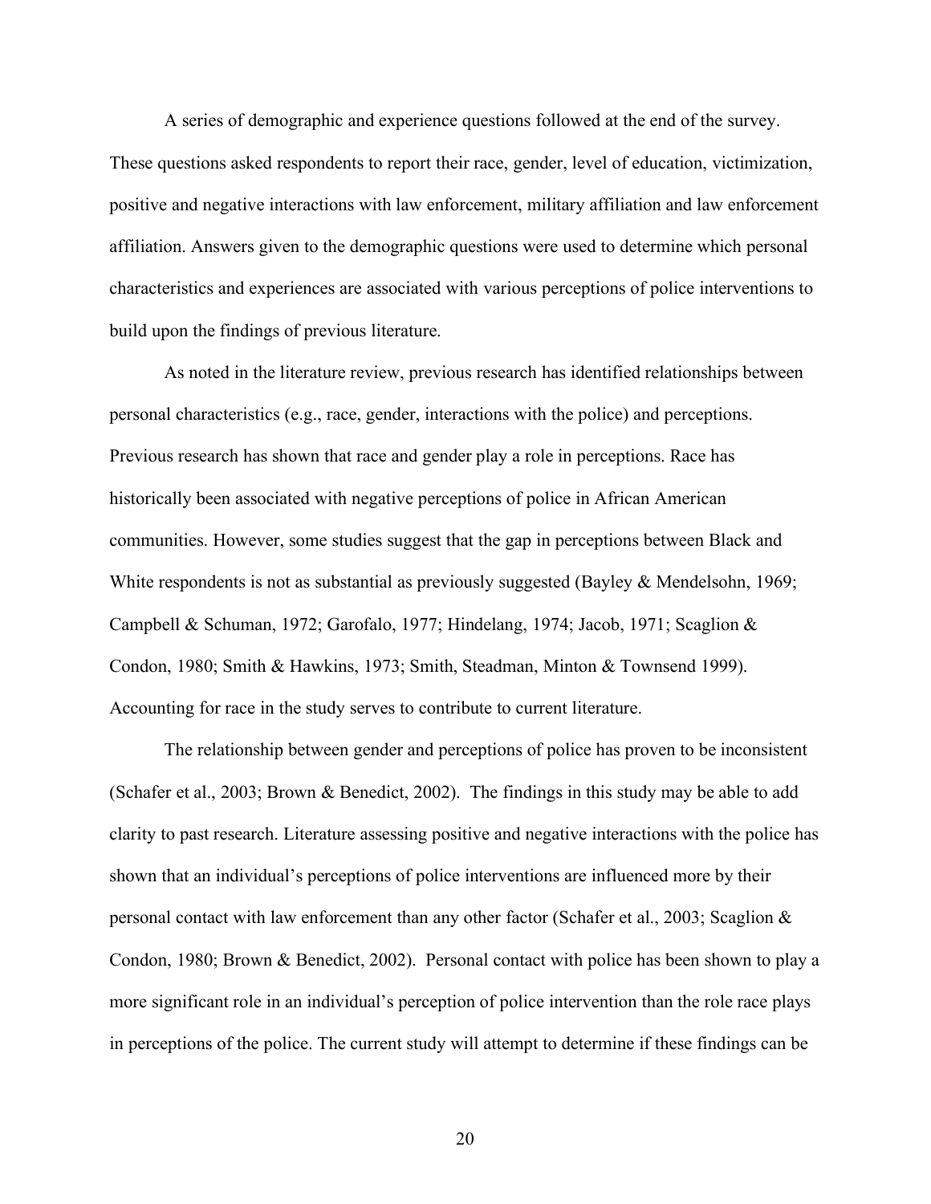A series of demographic and experience questions followed at the end of the survey. These questions asked respondents to report their race, gender, level of education, victimization, positive and negative interactions with law enforcement, military affiliation and law enforcement affiliation. Answers given to the demographic questions were used to determine which personal characteristics and experiences are associated with various perceptions of police interventions to build upon the findings of previous literature.

As noted in the literature review, previous research has identified relationships between personal characteristics (e.g., race, gender, interactions with the police) and perceptions. Previous research has shown that race and gender play a role in perceptions. Race has historically been associated with negative perceptions of police in African American communities. However, some studies suggest that the gap in perceptions between Black and White respondents is not as substantial as previously suggested (Bayley & Mendelsohn, 1969; Campbell & Schuman, 1972; Garofalo, 1977; Hindelang, 1974; Jacob, 1971; Scaglion & Condon, 1980; Smith & Hawkins, 1973; Smith, Steadman, Minton & Townsend 1999). Accounting for race in the study serves to contribute to current literature.

The relationship between gender and perceptions of police has proven to be inconsistent (Schafer et al., 2003; Brown & Benedict, 2002). The findings in this study may be able to add clarity to past research. Literature assessing positive and negative interactions with the police has shown that an individual's perceptions of police interventions are influenced more by their personal contact with law enforcement than any other factor (Schafer et al., 2003; Scaglion & Condon, 1980; Brown & Benedict, 2002). Personal contact with police has been shown to play a more significant role in an individual's perception of police intervention than the role race plays in perceptions of the police. The current study will attempt to determine if these findings can be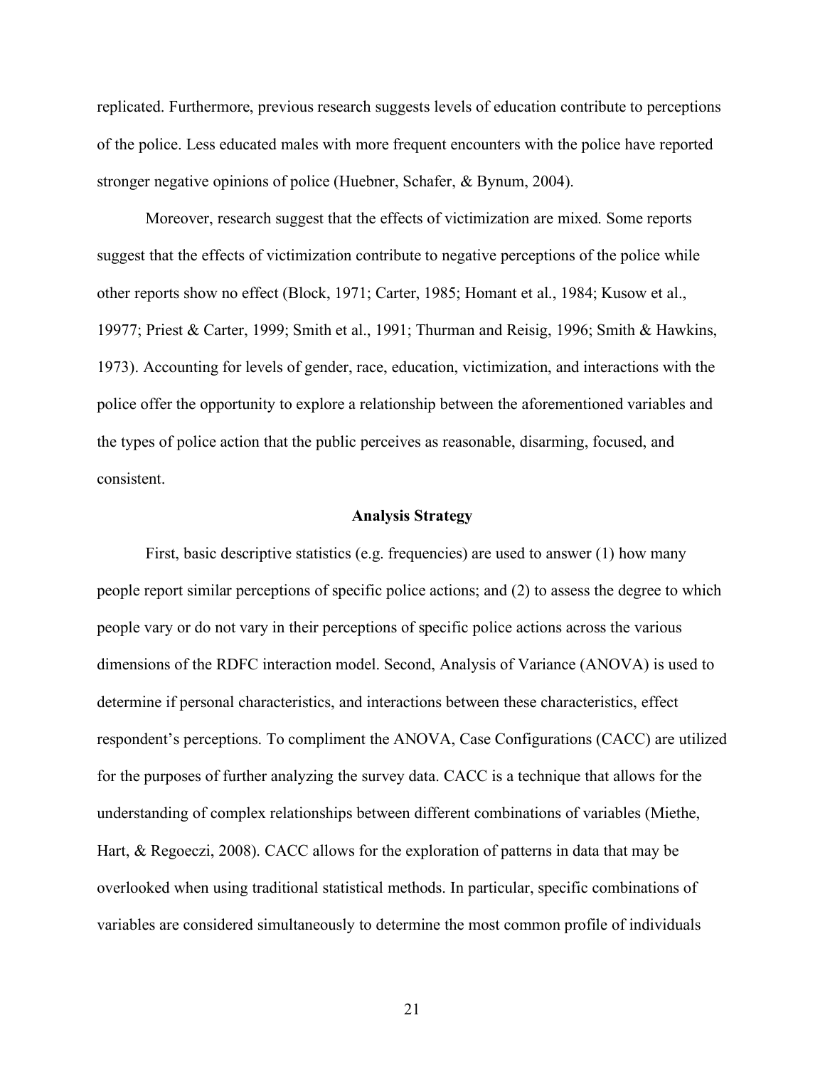replicated. Furthermore, previous research suggests levels of education contribute to perceptions of the police. Less educated males with more frequent encounters with the police have reported stronger negative opinions of police (Huebner, Schafer, & Bynum, 2004).

Moreover, research suggest that the effects of victimization are mixed. Some reports suggest that the effects of victimization contribute to negative perceptions of the police while other reports show no effect (Block, 1971; Carter, 1985; Homant et al., 1984; Kusow et al., 19977; Priest & Carter, 1999; Smith et al., 1991; Thurman and Reisig, 1996; Smith & Hawkins, 1973). Accounting for levels of gender, race, education, victimization, and interactions with the police offer the opportunity to explore a relationship between the aforementioned variables and the types of police action that the public perceives as reasonable, disarming, focused, and consistent.

## Analysis Strategy

First, basic descriptive statistics (e.g. frequencies) are used to answer (1) how many people report similar perceptions of specific police actions; and (2) to assess the degree to which people vary or do not vary in their perceptions of specific police actions across the various dimensions of the RDFC interaction model. Second, Analysis of Variance (ANOVA) is used to determine if personal characteristics, and interactions between these characteristics, effect respondent's perceptions. To compliment the ANOVA, Case Configurations (CACC) are utilized for the purposes of further analyzing the survey data. CACC is a technique that allows for the understanding of complex relationships between different combinations of variables (Miethe, Hart, & Regoeczi, 2008). CACC allows for the exploration of patterns in data that may be overlooked when using traditional statistical methods. In particular, specific combinations of variables are considered simultaneously to determine the most common profile of individuals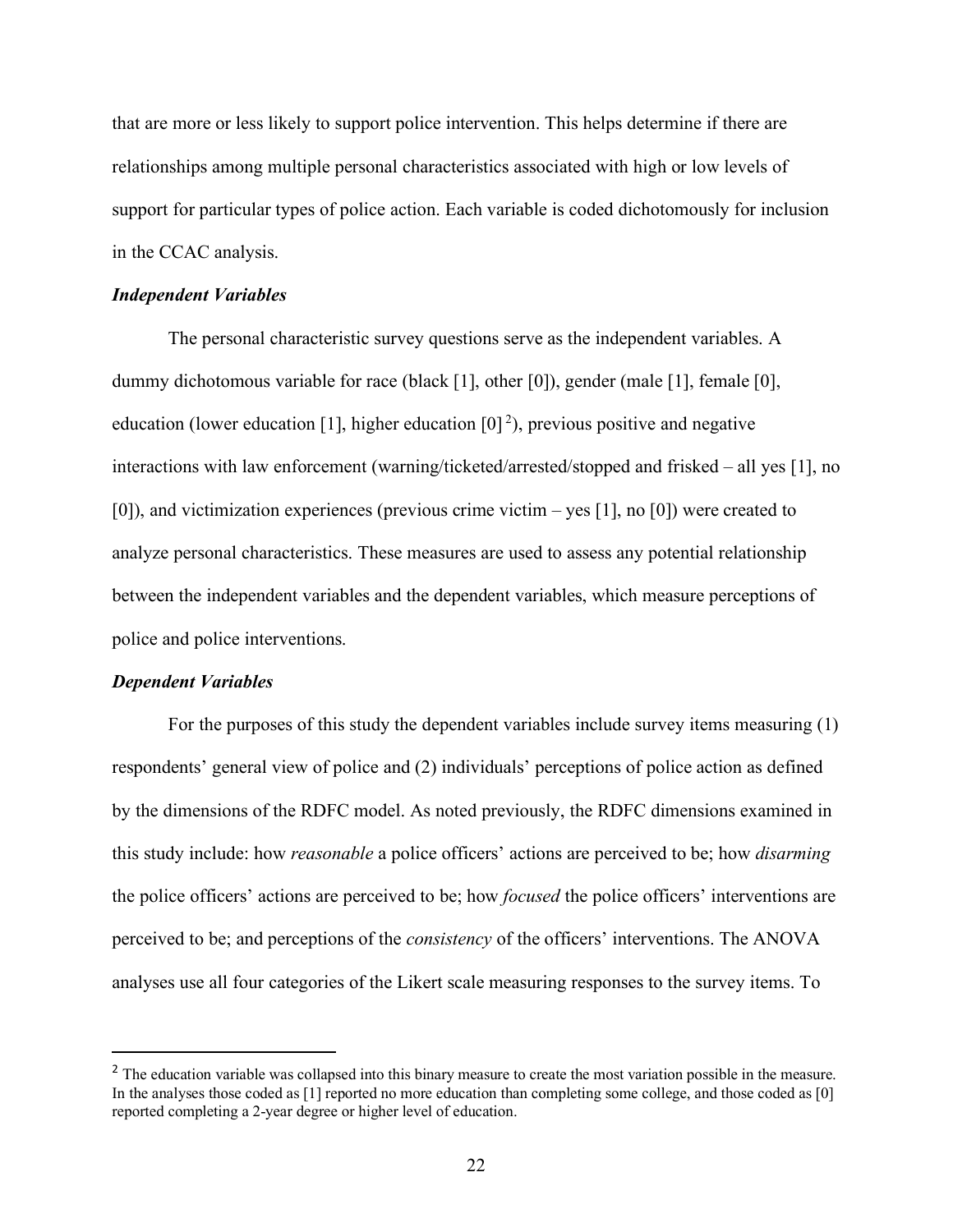that are more or less likely to support police intervention. This helps determine if there are relationships among multiple personal characteristics associated with high or low levels of support for particular types of police action. Each variable is coded dichotomously for inclusion in the CCAC analysis.

### *Independent Variables*

The personal characteristic survey questions serve as the independent variables. A dummy dichotomous variable for race (black [1], other [0]), gender (male [1], female [0], education (lower education [1], higher education [0][2]), previous positive and negative interactions with law enforcement (warning/ticketed/arrested/stopped and frisked – all yes [1], no [0]), and victimization experiences (previous crime victim – yes [1], no [0]) were created to analyze personal characteristics. These measures are used to assess any potential relationship between the independent variables and the dependent variables, which measure perceptions of police and police interventions.

### *Dependent Variables*

For the purposes of this study the dependent variables include survey items measuring (1) respondents' general view of police and (2) individuals' perceptions of police action as defined by the dimensions of the RDFC model. As noted previously, the RDFC dimensions examined in this study include: how *reasonable* a police officers' actions are perceived to be; how *disarming* the police officers' actions are perceived to be; how *focused* the police officers' interventions are perceived to be; and perceptions of the *consistency* of the officers' interventions. The ANOVA analyses use all four categories of the Likert scale measuring responses to the survey items. To

---

[2] The education variable was collapsed into this binary measure to create the most variation possible in the measure. In the analyses those coded as [1] reported no more education than completing some college, and those coded as [0] reported completing a 2-year degree or higher level of education.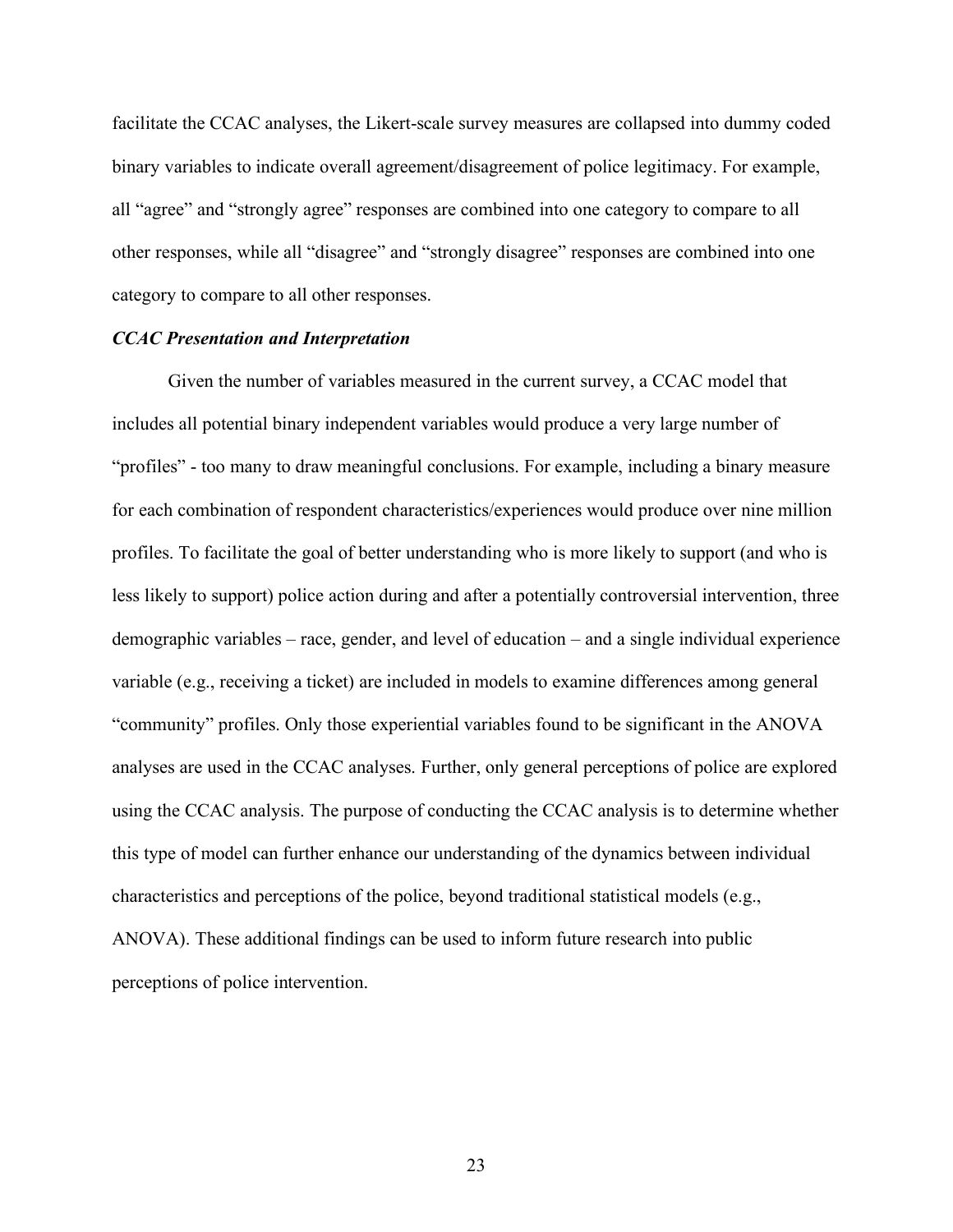facilitate the CCAC analyses, the Likert-scale survey measures are collapsed into dummy coded binary variables to indicate overall agreement/disagreement of police legitimacy. For example, all "agree" and "strongly agree" responses are combined into one category to compare to all other responses, while all "disagree" and "strongly disagree" responses are combined into one category to compare to all other responses.

***CCAC Presentation and Interpretation***

Given the number of variables measured in the current survey, a CCAC model that includes all potential binary independent variables would produce a very large number of "profiles" - too many to draw meaningful conclusions. For example, including a binary measure for each combination of respondent characteristics/experiences would produce over nine million profiles. To facilitate the goal of better understanding who is more likely to support (and who is less likely to support) police action during and after a potentially controversial intervention, three demographic variables – race, gender, and level of education – and a single individual experience variable (e.g., receiving a ticket) are included in models to examine differences among general "community" profiles. Only those experiential variables found to be significant in the ANOVA analyses are used in the CCAC analyses. Further, only general perceptions of police are explored using the CCAC analysis. The purpose of conducting the CCAC analysis is to determine whether this type of model can further enhance our understanding of the dynamics between individual characteristics and perceptions of the police, beyond traditional statistical models (e.g., ANOVA). These additional findings can be used to inform future research into public perceptions of police intervention.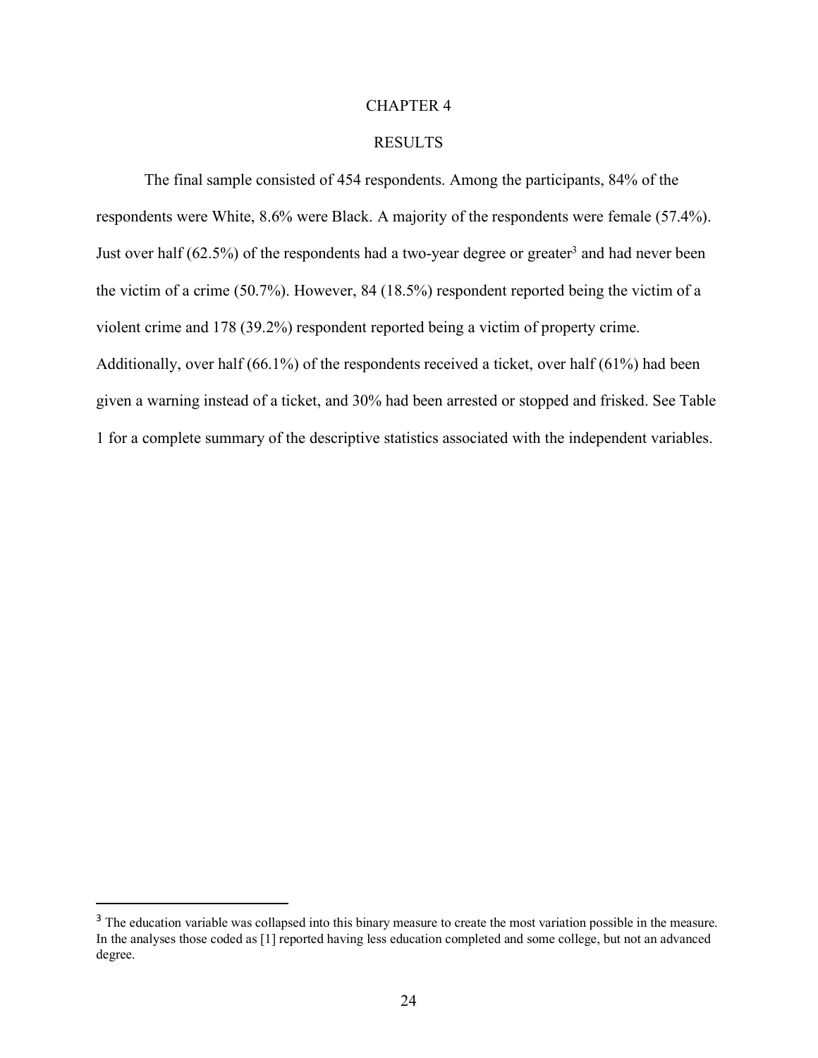# CHAPTER 4

## RESULTS

The final sample consisted of 454 respondents. Among the participants, 84% of the respondents were White, 8.6% were Black. A majority of the respondents were female (57.4%). Just over half (62.5%) of the respondents had a two-year degree or greater[3] and had never been the victim of a crime (50.7%). However, 84 (18.5%) respondent reported being the victim of a violent crime and 178 (39.2%) respondent reported being a victim of property crime. Additionally, over half (66.1%) of the respondents received a ticket, over half (61%) had been given a warning instead of a ticket, and 30% had been arrested or stopped and frisked. See Table 1 for a complete summary of the descriptive statistics associated with the independent variables.

---

[3] The education variable was collapsed into this binary measure to create the most variation possible in the measure. In the analyses those coded as [1] reported having less education completed and some college, but not an advanced degree.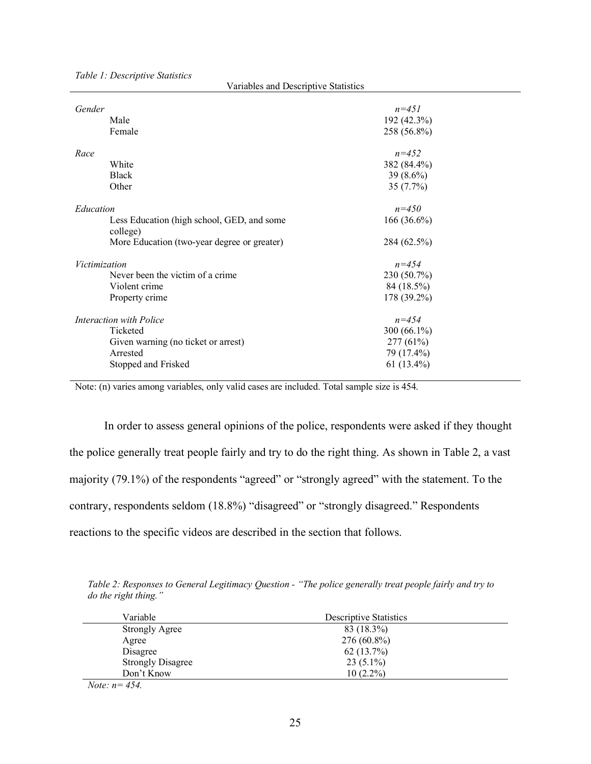*Table 1: Descriptive Statistics*

| Variables and Descriptive Statistics | |
|---|---|
| *Gender* | *n=451* |
| Male | 192 (42.3%) |
| Female | 258 (56.8%) |
| *Race* | *n=452* |
| White | 382 (84.4%) |
| Black | 39 (8.6%) |
| Other | 35 (7.7%) |
| *Education* | *n=450* |
| Less Education (high school, GED, and some college) | 166 (36.6%) |
| More Education (two-year degree or greater) | 284 (62.5%) |
| *Victimization* | *n=454* |
| Never been the victim of a crime | 230 (50.7%) |
| Violent crime | 84 (18.5%) |
| Property crime | 178 (39.2%) |
| *Interaction with Police* | *n=454* |
| Ticketed | 300 (66.1%) |
| Given warning (no ticket or arrest) | 277 (61%) |
| Arrested | 79 (17.4%) |
| Stopped and Frisked | 61 (13.4%) |

Note: (n) varies among variables, only valid cases are included. Total sample size is 454.

In order to assess general opinions of the police, respondents were asked if they thought the police generally treat people fairly and try to do the right thing. As shown in Table 2, a vast majority (79.1%) of the respondents "agreed" or "strongly agreed" with the statement. To the contrary, respondents seldom (18.8%) "disagreed" or "strongly disagreed." Respondents reactions to the specific videos are described in the section that follows.

*Table 2: Responses to General Legitimacy Question - "The police generally treat people fairly and try to do the right thing."*

| Variable | Descriptive Statistics |
|---|---|
| Strongly Agree | 83 (18.3%) |
| Agree | 276 (60.8%) |
| Disagree | 62 (13.7%) |
| Strongly Disagree | 23 (5.1%) |
| Don't Know | 10 (2.2%) |

*Note: n= 454.*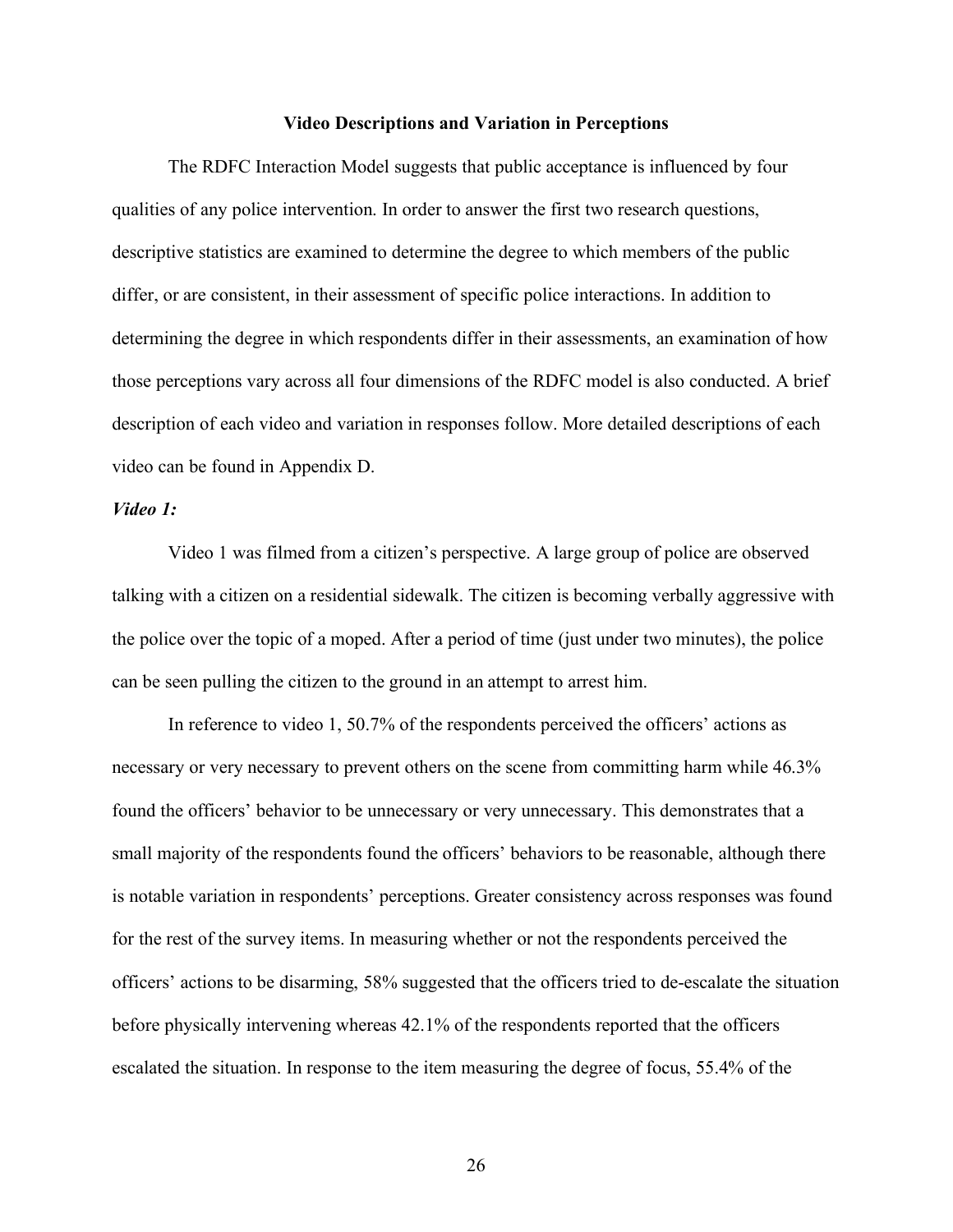## Video Descriptions and Variation in Perceptions

The RDFC Interaction Model suggests that public acceptance is influenced by four qualities of any police intervention. In order to answer the first two research questions, descriptive statistics are examined to determine the degree to which members of the public differ, or are consistent, in their assessment of specific police interactions. In addition to determining the degree in which respondents differ in their assessments, an examination of how those perceptions vary across all four dimensions of the RDFC model is also conducted. A brief description of each video and variation in responses follow. More detailed descriptions of each video can be found in Appendix D.

### *Video 1:*

Video 1 was filmed from a citizen's perspective. A large group of police are observed talking with a citizen on a residential sidewalk. The citizen is becoming verbally aggressive with the police over the topic of a moped. After a period of time (just under two minutes), the police can be seen pulling the citizen to the ground in an attempt to arrest him.

In reference to video 1, 50.7% of the respondents perceived the officers' actions as necessary or very necessary to prevent others on the scene from committing harm while 46.3% found the officers' behavior to be unnecessary or very unnecessary. This demonstrates that a small majority of the respondents found the officers' behaviors to be reasonable, although there is notable variation in respondents' perceptions. Greater consistency across responses was found for the rest of the survey items. In measuring whether or not the respondents perceived the officers' actions to be disarming, 58% suggested that the officers tried to de-escalate the situation before physically intervening whereas 42.1% of the respondents reported that the officers escalated the situation. In response to the item measuring the degree of focus, 55.4% of the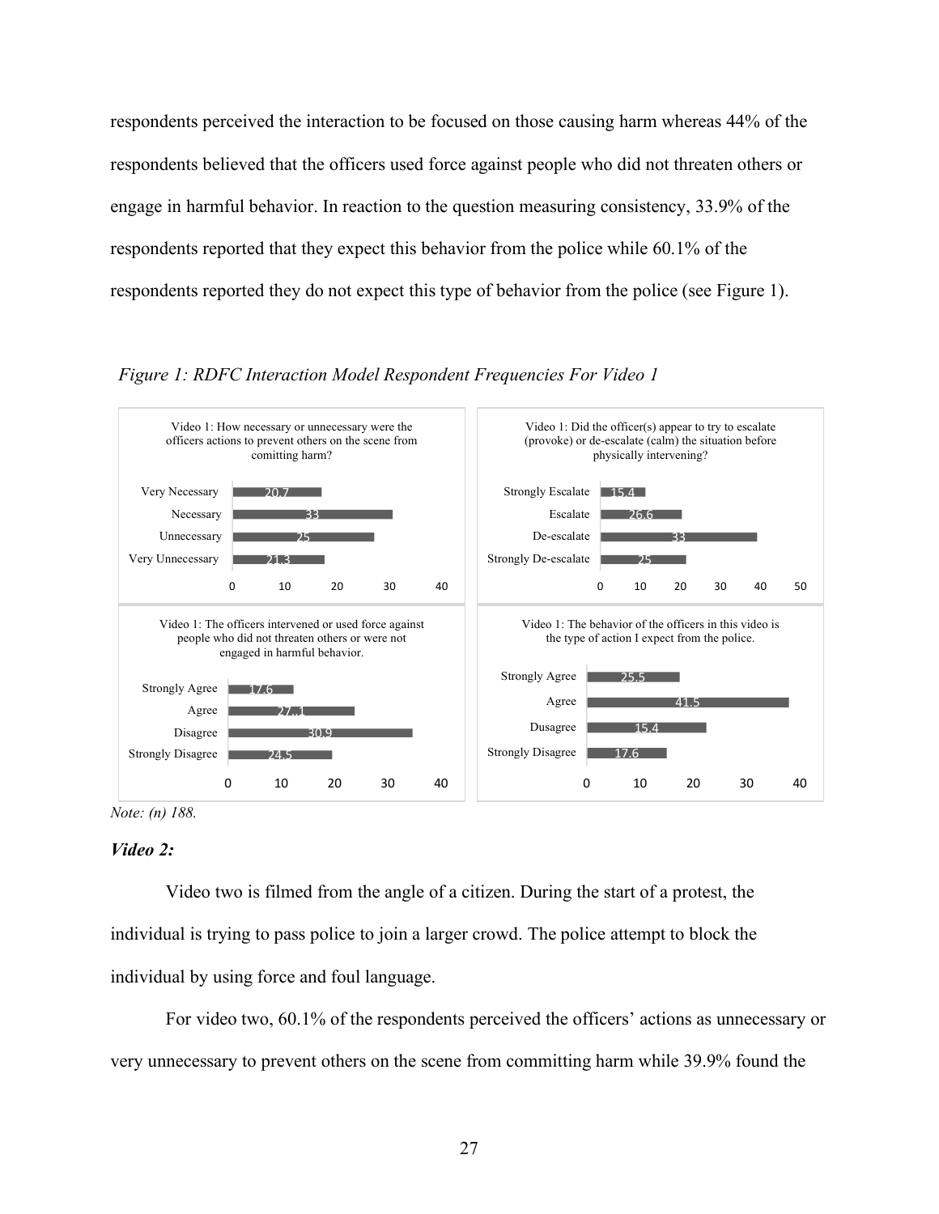respondents perceived the interaction to be focused on those causing harm whereas 44% of the respondents believed that the officers used force against people who did not threaten others or engage in harmful behavior. In reaction to the question measuring consistency, 33.9% of the respondents reported that they expect this behavior from the police while 60.1% of the respondents reported they do not expect this type of behavior from the police (see Figure 1).

*Figure 1: RDFC Interaction Model Respondent Frequencies For Video 1*

Video 1: How necessary or unnecessary were the officers actions to prevent others on the scene from comitting harm?

| Response | % |
|---|---|
| Very Necessary | 20.7 |
| Necessary | 33 |
| Unnecessary | 25 |
| Very Unnecessary | 21.3 |

Video 1: Did the officer(s) appear to try to escalate (provoke) or de-escalate (calm) the situation before physically intervening?

| Response | % |
|---|---|
| Strongly Escalate | 15.4 |
| Escalate | 26.6 |
| De-escalate | 33 |
| Strongly De-escalate | 25 |

Video 1: The officers intervened or used force against people who did not threaten others or were not engaged in harmful behavior.

| Response | % |
|---|---|
| Strongly Agree | 17.6 |
| Agree | 27..1 |
| Disagree | 30.9 |
| Strongly Disagree | 24.5 |

Video 1: The behavior of the officers in this video is the type of action I expect from the police.

| Response | % |
|---|---|
| Strongly Agree | 25.5 |
| Agree | 41.5 |
| Dusagree | 15.4 |
| Strongly Disagree | 17.6 |

*Note: (n) 188.*

### *Video 2:*

Video two is filmed from the angle of a citizen. During the start of a protest, the individual is trying to pass police to join a larger crowd. The police attempt to block the individual by using force and foul language.

For video two, 60.1% of the respondents perceived the officers' actions as unnecessary or very unnecessary to prevent others on the scene from committing harm while 39.9% found the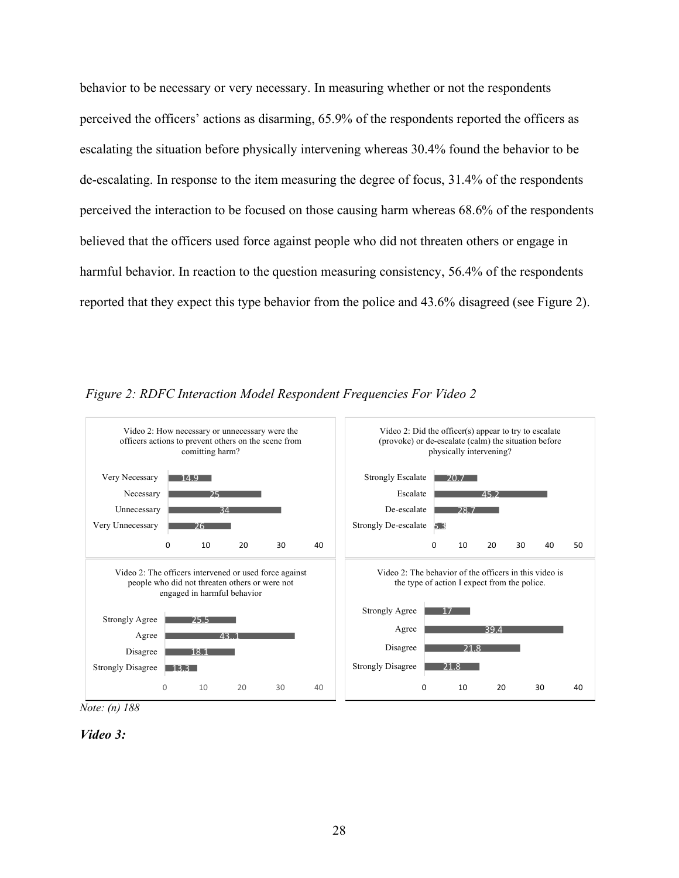behavior to be necessary or very necessary. In measuring whether or not the respondents perceived the officers' actions as disarming, 65.9% of the respondents reported the officers as escalating the situation before physically intervening whereas 30.4% found the behavior to be de-escalating. In response to the item measuring the degree of focus, 31.4% of the respondents perceived the interaction to be focused on those causing harm whereas 68.6% of the respondents believed that the officers used force against people who did not threaten others or engage in harmful behavior. In reaction to the question measuring consistency, 56.4% of the respondents reported that they expect this type behavior from the police and 43.6% disagreed (see Figure 2).

*Figure 2: RDFC Interaction Model Respondent Frequencies For Video 2*

Video 2: How necessary or unnecessary were the officers actions to prevent others on the scene from comitting harm?

| Response | % |
|---|---|
| Very Necessary | 14.9 |
| Necessary | 25 |
| Unnecessary | 34 |
| Very Unnecessary | 26 |

Video 2: Did the officer(s) appear to try to escalate (provoke) or de-escalate (calm) the situation before physically intervening?

| Response | % |
|---|---|
| Strongly Escalate | 20.7 |
| Escalate | 45.2 |
| De-escalate | 28.7 |
| Strongly De-escalate | 5.3 |

Video 2: The officers intervened or used force against people who did not threaten others or were not engaged in harmful behavior

| Response | % |
|---|---|
| Strongly Agree | 25.5 |
| Agree | 43.1 |
| Disagree | 18.1 |
| Strongly Disagree | 13.3 |

Video 2: The behavior of the officers in this video is the type of action I expect from the police.

| Response | % |
|---|---|
| Strongly Agree | 17 |
| Agree | 39.4 |
| Disagree | 21.8 |
| Strongly Disagree | 21.8 |

*Note: (n) 188*

***Video 3:***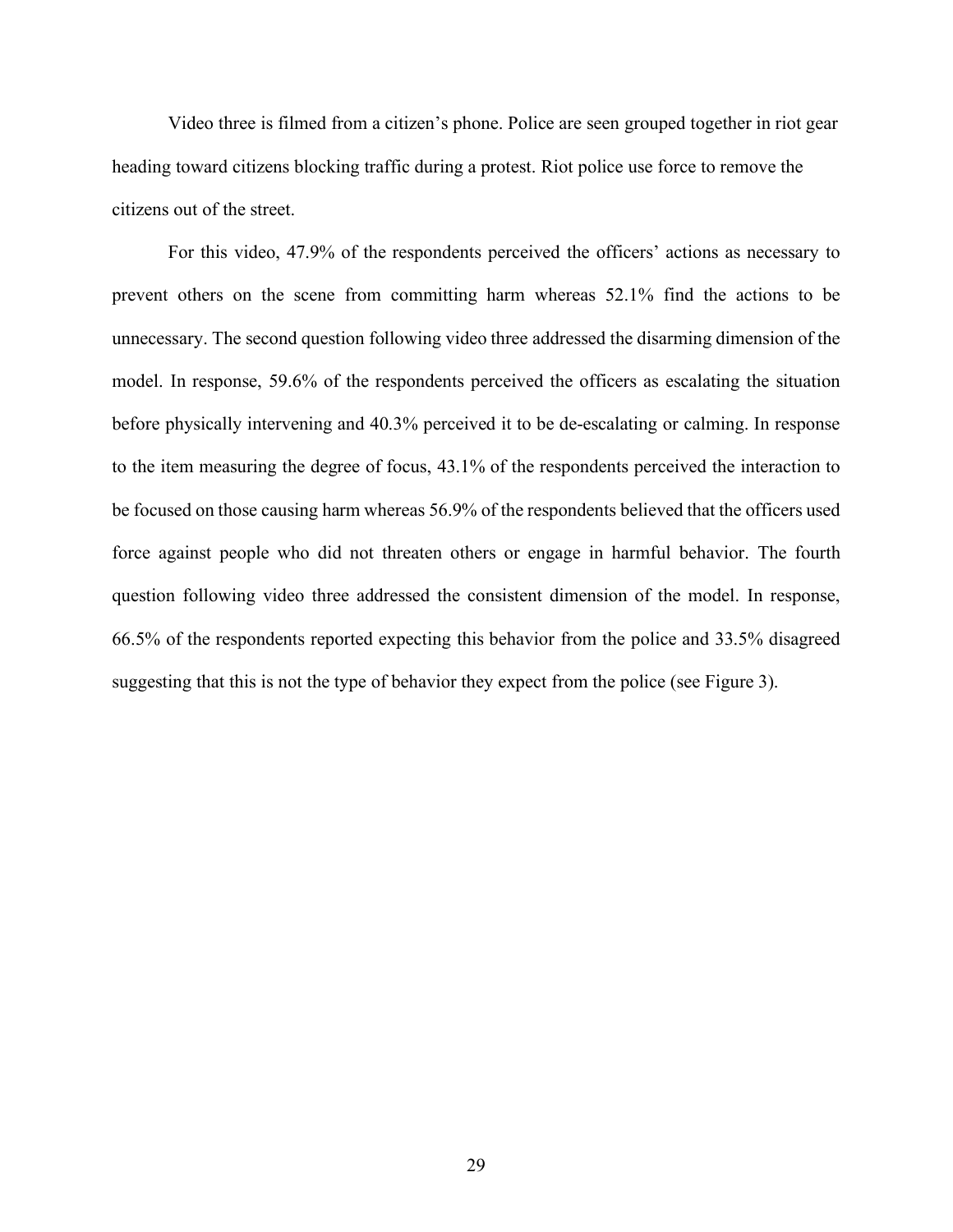Video three is filmed from a citizen's phone. Police are seen grouped together in riot gear heading toward citizens blocking traffic during a protest. Riot police use force to remove the citizens out of the street.

For this video, 47.9% of the respondents perceived the officers' actions as necessary to prevent others on the scene from committing harm whereas 52.1% find the actions to be unnecessary. The second question following video three addressed the disarming dimension of the model. In response, 59.6% of the respondents perceived the officers as escalating the situation before physically intervening and 40.3% perceived it to be de-escalating or calming. In response to the item measuring the degree of focus, 43.1% of the respondents perceived the interaction to be focused on those causing harm whereas 56.9% of the respondents believed that the officers used force against people who did not threaten others or engage in harmful behavior. The fourth question following video three addressed the consistent dimension of the model. In response, 66.5% of the respondents reported expecting this behavior from the police and 33.5% disagreed suggesting that this is not the type of behavior they expect from the police (see Figure 3).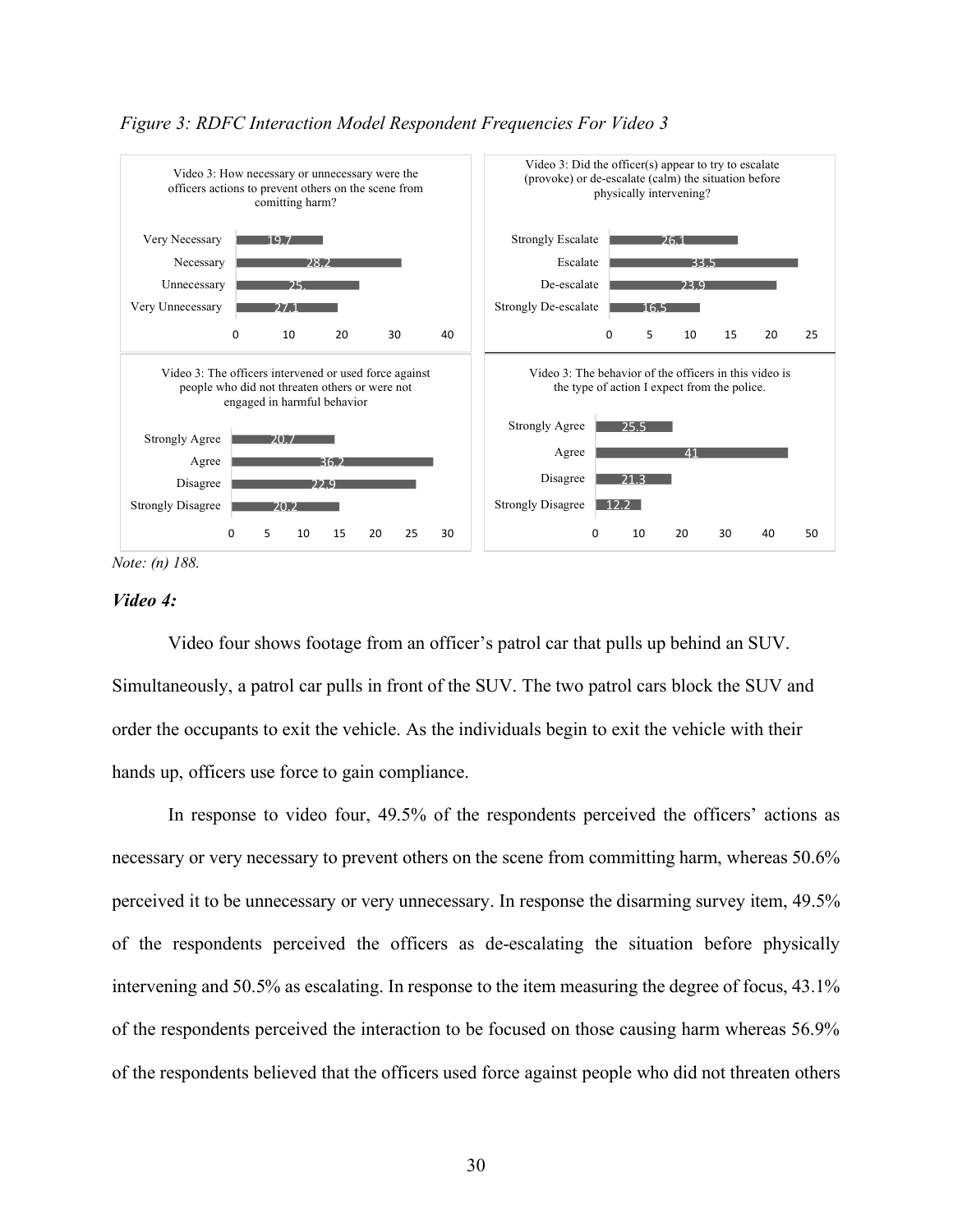*Figure 3: RDFC Interaction Model Respondent Frequencies For Video 3*

Video 3: How necessary or unnecessary were the officers actions to prevent others on the scene from comitting harm?

| Response | % |
|---|---|
| Very Necessary | 19.7 |
| Necessary | 28.2 |
| Unnecessary | 25. |
| Very Unnecessary | 27.1 |

Video 3: Did the officer(s) appear to try to escalate (provoke) or de-escalate (calm) the situation before physically intervening?

| Response | % |
|---|---|
| Strongly Escalate | 26.1 |
| Escalate | 33.5 |
| De-escalate | 23.9 |
| Strongly De-escalate | 16.5 |

Video 3: The officers intervened or used force against people who did not threaten others or were not engaged in harmful behavior

| Response | % |
|---|---|
| Strongly Agree | 20.7 |
| Agree | 36.2 |
| Disagree | 22.9 |
| Strongly Disagree | 20.2 |

Video 3: The behavior of the officers in this video is the type of action I expect from the police.

| Response | % |
|---|---|
| Strongly Agree | 25.5 |
| Agree | 41 |
| Disagree | 21.3 |
| Strongly Disagree | 12.2 |

*Note: (n) 188.*

### *Video 4:*

Video four shows footage from an officer's patrol car that pulls up behind an SUV. Simultaneously, a patrol car pulls in front of the SUV. The two patrol cars block the SUV and order the occupants to exit the vehicle. As the individuals begin to exit the vehicle with their hands up, officers use force to gain compliance.

In response to video four, 49.5% of the respondents perceived the officers' actions as necessary or very necessary to prevent others on the scene from committing harm, whereas 50.6% perceived it to be unnecessary or very unnecessary. In response the disarming survey item, 49.5% of the respondents perceived the officers as de-escalating the situation before physically intervening and 50.5% as escalating. In response to the item measuring the degree of focus, 43.1% of the respondents perceived the interaction to be focused on those causing harm whereas 56.9% of the respondents believed that the officers used force against people who did not threaten others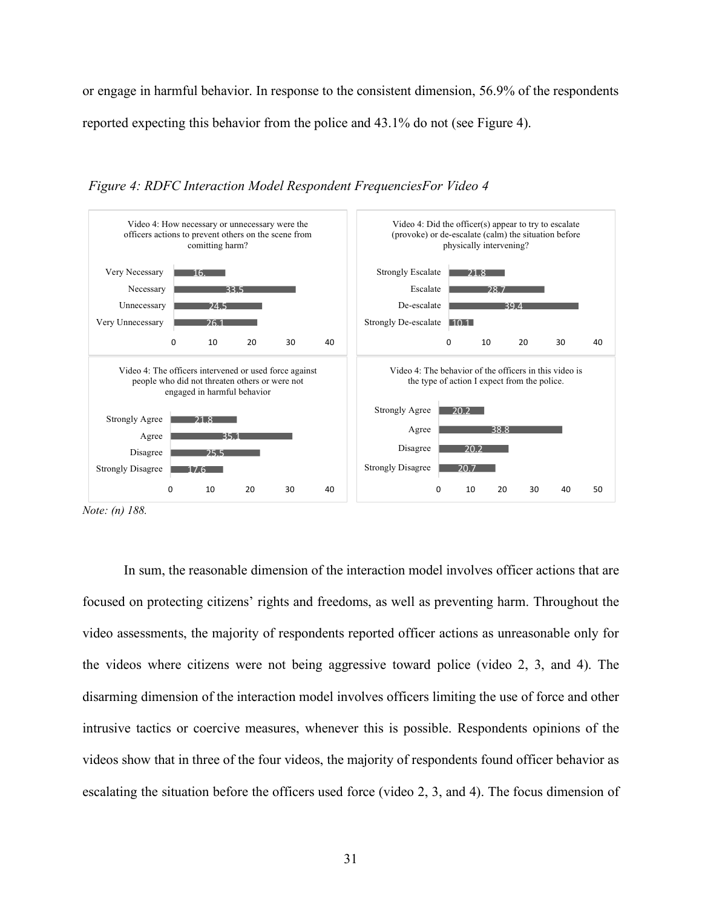or engage in harmful behavior. In response to the consistent dimension, 56.9% of the respondents reported expecting this behavior from the police and 43.1% do not (see Figure 4).

*Figure 4: RDFC Interaction Model Respondent FrequenciesFor Video 4*

Video 4: How necessary or unnecessary were the officers actions to prevent others on the scene from comitting harm?

| Response | % |
|---|---|
| Very Necessary | 16. |
| Necessary | 33.5 |
| Unnecessary | 24.5 |
| Very Unnecessary | 26.1 |

Video 4: Did the officer(s) appear to try to escalate (provoke) or de-escalate (calm) the situation before physically intervening?

| Response | % |
|---|---|
| Strongly Escalate | 21.8 |
| Escalate | 28.7 |
| De-escalate | 39.4 |
| Strongly De-escalate | 10.1 |

Video 4: The officers intervened or used force against people who did not threaten others or were not engaged in harmful behavior

| Response | % |
|---|---|
| Strongly Agree | 21.8 |
| Agree | 35.1 |
| Disagree | 25.5 |
| Strongly Disagree | 17.6 |

Video 4: The behavior of the officers in this video is the type of action I expect from the police.

| Response | % |
|---|---|
| Strongly Agree | 20.2 |
| Agree | 38.8 |
| Disagree | 20.2 |
| Strongly Disagree | 20.7 |

*Note: (n) 188.*

In sum, the reasonable dimension of the interaction model involves officer actions that are focused on protecting citizens' rights and freedoms, as well as preventing harm. Throughout the video assessments, the majority of respondents reported officer actions as unreasonable only for the videos where citizens were not being aggressive toward police (video 2, 3, and 4). The disarming dimension of the interaction model involves officers limiting the use of force and other intrusive tactics or coercive measures, whenever this is possible. Respondents opinions of the videos show that in three of the four videos, the majority of respondents found officer behavior as escalating the situation before the officers used force (video 2, 3, and 4). The focus dimension of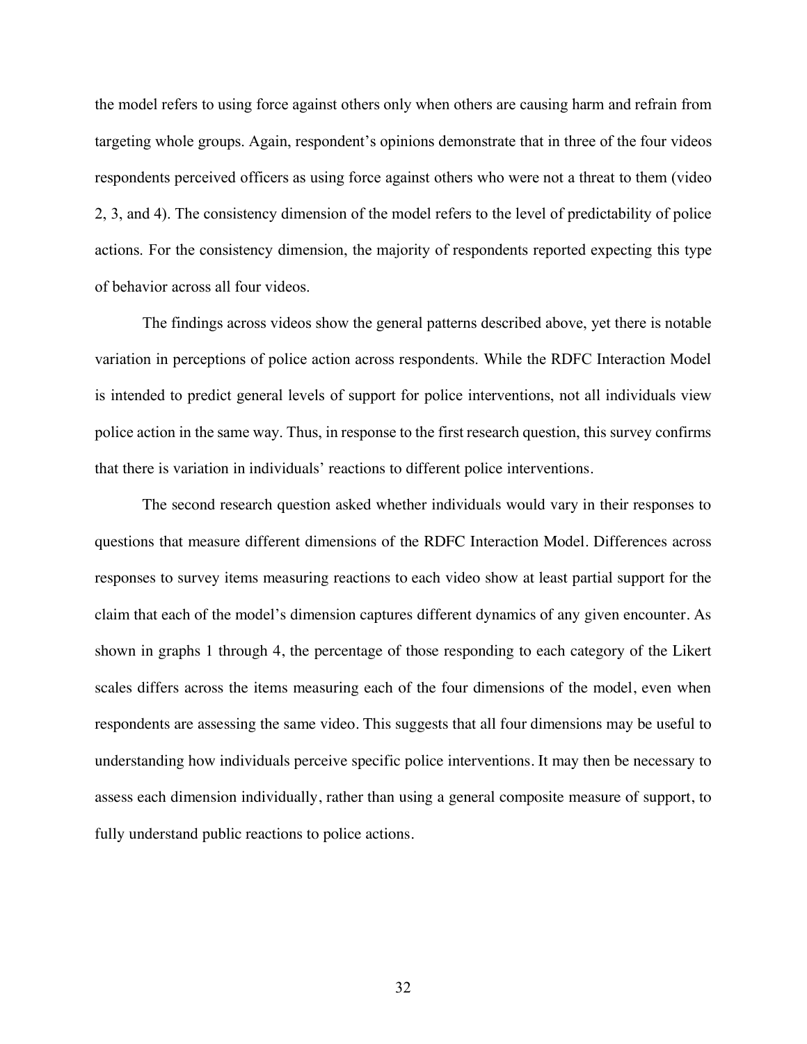the model refers to using force against others only when others are causing harm and refrain from targeting whole groups. Again, respondent's opinions demonstrate that in three of the four videos respondents perceived officers as using force against others who were not a threat to them (video 2, 3, and 4). The consistency dimension of the model refers to the level of predictability of police actions. For the consistency dimension, the majority of respondents reported expecting this type of behavior across all four videos.

The findings across videos show the general patterns described above, yet there is notable variation in perceptions of police action across respondents. While the RDFC Interaction Model is intended to predict general levels of support for police interventions, not all individuals view police action in the same way. Thus, in response to the first research question, this survey confirms that there is variation in individuals' reactions to different police interventions.

The second research question asked whether individuals would vary in their responses to questions that measure different dimensions of the RDFC Interaction Model. Differences across responses to survey items measuring reactions to each video show at least partial support for the claim that each of the model's dimension captures different dynamics of any given encounter. As shown in graphs 1 through 4, the percentage of those responding to each category of the Likert scales differs across the items measuring each of the four dimensions of the model, even when respondents are assessing the same video. This suggests that all four dimensions may be useful to understanding how individuals perceive specific police interventions. It may then be necessary to assess each dimension individually, rather than using a general composite measure of support, to fully understand public reactions to police actions.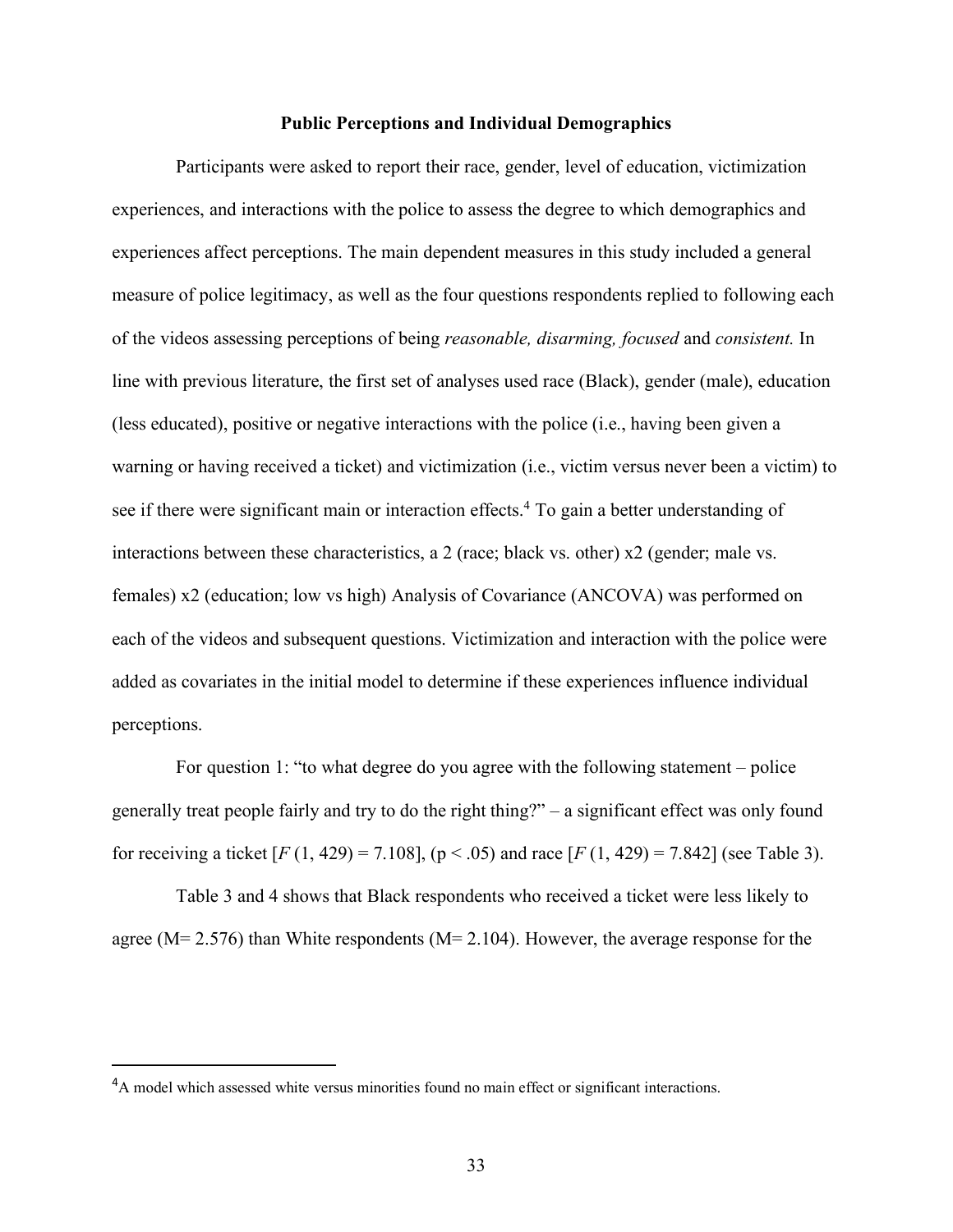### Public Perceptions and Individual Demographics

Participants were asked to report their race, gender, level of education, victimization experiences, and interactions with the police to assess the degree to which demographics and experiences affect perceptions. The main dependent measures in this study included a general measure of police legitimacy, as well as the four questions respondents replied to following each of the videos assessing perceptions of being *reasonable, disarming, focused* and *consistent.* In line with previous literature, the first set of analyses used race (Black), gender (male), education (less educated), positive or negative interactions with the police (i.e., having been given a warning or having received a ticket) and victimization (i.e., victim versus never been a victim) to see if there were significant main or interaction effects.[4] To gain a better understanding of interactions between these characteristics, a 2 (race; black vs. other) x2 (gender; male vs. females) x2 (education; low vs high) Analysis of Covariance (ANCOVA) was performed on each of the videos and subsequent questions. Victimization and interaction with the police were added as covariates in the initial model to determine if these experiences influence individual perceptions.

For question 1: "to what degree do you agree with the following statement – police generally treat people fairly and try to do the right thing?" – a significant effect was only found for receiving a ticket [$F\ (1, 429) = 7.108$], ($p < .05$) and race [$F\ (1, 429) = 7.842$] (see Table 3).

Table 3 and 4 shows that Black respondents who received a ticket were less likely to agree (M= 2.576) than White respondents (M= 2.104). However, the average response for the

[4]A model which assessed white versus minorities found no main effect or significant interactions.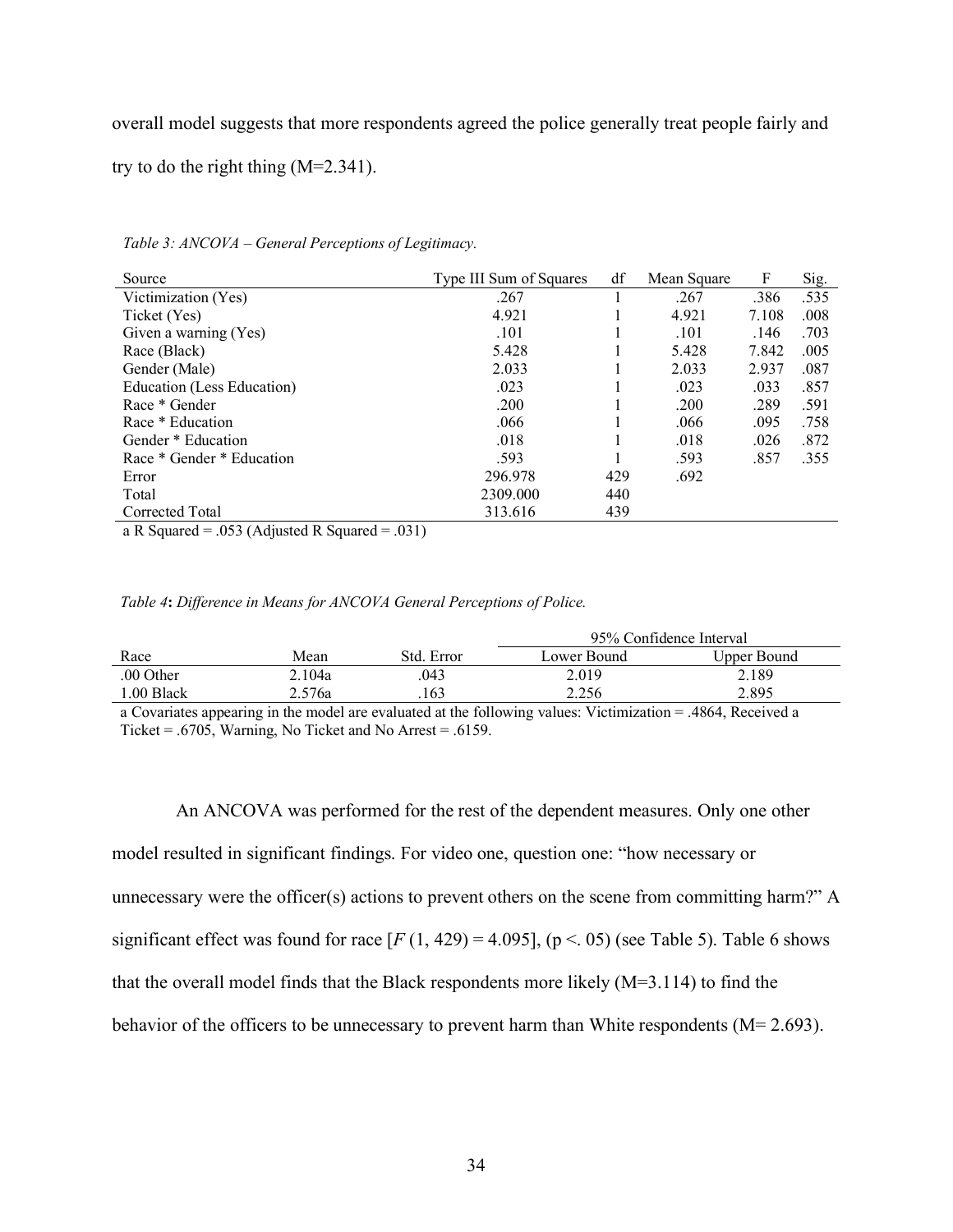overall model suggests that more respondents agreed the police generally treat people fairly and try to do the right thing (M=2.341).

*Table 3: ANCOVA – General Perceptions of Legitimacy.*

| Source | Type III Sum of Squares | df | Mean Square | F | Sig. |
|---|---|---|---|---|---|
| Victimization (Yes) | .267 | 1 | .267 | .386 | .535 |
| Ticket (Yes) | 4.921 | 1 | 4.921 | 7.108 | .008 |
| Given a warning (Yes) | .101 | 1 | .101 | .146 | .703 |
| Race (Black) | 5.428 | 1 | 5.428 | 7.842 | .005 |
| Gender (Male) | 2.033 | 1 | 2.033 | 2.937 | .087 |
| Education (Less Education) | .023 | 1 | .023 | .033 | .857 |
| Race * Gender | .200 | 1 | .200 | .289 | .591 |
| Race * Education | .066 | 1 | .066 | .095 | .758 |
| Gender * Education | .018 | 1 | .018 | .026 | .872 |
| Race * Gender * Education | .593 | 1 | .593 | .857 | .355 |
| Error | 296.978 | 429 | .692 | | |
| Total | 2309.000 | 440 | | | |
| Corrected Total | 313.616 | 439 | | | |

a R Squared = .053 (Adjusted R Squared = .031)

*Table 4*: *Difference in Means for ANCOVA General Perceptions of Police.*

| | | | 95% Confidence Interval | |
|---|---|---|---|---|
| Race | Mean | Std. Error | Lower Bound | Upper Bound |
| .00 Other | 2.104a | .043 | 2.019 | 2.189 |
| 1.00 Black | 2.576a | .163 | 2.256 | 2.895 |

a Covariates appearing in the model are evaluated at the following values: Victimization = .4864, Received a Ticket = .6705, Warning, No Ticket and No Arrest = .6159.

An ANCOVA was performed for the rest of the dependent measures. Only one other model resulted in significant findings. For video one, question one: "how necessary or unnecessary were the officer(s) actions to prevent others on the scene from committing harm?" A significant effect was found for race [$F(1, 429) = 4.095$], ($p < .05$) (see Table 5). Table 6 shows that the overall model finds that the Black respondents more likely (M=3.114) to find the behavior of the officers to be unnecessary to prevent harm than White respondents (M= 2.693).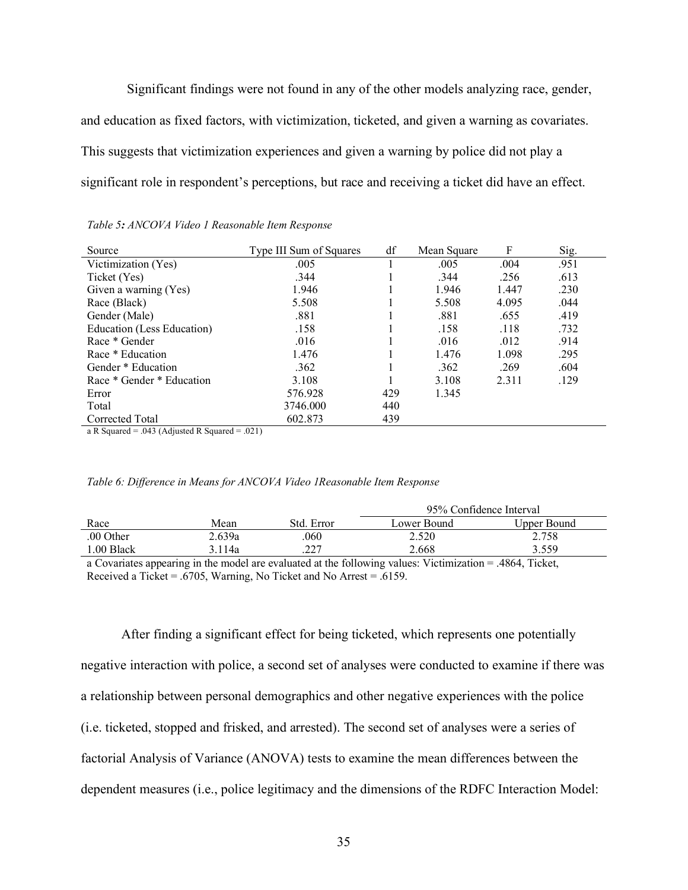Significant findings were not found in any of the other models analyzing race, gender, and education as fixed factors, with victimization, ticketed, and given a warning as covariates. This suggests that victimization experiences and given a warning by police did not play a significant role in respondent's perceptions, but race and receiving a ticket did have an effect.

*Table 5: ANCOVA Video 1 Reasonable Item Response*

| Source | Type III Sum of Squares | df | Mean Square | F | Sig. |
|---|---|---|---|---|---|
| Victimization (Yes) | .005 | 1 | .005 | .004 | .951 |
| Ticket (Yes) | .344 | 1 | .344 | .256 | .613 |
| Given a warning (Yes) | 1.946 | 1 | 1.946 | 1.447 | .230 |
| Race (Black) | 5.508 | 1 | 5.508 | 4.095 | .044 |
| Gender (Male) | .881 | 1 | .881 | .655 | .419 |
| Education (Less Education) | .158 | 1 | .158 | .118 | .732 |
| Race * Gender | .016 | 1 | .016 | .012 | .914 |
| Race * Education | 1.476 | 1 | 1.476 | 1.098 | .295 |
| Gender * Education | .362 | 1 | .362 | .269 | .604 |
| Race * Gender * Education | 3.108 | 1 | 3.108 | 2.311 | .129 |
| Error | 576.928 | 429 | 1.345 | | |
| Total | 3746.000 | 440 | | | |
| Corrected Total | 602.873 | 439 | | | |

a R Squared = .043 (Adjusted R Squared = .021)

*Table 6: Difference in Means for ANCOVA Video 1Reasonable Item Response*

| | | | 95% Confidence Interval | |
|---|---|---|---|---|
| Race | Mean | Std. Error | Lower Bound | Upper Bound |
| .00 Other | 2.639a | .060 | 2.520 | 2.758 |
| 1.00 Black | 3.114a | .227 | 2.668 | 3.559 |

a Covariates appearing in the model are evaluated at the following values: Victimization = .4864, Ticket, Received a Ticket = .6705, Warning, No Ticket and No Arrest = .6159.

After finding a significant effect for being ticketed, which represents one potentially negative interaction with police, a second set of analyses were conducted to examine if there was a relationship between personal demographics and other negative experiences with the police (i.e. ticketed, stopped and frisked, and arrested). The second set of analyses were a series of factorial Analysis of Variance (ANOVA) tests to examine the mean differences between the dependent measures (i.e., police legitimacy and the dimensions of the RDFC Interaction Model: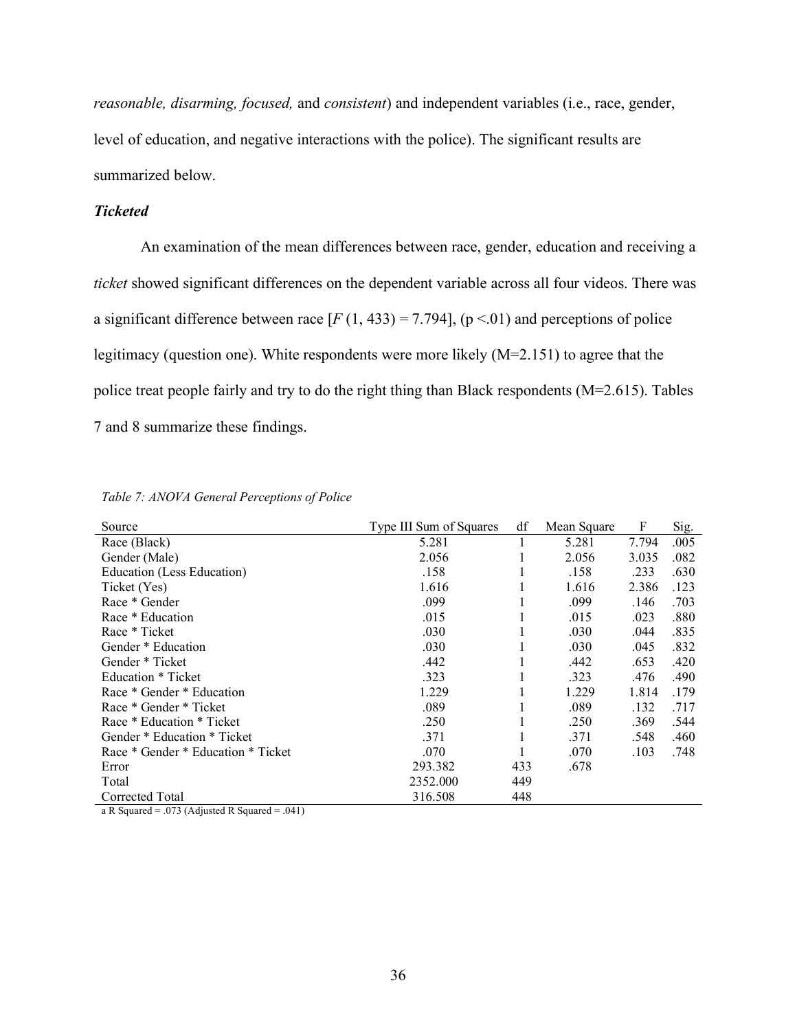*reasonable, disarming, focused,* and *consistent*) and independent variables (i.e., race, gender, level of education, and negative interactions with the police). The significant results are summarized below.

### *Ticketed*

An examination of the mean differences between race, gender, education and receiving a *ticket* showed significant differences on the dependent variable across all four videos. There was a significant difference between race [$F$ (1, 433) = 7.794], ($p < .01$) and perceptions of police legitimacy (question one). White respondents were more likely (M=2.151) to agree that the police treat people fairly and try to do the right thing than Black respondents (M=2.615). Tables 7 and 8 summarize these findings.

*Table 7: ANOVA General Perceptions of Police*

| Source | Type III Sum of Squares | df | Mean Square | F | Sig. |
|---|---|---|---|---|---|
| Race (Black) | 5.281 | 1 | 5.281 | 7.794 | .005 |
| Gender (Male) | 2.056 | 1 | 2.056 | 3.035 | .082 |
| Education (Less Education) | .158 | 1 | .158 | .233 | .630 |
| Ticket (Yes) | 1.616 | 1 | 1.616 | 2.386 | .123 |
| Race * Gender | .099 | 1 | .099 | .146 | .703 |
| Race * Education | .015 | 1 | .015 | .023 | .880 |
| Race * Ticket | .030 | 1 | .030 | .044 | .835 |
| Gender * Education | .030 | 1 | .030 | .045 | .832 |
| Gender * Ticket | .442 | 1 | .442 | .653 | .420 |
| Education * Ticket | .323 | 1 | .323 | .476 | .490 |
| Race * Gender * Education | 1.229 | 1 | 1.229 | 1.814 | .179 |
| Race * Gender * Ticket | .089 | 1 | .089 | .132 | .717 |
| Race * Education * Ticket | .250 | 1 | .250 | .369 | .544 |
| Gender * Education * Ticket | .371 | 1 | .371 | .548 | .460 |
| Race * Gender * Education * Ticket | .070 | 1 | .070 | .103 | .748 |
| Error | 293.382 | 433 | .678 | | |
| Total | 2352.000 | 449 | | | |
| Corrected Total | 316.508 | 448 | | | |

a R Squared = .073 (Adjusted R Squared = .041)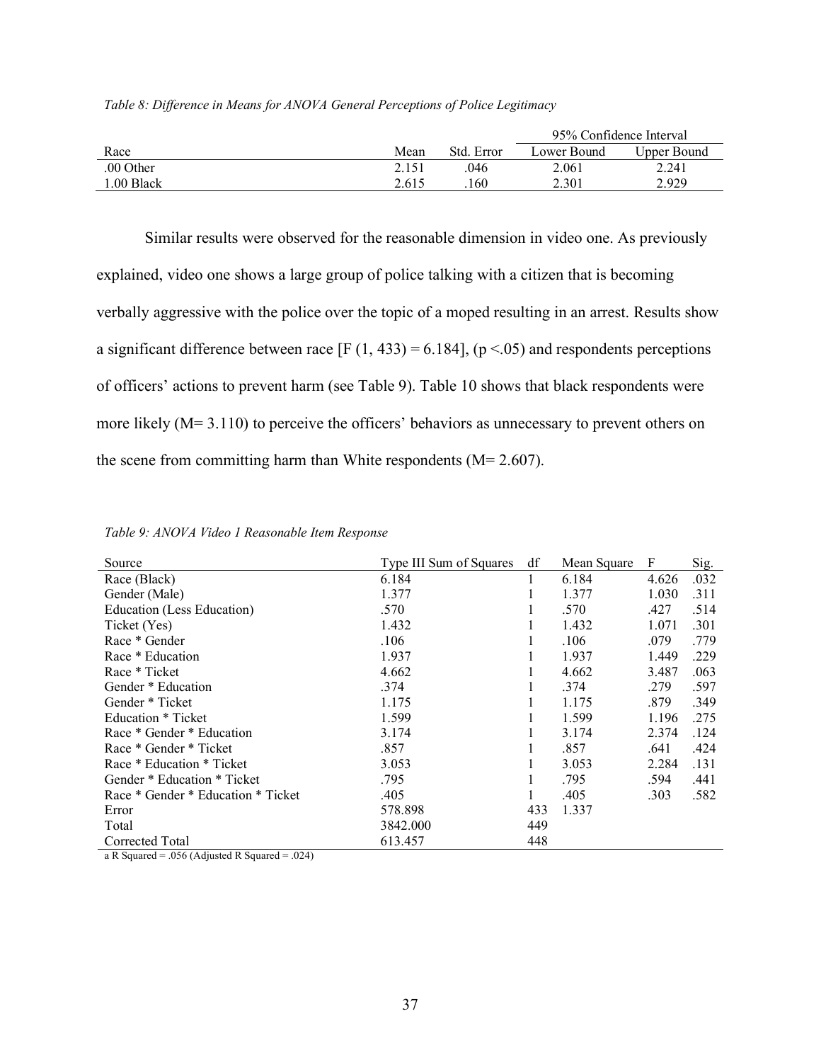*Table 8: Difference in Means for ANOVA General Perceptions of Police Legitimacy*

| | | | 95% Confidence Interval | |
|---|---|---|---|---|
| Race | Mean | Std. Error | Lower Bound | Upper Bound |
| .00 Other | 2.151 | .046 | 2.061 | 2.241 |
| 1.00 Black | 2.615 | .160 | 2.301 | 2.929 |

Similar results were observed for the reasonable dimension in video one. As previously explained, video one shows a large group of police talking with a citizen that is becoming verbally aggressive with the police over the topic of a moped resulting in an arrest. Results show a significant difference between race [F (1, 433) = 6.184], (p <.05) and respondents perceptions of officers' actions to prevent harm (see Table 9). Table 10 shows that black respondents were more likely (M= 3.110) to perceive the officers' behaviors as unnecessary to prevent others on the scene from committing harm than White respondents (M= 2.607).

*Table 9: ANOVA Video 1 Reasonable Item Response*

| Source | Type III Sum of Squares | df | Mean Square | F | Sig. |
|---|---|---|---|---|---|
| Race (Black) | 6.184 | 1 | 6.184 | 4.626 | .032 |
| Gender (Male) | 1.377 | 1 | 1.377 | 1.030 | .311 |
| Education (Less Education) | .570 | 1 | .570 | .427 | .514 |
| Ticket (Yes) | 1.432 | 1 | 1.432 | 1.071 | .301 |
| Race * Gender | .106 | 1 | .106 | .079 | .779 |
| Race * Education | 1.937 | 1 | 1.937 | 1.449 | .229 |
| Race * Ticket | 4.662 | 1 | 4.662 | 3.487 | .063 |
| Gender * Education | .374 | 1 | .374 | .279 | .597 |
| Gender * Ticket | 1.175 | 1 | 1.175 | .879 | .349 |
| Education * Ticket | 1.599 | 1 | 1.599 | 1.196 | .275 |
| Race * Gender * Education | 3.174 | 1 | 3.174 | 2.374 | .124 |
| Race * Gender * Ticket | .857 | 1 | .857 | .641 | .424 |
| Race * Education * Ticket | 3.053 | 1 | 3.053 | 2.284 | .131 |
| Gender * Education * Ticket | .795 | 1 | .795 | .594 | .441 |
| Race * Gender * Education * Ticket | .405 | 1 | .405 | .303 | .582 |
| Error | 578.898 | 433 | 1.337 | | |
| Total | 3842.000 | 449 | | | |
| Corrected Total | 613.457 | 448 | | | |

a R Squared = .056 (Adjusted R Squared = .024)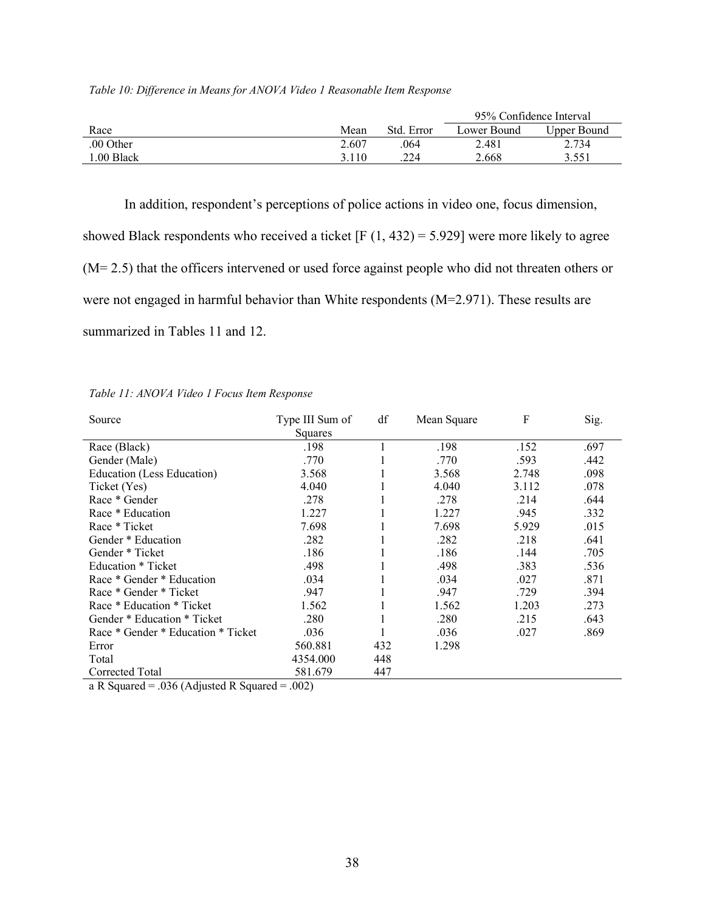*Table 10: Difference in Means for ANOVA Video 1 Reasonable Item Response*

| Race | Mean | Std. Error | 95% Confidence Interval | |
|---|---|---|---|---|
| | | | Lower Bound | Upper Bound |
| .00 Other | 2.607 | .064 | 2.481 | 2.734 |
| 1.00 Black | 3.110 | .224 | 2.668 | 3.551 |

In addition, respondent's perceptions of police actions in video one, focus dimension, showed Black respondents who received a ticket [$F(1, 432) = 5.929$] were more likely to agree ($M = 2.5$) that the officers intervened or used force against people who did not threaten others or were not engaged in harmful behavior than White respondents ($M = 2.971$). These results are summarized in Tables 11 and 12.

*Table 11: ANOVA Video 1 Focus Item Response*

| Source | Type III Sum of Squares | df | Mean Square | F | Sig. |
|---|---|---|---|---|---|
| Race (Black) | .198 | 1 | .198 | .152 | .697 |
| Gender (Male) | .770 | 1 | .770 | .593 | .442 |
| Education (Less Education) | 3.568 | 1 | 3.568 | 2.748 | .098 |
| Ticket (Yes) | 4.040 | 1 | 4.040 | 3.112 | .078 |
| Race * Gender | .278 | 1 | .278 | .214 | .644 |
| Race * Education | 1.227 | 1 | 1.227 | .945 | .332 |
| Race * Ticket | 7.698 | 1 | 7.698 | 5.929 | .015 |
| Gender * Education | .282 | 1 | .282 | .218 | .641 |
| Gender * Ticket | .186 | 1 | .186 | .144 | .705 |
| Education * Ticket | .498 | 1 | .498 | .383 | .536 |
| Race * Gender * Education | .034 | 1 | .034 | .027 | .871 |
| Race * Gender * Ticket | .947 | 1 | .947 | .729 | .394 |
| Race * Education * Ticket | 1.562 | 1 | 1.562 | 1.203 | .273 |
| Gender * Education * Ticket | .280 | 1 | .280 | .215 | .643 |
| Race * Gender * Education * Ticket | .036 | 1 | .036 | .027 | .869 |
| Error | 560.881 | 432 | 1.298 | | |
| Total | 4354.000 | 448 | | | |
| Corrected Total | 581.679 | 447 | | | |

a R Squared = .036 (Adjusted R Squared = .002)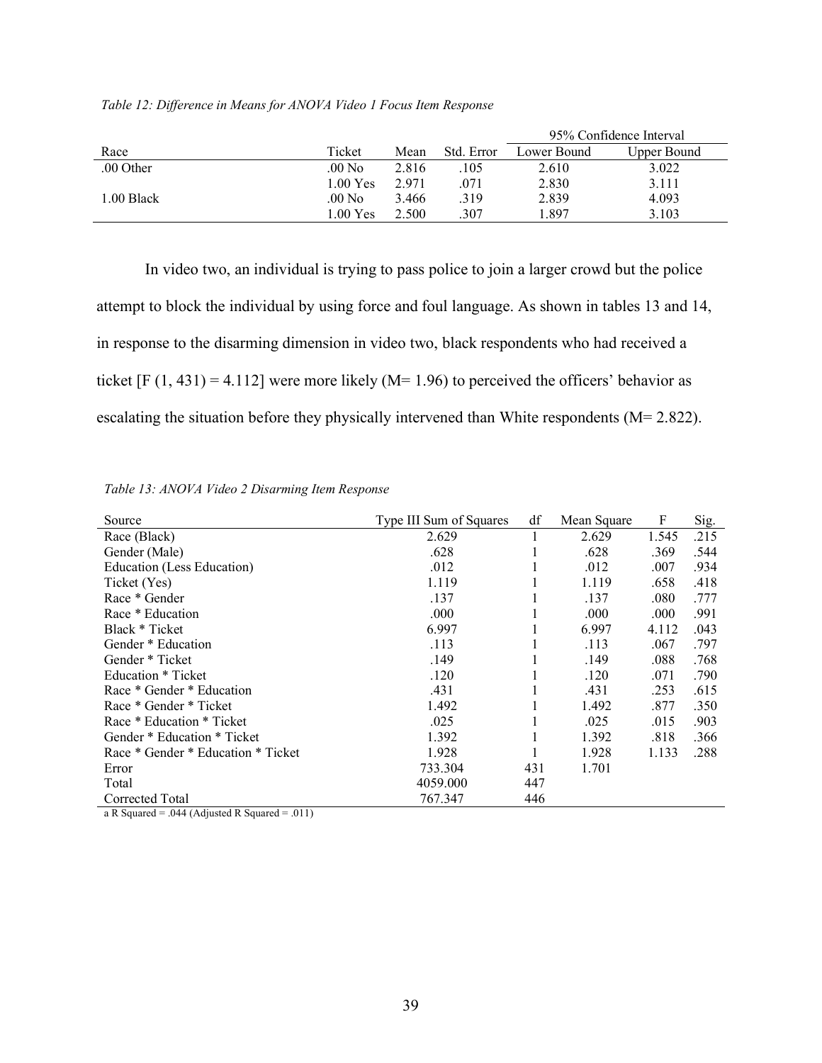*Table 12: Difference in Means for ANOVA Video 1 Focus Item Response*

| | | | | 95% Confidence Interval | |
|---|---|---|---|---|---|
| Race | Ticket | Mean | Std. Error | Lower Bound | Upper Bound |
| .00 Other | .00 No | 2.816 | .105 | 2.610 | 3.022 |
| | 1.00 Yes | 2.971 | .071 | 2.830 | 3.111 |
| 1.00 Black | .00 No | 3.466 | .319 | 2.839 | 4.093 |
| | 1.00 Yes | 2.500 | .307 | 1.897 | 3.103 |

In video two, an individual is trying to pass police to join a larger crowd but the police attempt to block the individual by using force and foul language. As shown in tables 13 and 14, in response to the disarming dimension in video two, black respondents who had received a ticket [$F(1, 431) = 4.112$] were more likely ($M = 1.96$) to perceived the officers' behavior as escalating the situation before they physically intervened than White respondents ($M = 2.822$).

*Table 13: ANOVA Video 2 Disarming Item Response*

| Source | Type III Sum of Squares | df | Mean Square | F | Sig. |
|---|---|---|---|---|---|
| Race (Black) | 2.629 | 1 | 2.629 | 1.545 | .215 |
| Gender (Male) | .628 | 1 | .628 | .369 | .544 |
| Education (Less Education) | .012 | 1 | .012 | .007 | .934 |
| Ticket (Yes) | 1.119 | 1 | 1.119 | .658 | .418 |
| Race * Gender | .137 | 1 | .137 | .080 | .777 |
| Race * Education | .000 | 1 | .000 | .000 | .991 |
| Black * Ticket | 6.997 | 1 | 6.997 | 4.112 | .043 |
| Gender * Education | .113 | 1 | .113 | .067 | .797 |
| Gender * Ticket | .149 | 1 | .149 | .088 | .768 |
| Education * Ticket | .120 | 1 | .120 | .071 | .790 |
| Race * Gender * Education | .431 | 1 | .431 | .253 | .615 |
| Race * Gender * Ticket | 1.492 | 1 | 1.492 | .877 | .350 |
| Race * Education * Ticket | .025 | 1 | .025 | .015 | .903 |
| Gender * Education * Ticket | 1.392 | 1 | 1.392 | .818 | .366 |
| Race * Gender * Education * Ticket | 1.928 | 1 | 1.928 | 1.133 | .288 |
| Error | 733.304 | 431 | 1.701 | | |
| Total | 4059.000 | 447 | | | |
| Corrected Total | 767.347 | 446 | | | |

a R Squared = .044 (Adjusted R Squared = .011)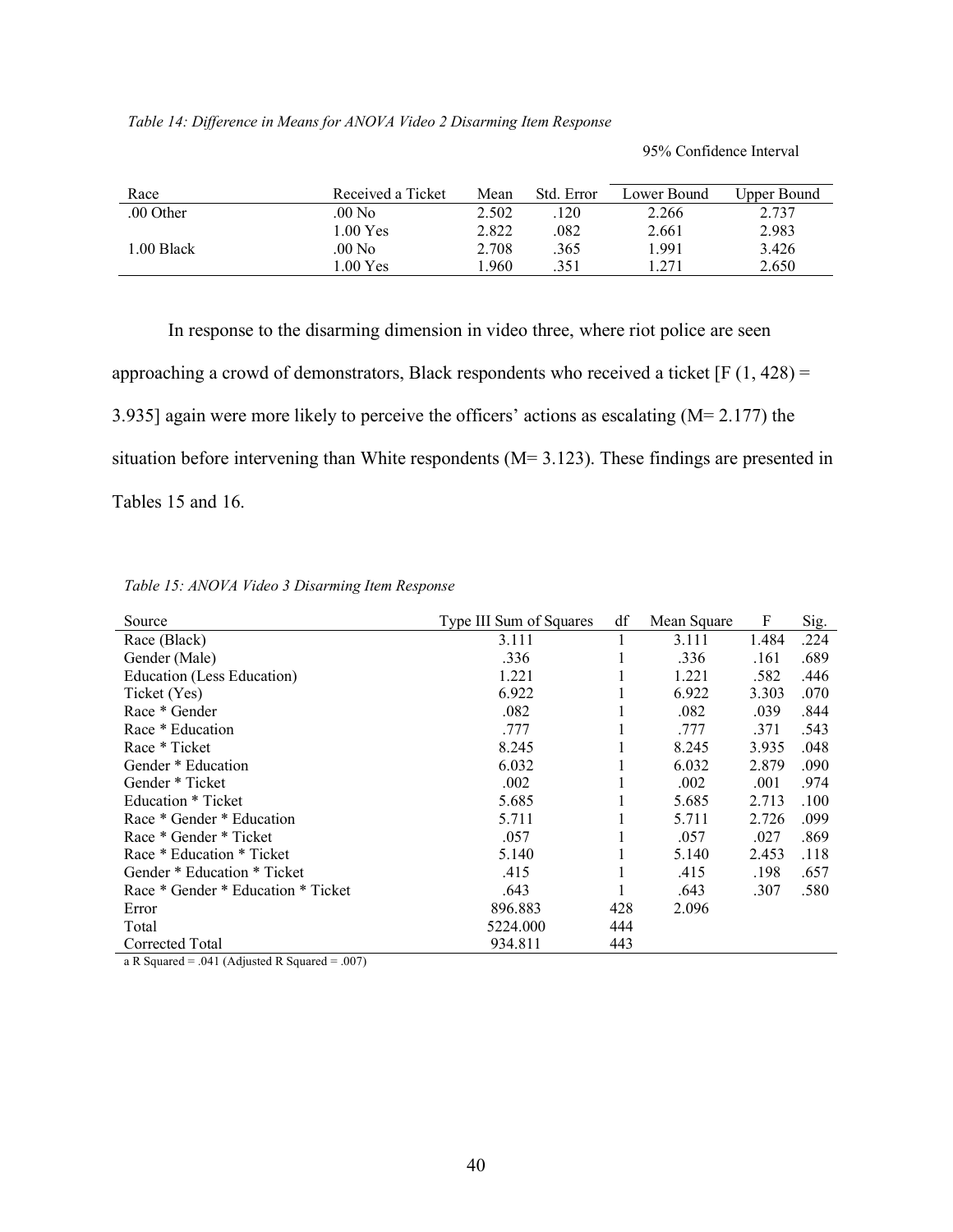*Table 14: Difference in Means for ANOVA Video 2 Disarming Item Response*

| Race | Received a Ticket | Mean | Std. Error | 95% Confidence Interval Lower Bound | Upper Bound |
|---|---|---|---|---|---|
| .00 Other | .00 No | 2.502 | .120 | 2.266 | 2.737 |
| | 1.00 Yes | 2.822 | .082 | 2.661 | 2.983 |
| 1.00 Black | .00 No | 2.708 | .365 | 1.991 | 3.426 |
| | 1.00 Yes | 1.960 | .351 | 1.271 | 2.650 |

In response to the disarming dimension in video three, where riot police are seen approaching a crowd of demonstrators, Black respondents who received a ticket [F (1, 428) = 3.935] again were more likely to perceive the officers' actions as escalating (M= 2.177) the situation before intervening than White respondents (M= 3.123). These findings are presented in Tables 15 and 16.

*Table 15: ANOVA Video 3 Disarming Item Response*

| Source | Type III Sum of Squares | df | Mean Square | F | Sig. |
|---|---|---|---|---|---|
| Race (Black) | 3.111 | 1 | 3.111 | 1.484 | .224 |
| Gender (Male) | .336 | 1 | .336 | .161 | .689 |
| Education (Less Education) | 1.221 | 1 | 1.221 | .582 | .446 |
| Ticket (Yes) | 6.922 | 1 | 6.922 | 3.303 | .070 |
| Race * Gender | .082 | 1 | .082 | .039 | .844 |
| Race * Education | .777 | 1 | .777 | .371 | .543 |
| Race * Ticket | 8.245 | 1 | 8.245 | 3.935 | .048 |
| Gender * Education | 6.032 | 1 | 6.032 | 2.879 | .090 |
| Gender * Ticket | .002 | 1 | .002 | .001 | .974 |
| Education * Ticket | 5.685 | 1 | 5.685 | 2.713 | .100 |
| Race * Gender * Education | 5.711 | 1 | 5.711 | 2.726 | .099 |
| Race * Gender * Ticket | .057 | 1 | .057 | .027 | .869 |
| Race * Education * Ticket | 5.140 | 1 | 5.140 | 2.453 | .118 |
| Gender * Education * Ticket | .415 | 1 | .415 | .198 | .657 |
| Race * Gender * Education * Ticket | .643 | 1 | .643 | .307 | .580 |
| Error | 896.883 | 428 | 2.096 | | |
| Total | 5224.000 | 444 | | | |
| Corrected Total | 934.811 | 443 | | | |

a R Squared = .041 (Adjusted R Squared = .007)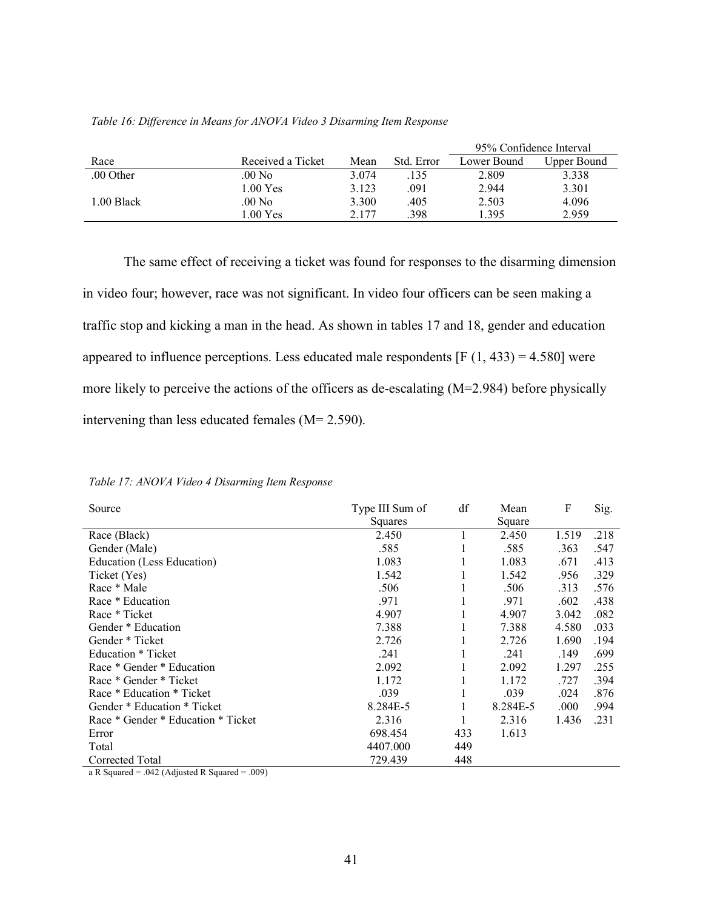*Table 16: Difference in Means for ANOVA Video 3 Disarming Item Response*

| Race | Received a Ticket | Mean | Std. Error | 95% Confidence Interval | |
|---|---|---|---|---|---|
| | | | | Lower Bound | Upper Bound |
| .00 Other | .00 No | 3.074 | .135 | 2.809 | 3.338 |
| | 1.00 Yes | 3.123 | .091 | 2.944 | 3.301 |
| 1.00 Black | .00 No | 3.300 | .405 | 2.503 | 4.096 |
| | 1.00 Yes | 2.177 | .398 | 1.395 | 2.959 |

The same effect of receiving a ticket was found for responses to the disarming dimension in video four; however, race was not significant. In video four officers can be seen making a traffic stop and kicking a man in the head. As shown in tables 17 and 18, gender and education appeared to influence perceptions. Less educated male respondents [F (1, 433) = 4.580] were more likely to perceive the actions of the officers as de-escalating (M=2.984) before physically intervening than less educated females (M= 2.590).

*Table 17: ANOVA Video 4 Disarming Item Response*

| Source | Type III Sum of Squares | df | Mean Square | F | Sig. |
|---|---|---|---|---|---|
| Race (Black) | 2.450 | 1 | 2.450 | 1.519 | .218 |
| Gender (Male) | .585 | 1 | .585 | .363 | .547 |
| Education (Less Education) | 1.083 | 1 | 1.083 | .671 | .413 |
| Ticket (Yes) | 1.542 | 1 | 1.542 | .956 | .329 |
| Race * Male | .506 | 1 | .506 | .313 | .576 |
| Race * Education | .971 | 1 | .971 | .602 | .438 |
| Race * Ticket | 4.907 | 1 | 4.907 | 3.042 | .082 |
| Gender * Education | 7.388 | 1 | 7.388 | 4.580 | .033 |
| Gender * Ticket | 2.726 | 1 | 2.726 | 1.690 | .194 |
| Education * Ticket | .241 | 1 | .241 | .149 | .699 |
| Race * Gender * Education | 2.092 | 1 | 2.092 | 1.297 | .255 |
| Race * Gender * Ticket | 1.172 | 1 | 1.172 | .727 | .394 |
| Race * Education * Ticket | .039 | 1 | .039 | .024 | .876 |
| Gender * Education * Ticket | 8.284E-5 | 1 | 8.284E-5 | .000 | .994 |
| Race * Gender * Education * Ticket | 2.316 | 1 | 2.316 | 1.436 | .231 |
| Error | 698.454 | 433 | 1.613 | | |
| Total | 4407.000 | 449 | | | |
| Corrected Total | 729.439 | 448 | | | |

a R Squared = .042 (Adjusted R Squared = .009)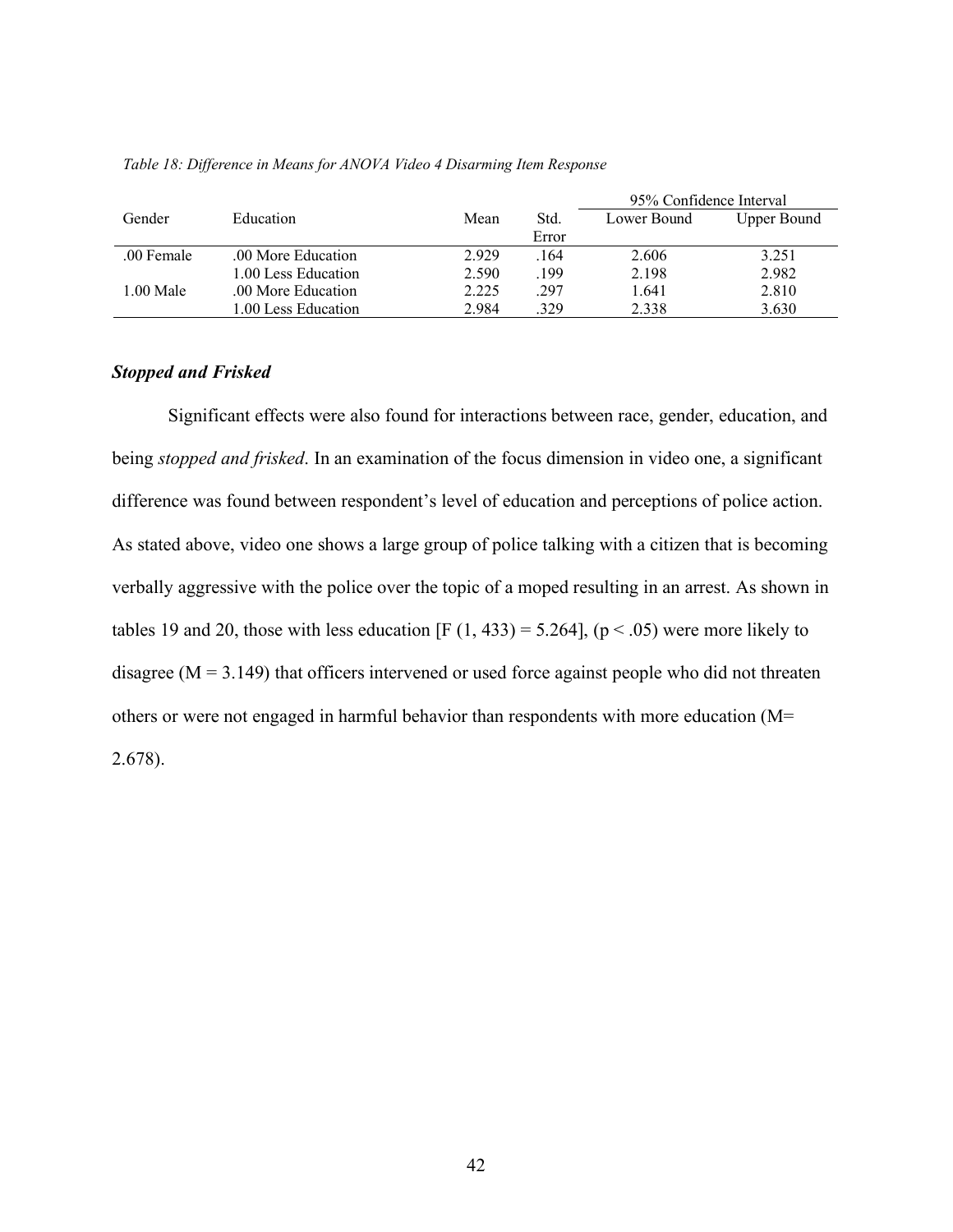*Table 18: Difference in Means for ANOVA Video 4 Disarming Item Response*

| Gender | Education | Mean | Std. Error | 95% Confidence Interval | |
|---|---|---|---|---|---|
| | | | | Lower Bound | Upper Bound |
| .00 Female | .00 More Education | 2.929 | .164 | 2.606 | 3.251 |
| | 1.00 Less Education | 2.590 | .199 | 2.198 | 2.982 |
| 1.00 Male | .00 More Education | 2.225 | .297 | 1.641 | 2.810 |
| | 1.00 Less Education | 2.984 | .329 | 2.338 | 3.630 |

### *Stopped and Frisked*

Significant effects were also found for interactions between race, gender, education, and being *stopped and frisked*. In an examination of the focus dimension in video one, a significant difference was found between respondent's level of education and perceptions of police action. As stated above, video one shows a large group of police talking with a citizen that is becoming verbally aggressive with the police over the topic of a moped resulting in an arrest. As shown in tables 19 and 20, those with less education [$F (1, 433) = 5.264$], ($p < .05$) were more likely to disagree ($M = 3.149$) that officers intervened or used force against people who did not threaten others or were not engaged in harmful behavior than respondents with more education ($M= 2.678$).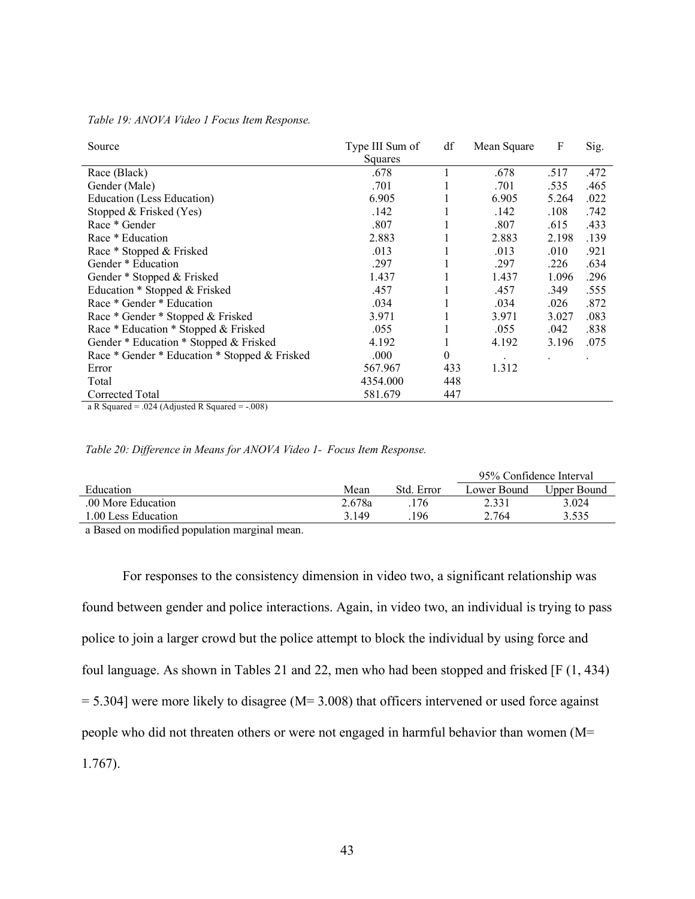*Table 19: ANOVA Video 1 Focus Item Response.*

| Source | Type III Sum of Squares | df | Mean Square | F | Sig. |
|---|---|---|---|---|---|
| Race (Black) | .678 | 1 | .678 | .517 | .472 |
| Gender (Male) | .701 | 1 | .701 | .535 | .465 |
| Education (Less Education) | 6.905 | 1 | 6.905 | 5.264 | .022 |
| Stopped & Frisked (Yes) | .142 | 1 | .142 | .108 | .742 |
| Race * Gender | .807 | 1 | .807 | .615 | .433 |
| Race * Education | 2.883 | 1 | 2.883 | 2.198 | .139 |
| Race * Stopped & Frisked | .013 | 1 | .013 | .010 | .921 |
| Gender * Education | .297 | 1 | .297 | .226 | .634 |
| Gender * Stopped & Frisked | 1.437 | 1 | 1.437 | 1.096 | .296 |
| Education * Stopped & Frisked | .457 | 1 | .457 | .349 | .555 |
| Race * Gender * Education | .034 | 1 | .034 | .026 | .872 |
| Race * Gender * Stopped & Frisked | 3.971 | 1 | 3.971 | 3.027 | .083 |
| Race * Education * Stopped & Frisked | .055 | 1 | .055 | .042 | .838 |
| Gender * Education * Stopped & Frisked | 4.192 | 1 | 4.192 | 3.196 | .075 |
| Race * Gender * Education * Stopped & Frisked | .000 | 0 | . | . | . |
| Error | 567.967 | 433 | 1.312 | | |
| Total | 4354.000 | 448 | | | |
| Corrected Total | 581.679 | 447 | | | |

a R Squared = .024 (Adjusted R Squared = -.008)

*Table 20: Difference in Means for ANOVA Video 1- Focus Item Response.*

| | | | 95% Confidence Interval | |
|---|---|---|---|---|
| Education | Mean | Std. Error | Lower Bound | Upper Bound |
| .00 More Education | 2.678a | .176 | 2.331 | 3.024 |
| 1.00 Less Education | 3.149 | .196 | 2.764 | 3.535 |

a Based on modified population marginal mean.

For responses to the consistency dimension in video two, a significant relationship was found between gender and police interactions. Again, in video two, an individual is trying to pass police to join a larger crowd but the police attempt to block the individual by using force and foul language. As shown in Tables 21 and 22, men who had been stopped and frisked [$F(1, 434) = 5.304$] were more likely to disagree ($M = 3.008$) that officers intervened or used force against people who did not threaten others or were not engaged in harmful behavior than women ($M = 1.767$).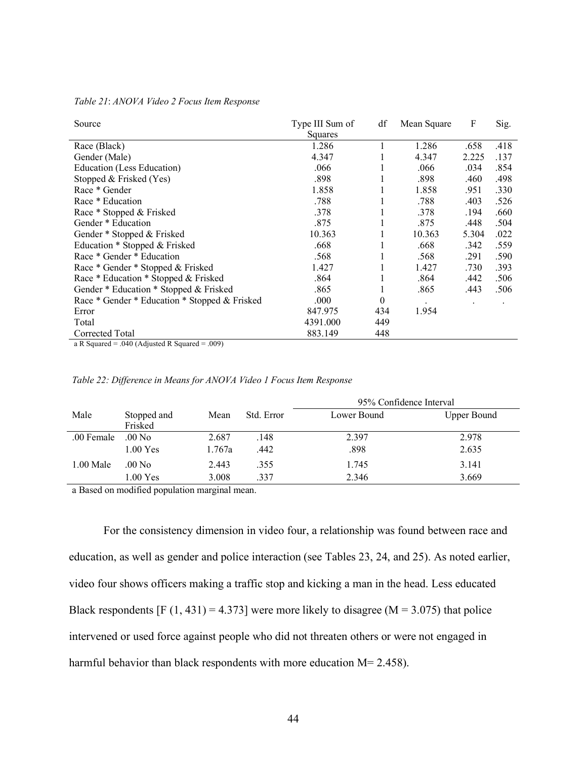*Table 21*: *ANOVA Video 2 Focus Item Response*

| Source | Type III Sum of Squares | df | Mean Square | F | Sig. |
|---|---|---|---|---|---|
| Race (Black) | 1.286 | 1 | 1.286 | .658 | .418 |
| Gender (Male) | 4.347 | 1 | 4.347 | 2.225 | .137 |
| Education (Less Education) | .066 | 1 | .066 | .034 | .854 |
| Stopped & Frisked (Yes) | .898 | 1 | .898 | .460 | .498 |
| Race * Gender | 1.858 | 1 | 1.858 | .951 | .330 |
| Race * Education | .788 | 1 | .788 | .403 | .526 |
| Race * Stopped & Frisked | .378 | 1 | .378 | .194 | .660 |
| Gender * Education | .875 | 1 | .875 | .448 | .504 |
| Gender * Stopped & Frisked | 10.363 | 1 | 10.363 | 5.304 | .022 |
| Education * Stopped & Frisked | .668 | 1 | .668 | .342 | .559 |
| Race * Gender * Education | .568 | 1 | .568 | .291 | .590 |
| Race * Gender * Stopped & Frisked | 1.427 | 1 | 1.427 | .730 | .393 |
| Race * Education * Stopped & Frisked | .864 | 1 | .864 | .442 | .506 |
| Gender * Education * Stopped & Frisked | .865 | 1 | .865 | .443 | .506 |
| Race * Gender * Education * Stopped & Frisked | .000 | 0 | . | . | . |
| Error | 847.975 | 434 | 1.954 | | |
| Total | 4391.000 | 449 | | | |
| Corrected Total | 883.149 | 448 | | | |

a R Squared = .040 (Adjusted R Squared = .009)

*Table 22: Difference in Means for ANOVA Video 1 Focus Item Response*

| Male | Stopped and Frisked | Mean | Std. Error | 95% Confidence Interval Lower Bound | 95% Confidence Interval Upper Bound |
|---|---|---|---|---|---|
| .00 Female | .00 No | 2.687 | .148 | 2.397 | 2.978 |
| | 1.00 Yes | 1.767a | .442 | .898 | 2.635 |
| 1.00 Male | .00 No | 2.443 | .355 | 1.745 | 3.141 |
| | 1.00 Yes | 3.008 | .337 | 2.346 | 3.669 |

a Based on modified population marginal mean.

For the consistency dimension in video four, a relationship was found between race and education, as well as gender and police interaction (see Tables 23, 24, and 25). As noted earlier, video four shows officers making a traffic stop and kicking a man in the head. Less educated Black respondents [$F(1, 431) = 4.373$] were more likely to disagree ($M = 3.075$) that police intervened or used force against people who did not threaten others or were not engaged in harmful behavior than black respondents with more education $M = 2.458$).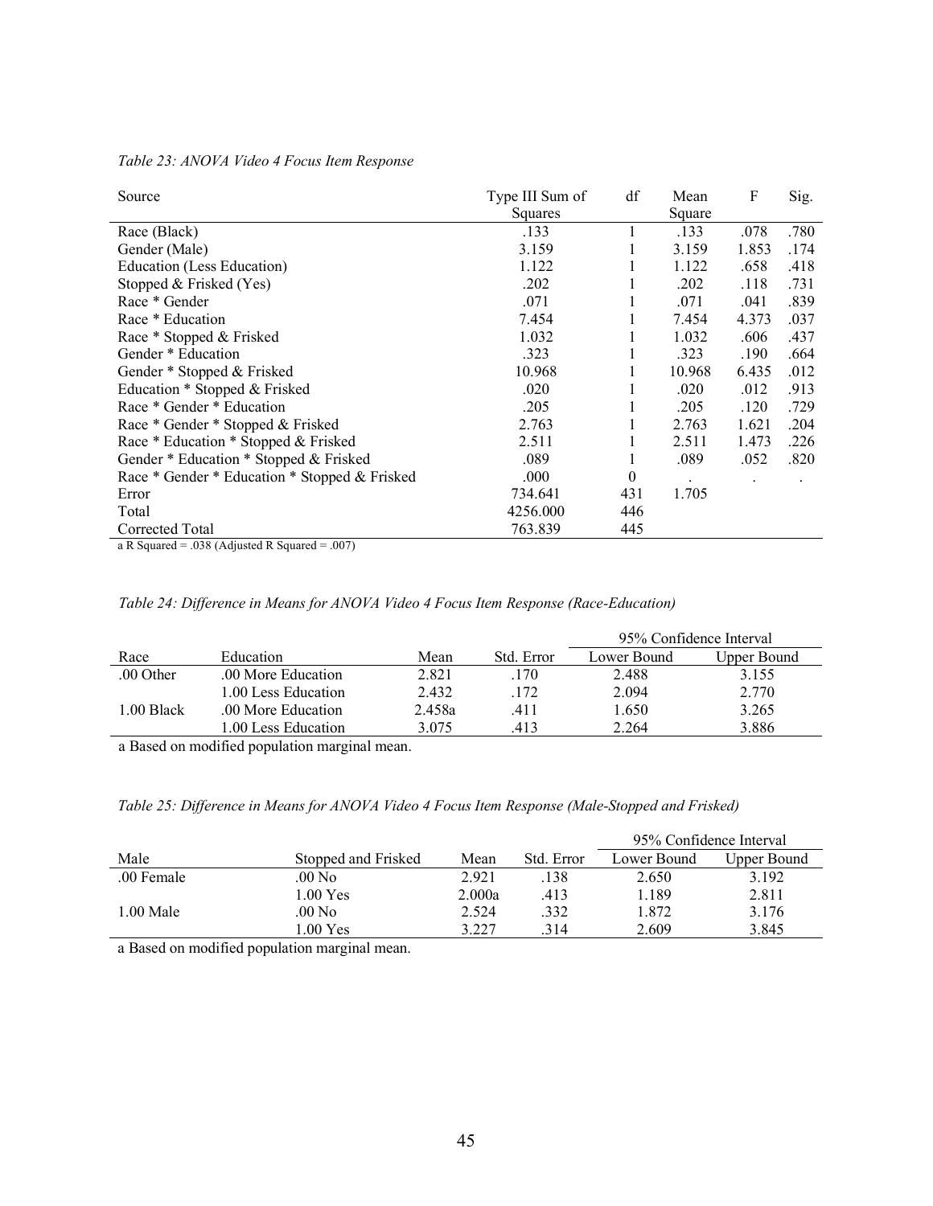*Table 23: ANOVA Video 4 Focus Item Response*

| Source | Type III Sum of Squares | df | Mean Square | F | Sig. |
|---|---|---|---|---|---|
| Race (Black) | .133 | 1 | .133 | .078 | .780 |
| Gender (Male) | 3.159 | 1 | 3.159 | 1.853 | .174 |
| Education (Less Education) | 1.122 | 1 | 1.122 | .658 | .418 |
| Stopped & Frisked (Yes) | .202 | 1 | .202 | .118 | .731 |
| Race * Gender | .071 | 1 | .071 | .041 | .839 |
| Race * Education | 7.454 | 1 | 7.454 | 4.373 | .037 |
| Race * Stopped & Frisked | 1.032 | 1 | 1.032 | .606 | .437 |
| Gender * Education | .323 | 1 | .323 | .190 | .664 |
| Gender * Stopped & Frisked | 10.968 | 1 | 10.968 | 6.435 | .012 |
| Education * Stopped & Frisked | .020 | 1 | .020 | .012 | .913 |
| Race * Gender * Education | .205 | 1 | .205 | .120 | .729 |
| Race * Gender * Stopped & Frisked | 2.763 | 1 | 2.763 | 1.621 | .204 |
| Race * Education * Stopped & Frisked | 2.511 | 1 | 2.511 | 1.473 | .226 |
| Gender * Education * Stopped & Frisked | .089 | 1 | .089 | .052 | .820 |
| Race * Gender * Education * Stopped & Frisked | .000 | 0 | . | . | . |
| Error | 734.641 | 431 | 1.705 | | |
| Total | 4256.000 | 446 | | | |
| Corrected Total | 763.839 | 445 | | | |

a R Squared = .038 (Adjusted R Squared = .007)

*Table 24: Difference in Means for ANOVA Video 4 Focus Item Response (Race-Education)*

| | | | | 95% Confidence Interval | |
|---|---|---|---|---|---|
| Race | Education | Mean | Std. Error | Lower Bound | Upper Bound |
| .00 Other | .00 More Education | 2.821 | .170 | 2.488 | 3.155 |
| | 1.00 Less Education | 2.432 | .172 | 2.094 | 2.770 |
| 1.00 Black | .00 More Education | 2.458a | .411 | 1.650 | 3.265 |
| | 1.00 Less Education | 3.075 | .413 | 2.264 | 3.886 |

a Based on modified population marginal mean.

*Table 25: Difference in Means for ANOVA Video 4 Focus Item Response (Male-Stopped and Frisked)*

| | | | | 95% Confidence Interval | |
|---|---|---|---|---|---|
| Male | Stopped and Frisked | Mean | Std. Error | Lower Bound | Upper Bound |
| .00 Female | .00 No | 2.921 | .138 | 2.650 | 3.192 |
| | 1.00 Yes | 2.000a | .413 | 1.189 | 2.811 |
| 1.00 Male | .00 No | 2.524 | .332 | 1.872 | 3.176 |
| | 1.00 Yes | 3.227 | .314 | 2.609 | 3.845 |

a Based on modified population marginal mean.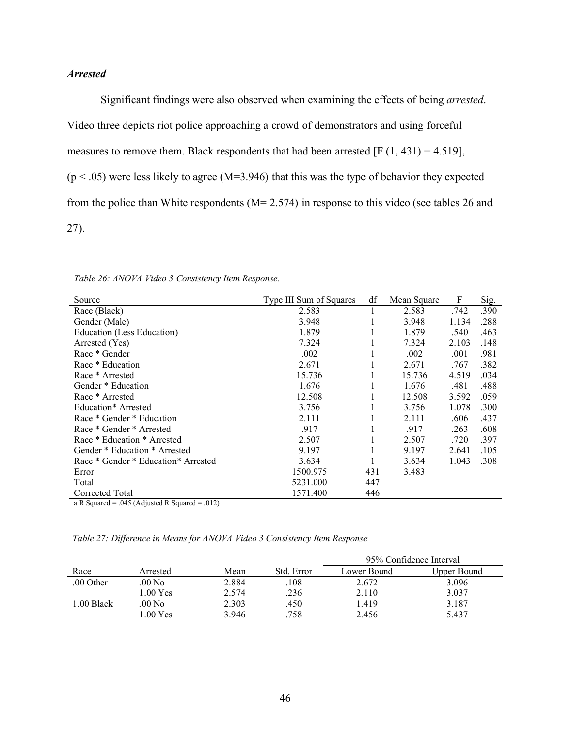### *Arrested*

Significant findings were also observed when examining the effects of being *arrested*. Video three depicts riot police approaching a crowd of demonstrators and using forceful measures to remove them. Black respondents that had been arrested [$F(1, 431) = 4.519$], ($p < .05$) were less likely to agree (M=3.946) that this was the type of behavior they expected from the police than White respondents (M= 2.574) in response to this video (see tables 26 and 27).

*Table 26: ANOVA Video 3 Consistency Item Response.*

| Source | Type III Sum of Squares | df | Mean Square | F | Sig. |
|---|---|---|---|---|---|
| Race (Black) | 2.583 | 1 | 2.583 | .742 | .390 |
| Gender (Male) | 3.948 | 1 | 3.948 | 1.134 | .288 |
| Education (Less Education) | 1.879 | 1 | 1.879 | .540 | .463 |
| Arrested (Yes) | 7.324 | 1 | 7.324 | 2.103 | .148 |
| Race * Gender | .002 | 1 | .002 | .001 | .981 |
| Race * Education | 2.671 | 1 | 2.671 | .767 | .382 |
| Race * Arrested | 15.736 | 1 | 15.736 | 4.519 | .034 |
| Gender * Education | 1.676 | 1 | 1.676 | .481 | .488 |
| Race * Arrested | 12.508 | 1 | 12.508 | 3.592 | .059 |
| Education* Arrested | 3.756 | 1 | 3.756 | 1.078 | .300 |
| Race * Gender * Education | 2.111 | 1 | 2.111 | .606 | .437 |
| Race * Gender * Arrested | .917 | 1 | .917 | .263 | .608 |
| Race * Education * Arrested | 2.507 | 1 | 2.507 | .720 | .397 |
| Gender * Education * Arrested | 9.197 | 1 | 9.197 | 2.641 | .105 |
| Race * Gender * Education* Arrested | 3.634 | 1 | 3.634 | 1.043 | .308 |
| Error | 1500.975 | 431 | 3.483 | | |
| Total | 5231.000 | 447 | | | |
| Corrected Total | 1571.400 | 446 | | | |

a R Squared = .045 (Adjusted R Squared = .012)

*Table 27: Difference in Means for ANOVA Video 3 Consistency Item Response*

| | | | | 95% Confidence Interval | |
|---|---|---|---|---|---|
| Race | Arrested | Mean | Std. Error | Lower Bound | Upper Bound |
| .00 Other | .00 No | 2.884 | .108 | 2.672 | 3.096 |
| | 1.00 Yes | 2.574 | .236 | 2.110 | 3.037 |
| 1.00 Black | .00 No | 2.303 | .450 | 1.419 | 3.187 |
| | 1.00 Yes | 3.946 | .758 | 2.456 | 5.437 |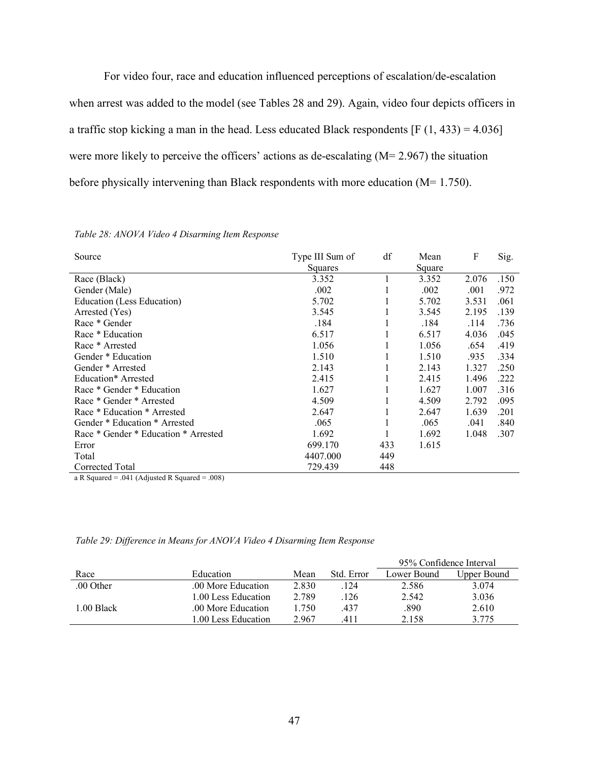For video four, race and education influenced perceptions of escalation/de-escalation when arrest was added to the model (see Tables 28 and 29). Again, video four depicts officers in a traffic stop kicking a man in the head. Less educated Black respondents [$F(1, 433) = 4.036$] were more likely to perceive the officers' actions as de-escalating ($M = 2.967$) the situation before physically intervening than Black respondents with more education ($M = 1.750$).

*Table 28: ANOVA Video 4 Disarming Item Response*

| Source | Type III Sum of Squares | df | Mean Square | F | Sig. |
|---|---|---|---|---|---|
| Race (Black) | 3.352 | 1 | 3.352 | 2.076 | .150 |
| Gender (Male) | .002 | 1 | .002 | .001 | .972 |
| Education (Less Education) | 5.702 | 1 | 5.702 | 3.531 | .061 |
| Arrested (Yes) | 3.545 | 1 | 3.545 | 2.195 | .139 |
| Race * Gender | .184 | 1 | .184 | .114 | .736 |
| Race * Education | 6.517 | 1 | 6.517 | 4.036 | .045 |
| Race * Arrested | 1.056 | 1 | 1.056 | .654 | .419 |
| Gender * Education | 1.510 | 1 | 1.510 | .935 | .334 |
| Gender * Arrested | 2.143 | 1 | 2.143 | 1.327 | .250 |
| Education* Arrested | 2.415 | 1 | 2.415 | 1.496 | .222 |
| Race * Gender * Education | 1.627 | 1 | 1.627 | 1.007 | .316 |
| Race * Gender * Arrested | 4.509 | 1 | 4.509 | 2.792 | .095 |
| Race * Education * Arrested | 2.647 | 1 | 2.647 | 1.639 | .201 |
| Gender * Education * Arrested | .065 | 1 | .065 | .041 | .840 |
| Race * Gender * Education * Arrested | 1.692 | 1 | 1.692 | 1.048 | .307 |
| Error | 699.170 | 433 | 1.615 | | |
| Total | 4407.000 | 449 | | | |
| Corrected Total | 729.439 | 448 | | | |

a R Squared = .041 (Adjusted R Squared = .008)

*Table 29: Difference in Means for ANOVA Video 4 Disarming Item Response*

| | | | | 95% Confidence Interval | |
|---|---|---|---|---|---|
| Race | Education | Mean | Std. Error | Lower Bound | Upper Bound |
| .00 Other | .00 More Education | 2.830 | .124 | 2.586 | 3.074 |
| | 1.00 Less Education | 2.789 | .126 | 2.542 | 3.036 |
| 1.00 Black | .00 More Education | 1.750 | .437 | .890 | 2.610 |
| | 1.00 Less Education | 2.967 | .411 | 2.158 | 3.775 |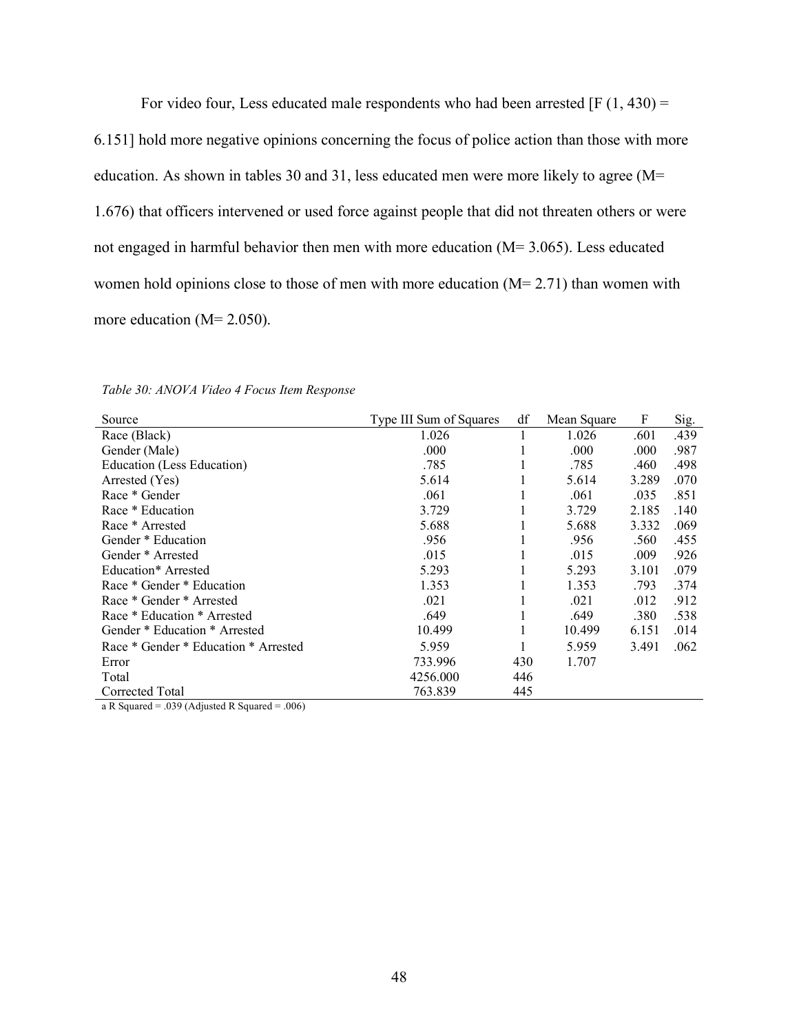For video four, Less educated male respondents who had been arrested [F (1, 430) = 6.151] hold more negative opinions concerning the focus of police action than those with more education. As shown in tables 30 and 31, less educated men were more likely to agree (M= 1.676) that officers intervened or used force against people that did not threaten others or were not engaged in harmful behavior then men with more education (M= 3.065). Less educated women hold opinions close to those of men with more education (M= 2.71) than women with more education (M= 2.050).

*Table 30: ANOVA Video 4 Focus Item Response*

| Source | Type III Sum of Squares | df | Mean Square | F | Sig. |
|---|---|---|---|---|---|
| Race (Black) | 1.026 | 1 | 1.026 | .601 | .439 |
| Gender (Male) | .000 | 1 | .000 | .000 | .987 |
| Education (Less Education) | .785 | 1 | .785 | .460 | .498 |
| Arrested (Yes) | 5.614 | 1 | 5.614 | 3.289 | .070 |
| Race * Gender | .061 | 1 | .061 | .035 | .851 |
| Race * Education | 3.729 | 1 | 3.729 | 2.185 | .140 |
| Race * Arrested | 5.688 | 1 | 5.688 | 3.332 | .069 |
| Gender * Education | .956 | 1 | .956 | .560 | .455 |
| Gender * Arrested | .015 | 1 | .015 | .009 | .926 |
| Education* Arrested | 5.293 | 1 | 5.293 | 3.101 | .079 |
| Race * Gender * Education | 1.353 | 1 | 1.353 | .793 | .374 |
| Race * Gender * Arrested | .021 | 1 | .021 | .012 | .912 |
| Race * Education * Arrested | .649 | 1 | .649 | .380 | .538 |
| Gender * Education * Arrested | 10.499 | 1 | 10.499 | 6.151 | .014 |
| Race * Gender * Education * Arrested | 5.959 | 1 | 5.959 | 3.491 | .062 |
| Error | 733.996 | 430 | 1.707 | | |
| Total | 4256.000 | 446 | | | |
| Corrected Total | 763.839 | 445 | | | |

a R Squared = .039 (Adjusted R Squared = .006)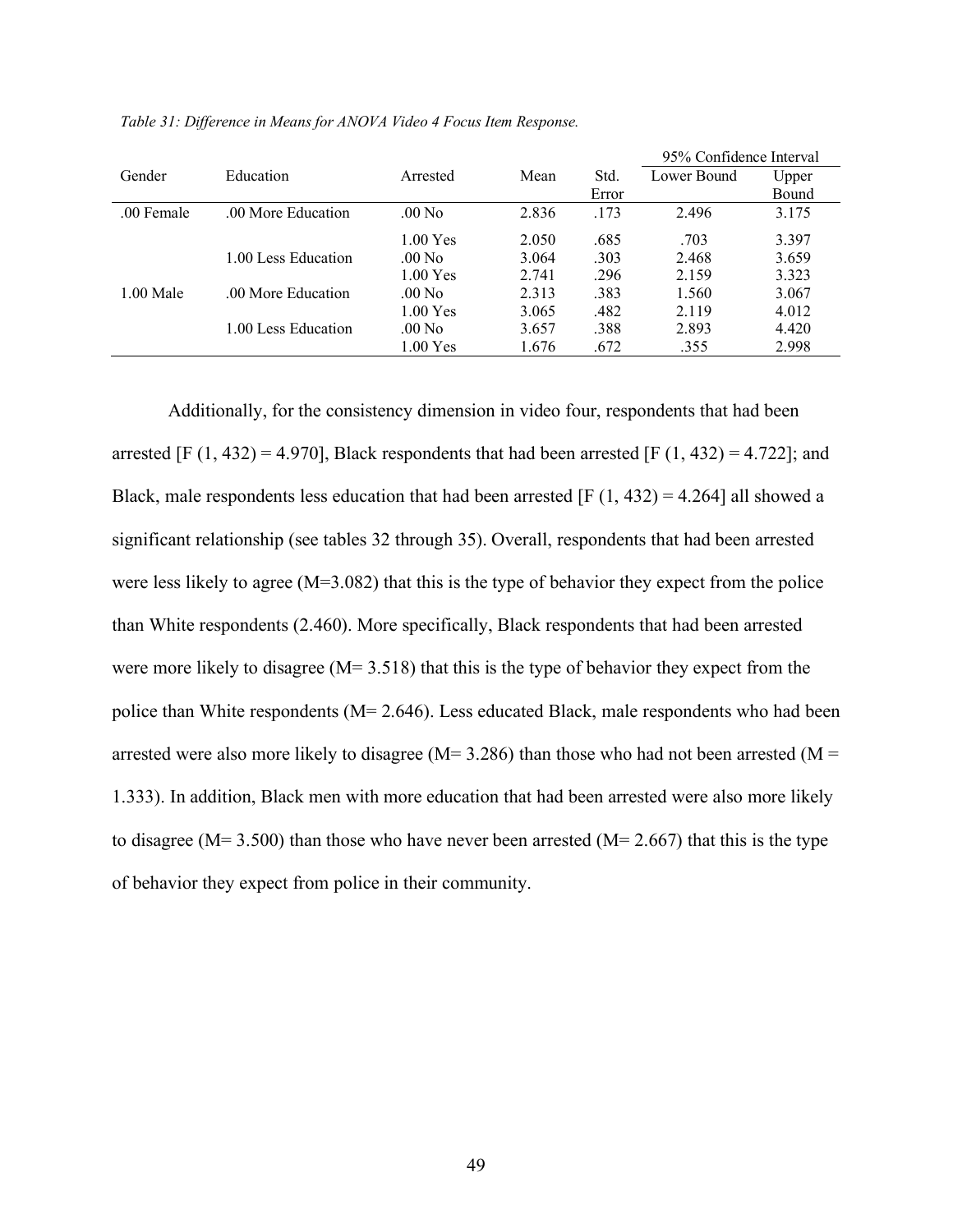*Table 31: Difference in Means for ANOVA Video 4 Focus Item Response.*

| Gender | Education | Arrested | Mean | Std. Error | 95% Confidence Interval | |
|---|---|---|---|---|---|---|
| | | | | | Lower Bound | Upper Bound |
| .00 Female | .00 More Education | .00 No | 2.836 | .173 | 2.496 | 3.175 |
| | | 1.00 Yes | 2.050 | .685 | .703 | 3.397 |
| | 1.00 Less Education | .00 No | 3.064 | .303 | 2.468 | 3.659 |
| | | 1.00 Yes | 2.741 | .296 | 2.159 | 3.323 |
| 1.00 Male | .00 More Education | .00 No | 2.313 | .383 | 1.560 | 3.067 |
| | | 1.00 Yes | 3.065 | .482 | 2.119 | 4.012 |
| | 1.00 Less Education | .00 No | 3.657 | .388 | 2.893 | 4.420 |
| | | 1.00 Yes | 1.676 | .672 | .355 | 2.998 |

Additionally, for the consistency dimension in video four, respondents that had been arrested [$F(1, 432) = 4.970$], Black respondents that had been arrested [$F(1, 432) = 4.722$]; and Black, male respondents less education that had been arrested [$F(1, 432) = 4.264$] all showed a significant relationship (see tables 32 through 35). Overall, respondents that had been arrested were less likely to agree (M=3.082) that this is the type of behavior they expect from the police than White respondents (2.460). More specifically, Black respondents that had been arrested were more likely to disagree (M= 3.518) that this is the type of behavior they expect from the police than White respondents (M= 2.646). Less educated Black, male respondents who had been arrested were also more likely to disagree (M= 3.286) than those who had not been arrested (M = 1.333). In addition, Black men with more education that had been arrested were also more likely to disagree (M= 3.500) than those who have never been arrested (M= 2.667) that this is the type of behavior they expect from police in their community.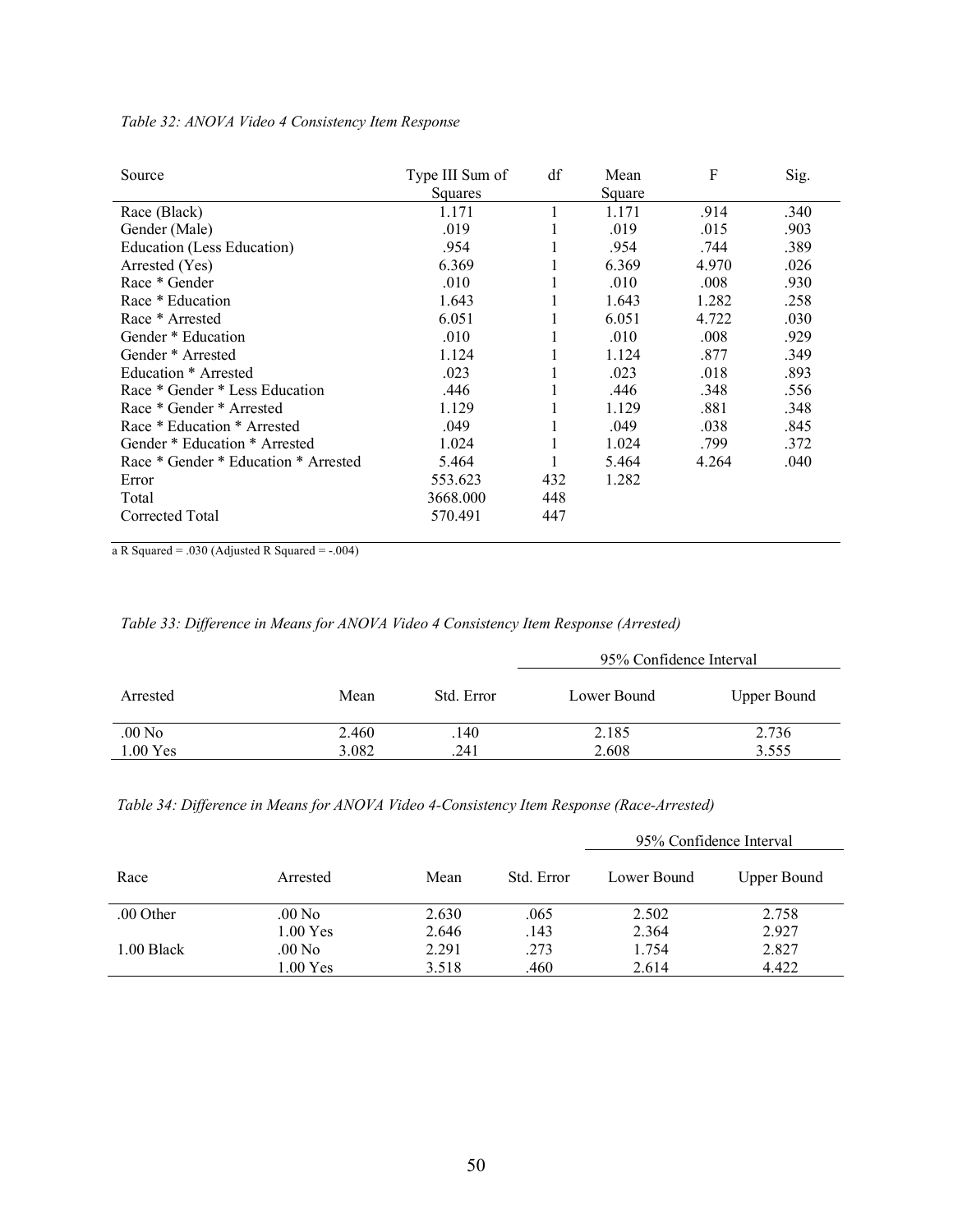*Table 32: ANOVA Video 4 Consistency Item Response*

| Source | Type III Sum of Squares | df | Mean Square | F | Sig. |
|---|---|---|---|---|---|
| Race (Black) | 1.171 | 1 | 1.171 | .914 | .340 |
| Gender (Male) | .019 | 1 | .019 | .015 | .903 |
| Education (Less Education) | .954 | 1 | .954 | .744 | .389 |
| Arrested (Yes) | 6.369 | 1 | 6.369 | 4.970 | .026 |
| Race * Gender | .010 | 1 | .010 | .008 | .930 |
| Race * Education | 1.643 | 1 | 1.643 | 1.282 | .258 |
| Race * Arrested | 6.051 | 1 | 6.051 | 4.722 | .030 |
| Gender * Education | .010 | 1 | .010 | .008 | .929 |
| Gender * Arrested | 1.124 | 1 | 1.124 | .877 | .349 |
| Education * Arrested | .023 | 1 | .023 | .018 | .893 |
| Race * Gender * Less Education | .446 | 1 | .446 | .348 | .556 |
| Race * Gender * Arrested | 1.129 | 1 | 1.129 | .881 | .348 |
| Race * Education * Arrested | .049 | 1 | .049 | .038 | .845 |
| Gender * Education * Arrested | 1.024 | 1 | 1.024 | .799 | .372 |
| Race * Gender * Education * Arrested | 5.464 | 1 | 5.464 | 4.264 | .040 |
| Error | 553.623 | 432 | 1.282 | | |
| Total | 3668.000 | 448 | | | |
| Corrected Total | 570.491 | 447 | | | |

a R Squared = .030 (Adjusted R Squared = -.004)

*Table 33: Difference in Means for ANOVA Video 4 Consistency Item Response (Arrested)*

| | | | 95% Confidence Interval | |
|---|---|---|---|---|
| Arrested | Mean | Std. Error | Lower Bound | Upper Bound |
| .00 No | 2.460 | .140 | 2.185 | 2.736 |
| 1.00 Yes | 3.082 | .241 | 2.608 | 3.555 |

*Table 34: Difference in Means for ANOVA Video 4-Consistency Item Response (Race-Arrested)*

| | | | | 95% Confidence Interval | |
|---|---|---|---|---|---|
| Race | Arrested | Mean | Std. Error | Lower Bound | Upper Bound |
| .00 Other | .00 No | 2.630 | .065 | 2.502 | 2.758 |
| | 1.00 Yes | 2.646 | .143 | 2.364 | 2.927 |
| 1.00 Black | .00 No | 2.291 | .273 | 1.754 | 2.827 |
| | 1.00 Yes | 3.518 | .460 | 2.614 | 4.422 |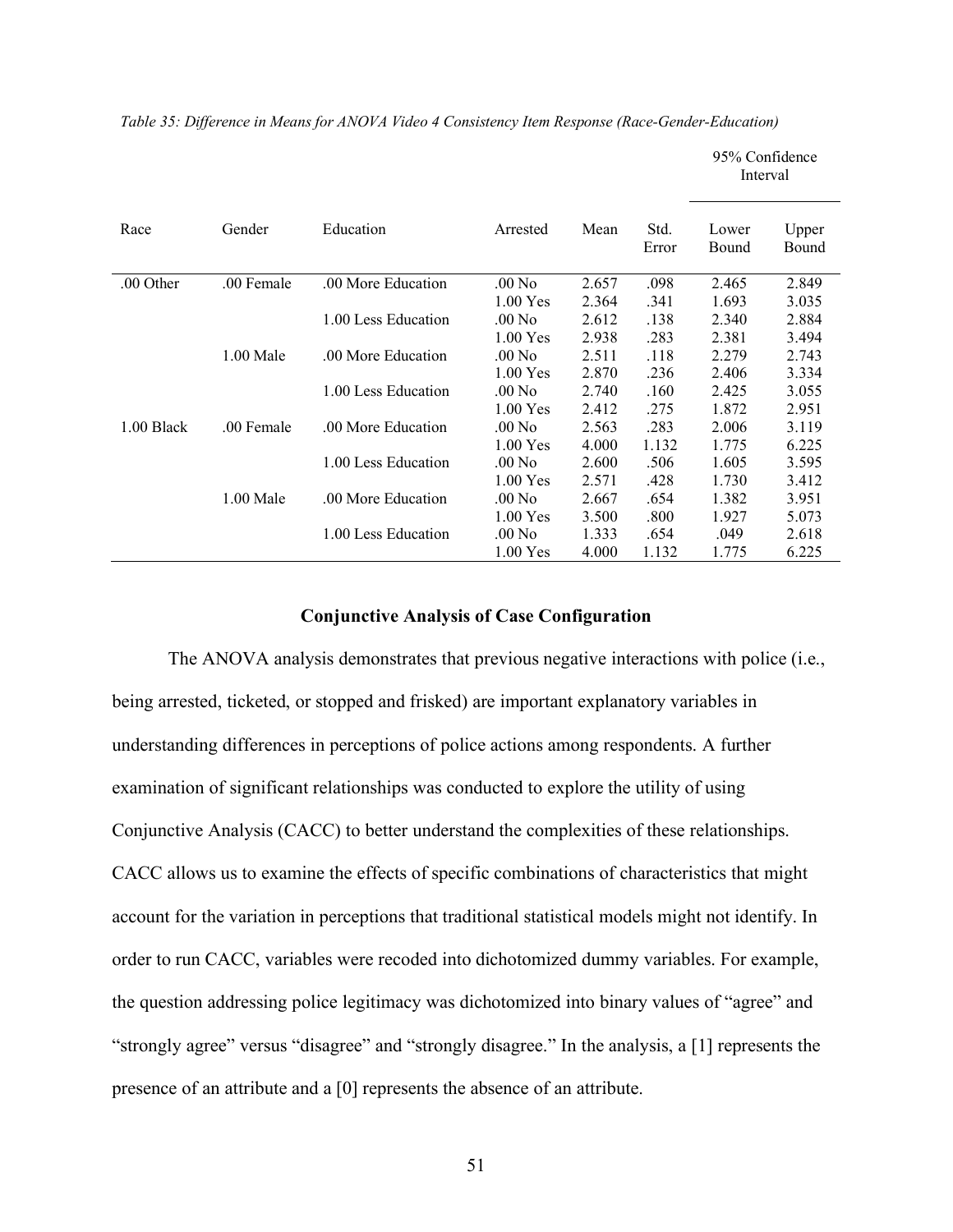*Table 35: Difference in Means for ANOVA Video 4 Consistency Item Response (Race-Gender-Education)*

| Race | Gender | Education | Arrested | Mean | Std. Error | 95% Confidence Interval Lower Bound | 95% Confidence Interval Upper Bound |
|---|---|---|---|---|---|---|---|
| .00 Other | .00 Female | .00 More Education | .00 No | 2.657 | .098 | 2.465 | 2.849 |
| | | | 1.00 Yes | 2.364 | .341 | 1.693 | 3.035 |
| | | 1.00 Less Education | .00 No | 2.612 | .138 | 2.340 | 2.884 |
| | | | 1.00 Yes | 2.938 | .283 | 2.381 | 3.494 |
| | 1.00 Male | .00 More Education | .00 No | 2.511 | .118 | 2.279 | 2.743 |
| | | | 1.00 Yes | 2.870 | .236 | 2.406 | 3.334 |
| | | 1.00 Less Education | .00 No | 2.740 | .160 | 2.425 | 3.055 |
| | | | 1.00 Yes | 2.412 | .275 | 1.872 | 2.951 |
| 1.00 Black | .00 Female | .00 More Education | .00 No | 2.563 | .283 | 2.006 | 3.119 |
| | | | 1.00 Yes | 4.000 | 1.132 | 1.775 | 6.225 |
| | | 1.00 Less Education | .00 No | 2.600 | .506 | 1.605 | 3.595 |
| | | | 1.00 Yes | 2.571 | .428 | 1.730 | 3.412 |
| | 1.00 Male | .00 More Education | .00 No | 2.667 | .654 | 1.382 | 3.951 |
| | | | 1.00 Yes | 3.500 | .800 | 1.927 | 5.073 |
| | | 1.00 Less Education | .00 No | 1.333 | .654 | .049 | 2.618 |
| | | | 1.00 Yes | 4.000 | 1.132 | 1.775 | 6.225 |

## Conjunctive Analysis of Case Configuration

The ANOVA analysis demonstrates that previous negative interactions with police (i.e., being arrested, ticketed, or stopped and frisked) are important explanatory variables in understanding differences in perceptions of police actions among respondents. A further examination of significant relationships was conducted to explore the utility of using Conjunctive Analysis (CACC) to better understand the complexities of these relationships. CACC allows us to examine the effects of specific combinations of characteristics that might account for the variation in perceptions that traditional statistical models might not identify. In order to run CACC, variables were recoded into dichotomized dummy variables. For example, the question addressing police legitimacy was dichotomized into binary values of "agree" and "strongly agree" versus "disagree" and "strongly disagree." In the analysis, a [1] represents the presence of an attribute and a [0] represents the absence of an attribute.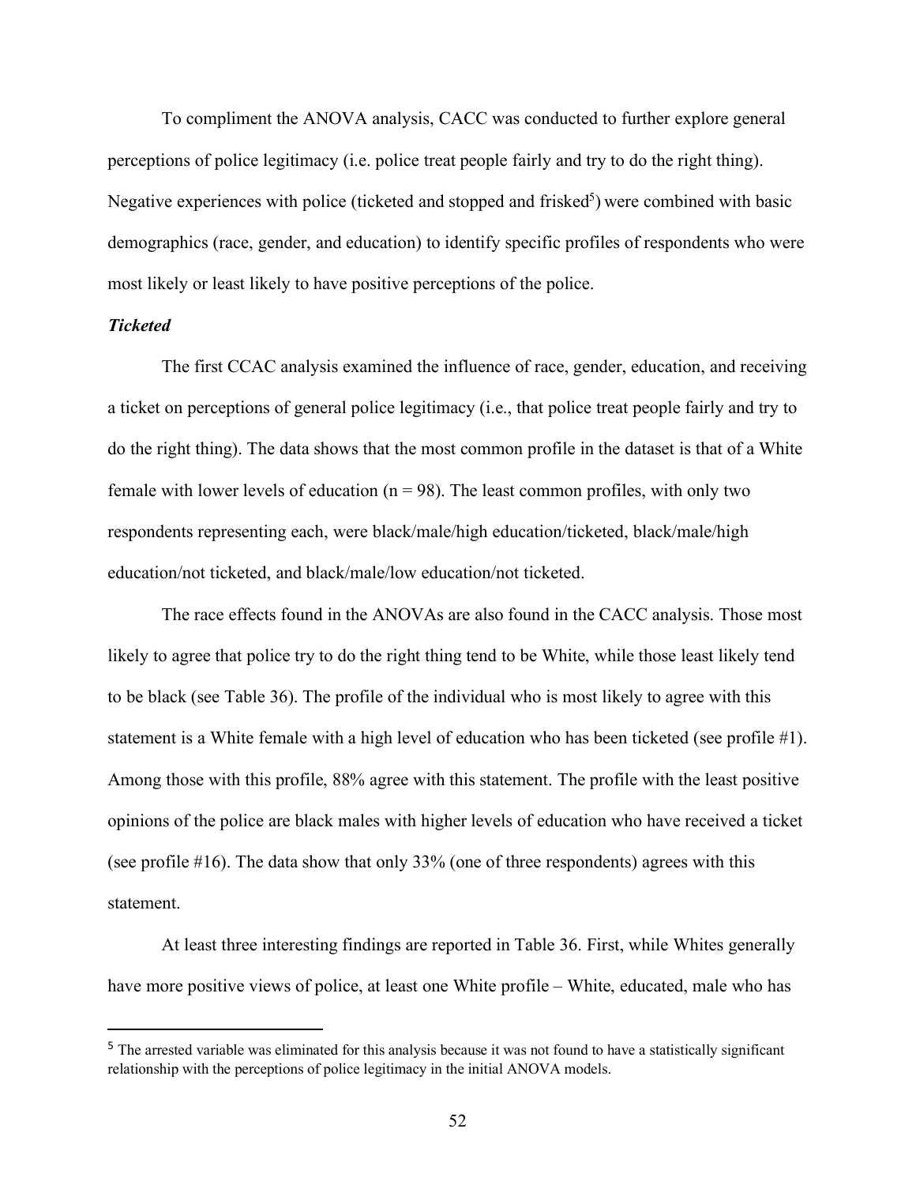To compliment the ANOVA analysis, CACC was conducted to further explore general perceptions of police legitimacy (i.e. police treat people fairly and try to do the right thing). Negative experiences with police (ticketed and stopped and frisked[5]) were combined with basic demographics (race, gender, and education) to identify specific profiles of respondents who were most likely or least likely to have positive perceptions of the police.

***Ticketed***

The first CCAC analysis examined the influence of race, gender, education, and receiving a ticket on perceptions of general police legitimacy (i.e., that police treat people fairly and try to do the right thing). The data shows that the most common profile in the dataset is that of a White female with lower levels of education (n = 98). The least common profiles, with only two respondents representing each, were black/male/high education/ticketed, black/male/high education/not ticketed, and black/male/low education/not ticketed.

The race effects found in the ANOVAs are also found in the CACC analysis. Those most likely to agree that police try to do the right thing tend to be White, while those least likely tend to be black (see Table 36). The profile of the individual who is most likely to agree with this statement is a White female with a high level of education who has been ticketed (see profile #1). Among those with this profile, 88% agree with this statement. The profile with the least positive opinions of the police are black males with higher levels of education who have received a ticket (see profile #16). The data show that only 33% (one of three respondents) agrees with this statement.

At least three interesting findings are reported in Table 36. First, while Whites generally have more positive views of police, at least one White profile – White, educated, male who has

[5] The arrested variable was eliminated for this analysis because it was not found to have a statistically significant relationship with the perceptions of police legitimacy in the initial ANOVA models.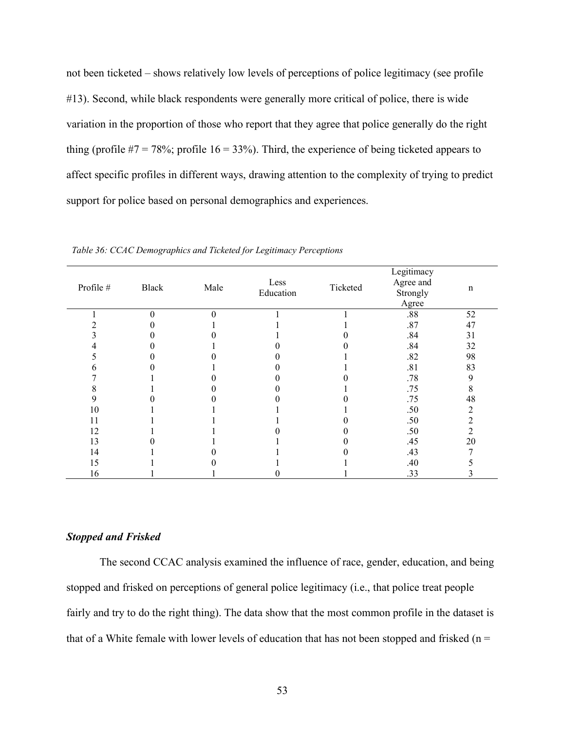not been ticketed – shows relatively low levels of perceptions of police legitimacy (see profile #13). Second, while black respondents were generally more critical of police, there is wide variation in the proportion of those who report that they agree that police generally do the right thing (profile #7 = 78%; profile 16 = 33%). Third, the experience of being ticketed appears to affect specific profiles in different ways, drawing attention to the complexity of trying to predict support for police based on personal demographics and experiences.

*Table 36: CCAC Demographics and Ticketed for Legitimacy Perceptions*

| Profile # | Black | Male | Less Education | Ticketed | Legitimacy Agree and Strongly Agree | n |
|---|---|---|---|---|---|---|
| 1 | 0 | 0 | 1 | 1 | .88 | 52 |
| 2 | 0 | 1 | 1 | 1 | .87 | 47 |
| 3 | 0 | 0 | 1 | 0 | .84 | 31 |
| 4 | 0 | 1 | 0 | 0 | .84 | 32 |
| 5 | 0 | 0 | 0 | 1 | .82 | 98 |
| 6 | 0 | 1 | 0 | 1 | .81 | 83 |
| 7 | 1 | 0 | 0 | 0 | .78 | 9 |
| 8 | 1 | 0 | 0 | 1 | .75 | 8 |
| 9 | 0 | 0 | 0 | 0 | .75 | 48 |
| 10 | 1 | 1 | 1 | 1 | .50 | 2 |
| 11 | 1 | 1 | 1 | 0 | .50 | 2 |
| 12 | 1 | 1 | 0 | 0 | .50 | 2 |
| 13 | 0 | 1 | 1 | 0 | .45 | 20 |
| 14 | 1 | 0 | 1 | 0 | .43 | 7 |
| 15 | 1 | 0 | 1 | 1 | .40 | 5 |
| 16 | 1 | 1 | 0 | 1 | .33 | 3 |

### *Stopped and Frisked*

The second CCAC analysis examined the influence of race, gender, education, and being stopped and frisked on perceptions of general police legitimacy (i.e., that police treat people fairly and try to do the right thing). The data show that the most common profile in the dataset is that of a White female with lower levels of education that has not been stopped and frisked (n =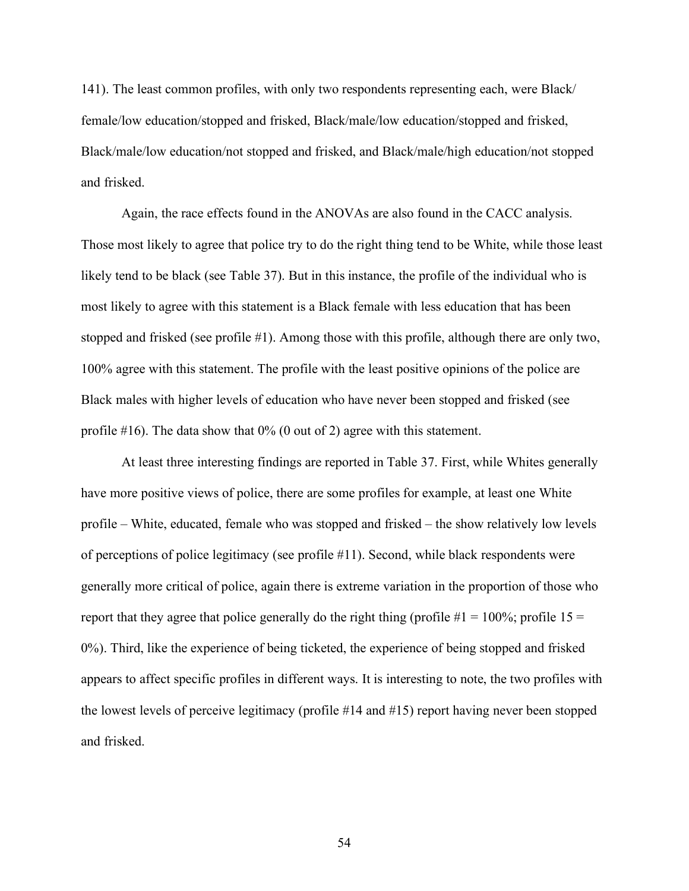141). The least common profiles, with only two respondents representing each, were Black/ female/low education/stopped and frisked, Black/male/low education/stopped and frisked, Black/male/low education/not stopped and frisked, and Black/male/high education/not stopped and frisked.

Again, the race effects found in the ANOVAs are also found in the CACC analysis. Those most likely to agree that police try to do the right thing tend to be White, while those least likely tend to be black (see Table 37). But in this instance, the profile of the individual who is most likely to agree with this statement is a Black female with less education that has been stopped and frisked (see profile #1). Among those with this profile, although there are only two, 100% agree with this statement. The profile with the least positive opinions of the police are Black males with higher levels of education who have never been stopped and frisked (see profile #16). The data show that 0% (0 out of 2) agree with this statement.

At least three interesting findings are reported in Table 37. First, while Whites generally have more positive views of police, there are some profiles for example, at least one White profile – White, educated, female who was stopped and frisked – the show relatively low levels of perceptions of police legitimacy (see profile #11). Second, while black respondents were generally more critical of police, again there is extreme variation in the proportion of those who report that they agree that police generally do the right thing (profile #1 = 100%; profile 15 = 0%). Third, like the experience of being ticketed, the experience of being stopped and frisked appears to affect specific profiles in different ways. It is interesting to note, the two profiles with the lowest levels of perceive legitimacy (profile #14 and #15) report having never been stopped and frisked.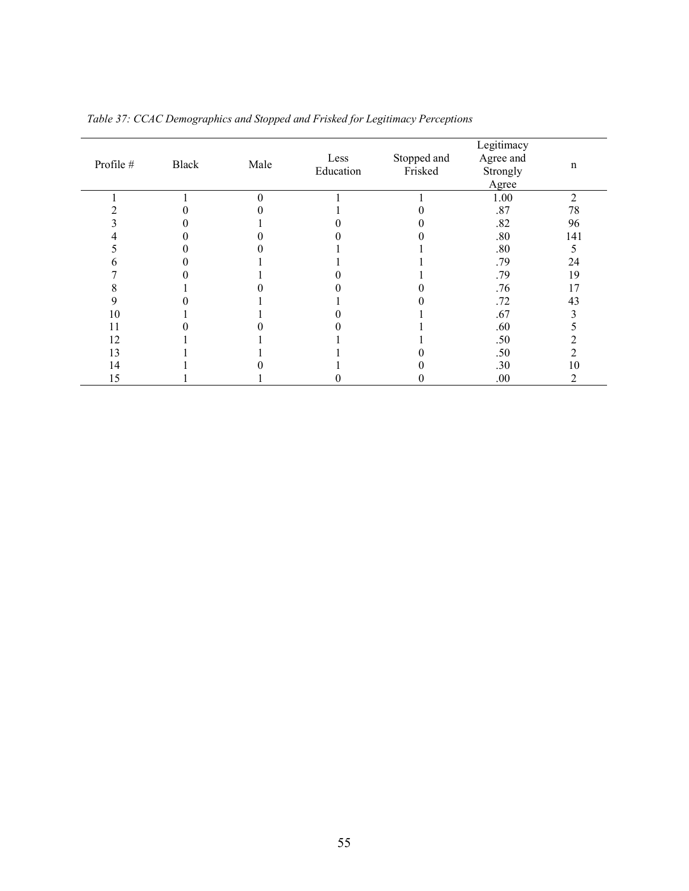*Table 37: CCAC Demographics and Stopped and Frisked for Legitimacy Perceptions*

| Profile # | Black | Male | Less Education | Stopped and Frisked | Legitimacy Agree and Strongly Agree | n |
|---|---|---|---|---|---|---|
| 1 | 1 | 0 | 1 | 1 | 1.00 | 2 |
| 2 | 0 | 0 | 1 | 0 | .87 | 78 |
| 3 | 0 | 1 | 0 | 0 | .82 | 96 |
| 4 | 0 | 0 | 0 | 0 | .80 | 141 |
| 5 | 0 | 0 | 1 | 1 | .80 | 5 |
| 6 | 0 | 1 | 1 | 1 | .79 | 24 |
| 7 | 0 | 1 | 0 | 1 | .79 | 19 |
| 8 | 1 | 0 | 0 | 0 | .76 | 17 |
| 9 | 0 | 1 | 1 | 0 | .72 | 43 |
| 10 | 1 | 1 | 0 | 1 | .67 | 3 |
| 11 | 0 | 0 | 0 | 1 | .60 | 5 |
| 12 | 1 | 1 | 1 | 1 | .50 | 2 |
| 13 | 1 | 1 | 1 | 0 | .50 | 2 |
| 14 | 1 | 0 | 1 | 0 | .30 | 10 |
| 15 | 1 | 1 | 0 | 0 | .00 | 2 |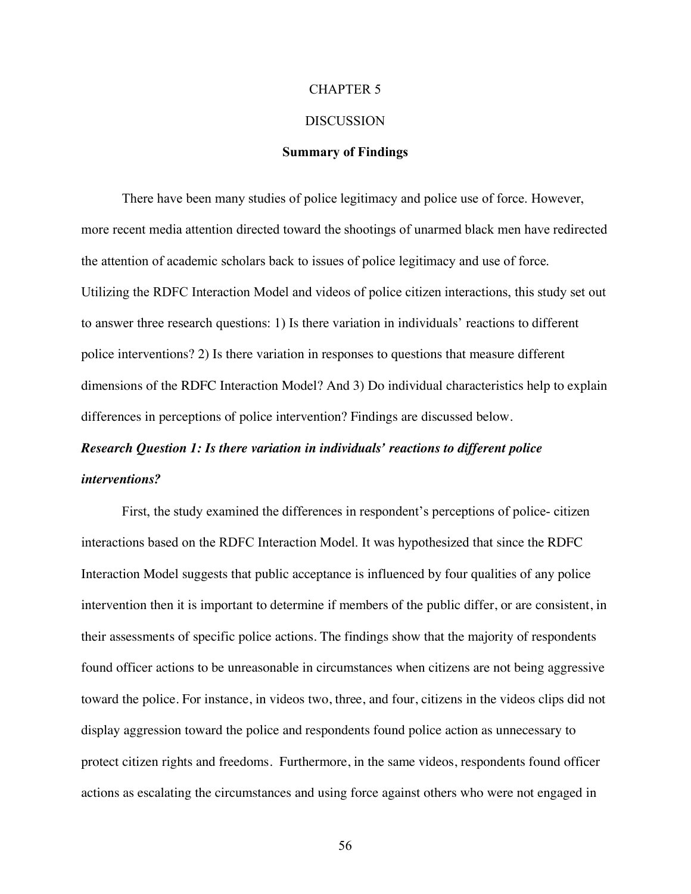# CHAPTER 5

# DISCUSSION

## Summary of Findings

There have been many studies of police legitimacy and police use of force. However, more recent media attention directed toward the shootings of unarmed black men have redirected the attention of academic scholars back to issues of police legitimacy and use of force. Utilizing the RDFC Interaction Model and videos of police citizen interactions, this study set out to answer three research questions: 1) Is there variation in individuals' reactions to different police interventions? 2) Is there variation in responses to questions that measure different dimensions of the RDFC Interaction Model? And 3) Do individual characteristics help to explain differences in perceptions of police intervention? Findings are discussed below.

### *Research Question 1: Is there variation in individuals' reactions to different police interventions?*

First, the study examined the differences in respondent's perceptions of police- citizen interactions based on the RDFC Interaction Model. It was hypothesized that since the RDFC Interaction Model suggests that public acceptance is influenced by four qualities of any police intervention then it is important to determine if members of the public differ, or are consistent, in their assessments of specific police actions. The findings show that the majority of respondents found officer actions to be unreasonable in circumstances when citizens are not being aggressive toward the police. For instance, in videos two, three, and four, citizens in the videos clips did not display aggression toward the police and respondents found police action as unnecessary to protect citizen rights and freedoms. Furthermore, in the same videos, respondents found officer actions as escalating the circumstances and using force against others who were not engaged in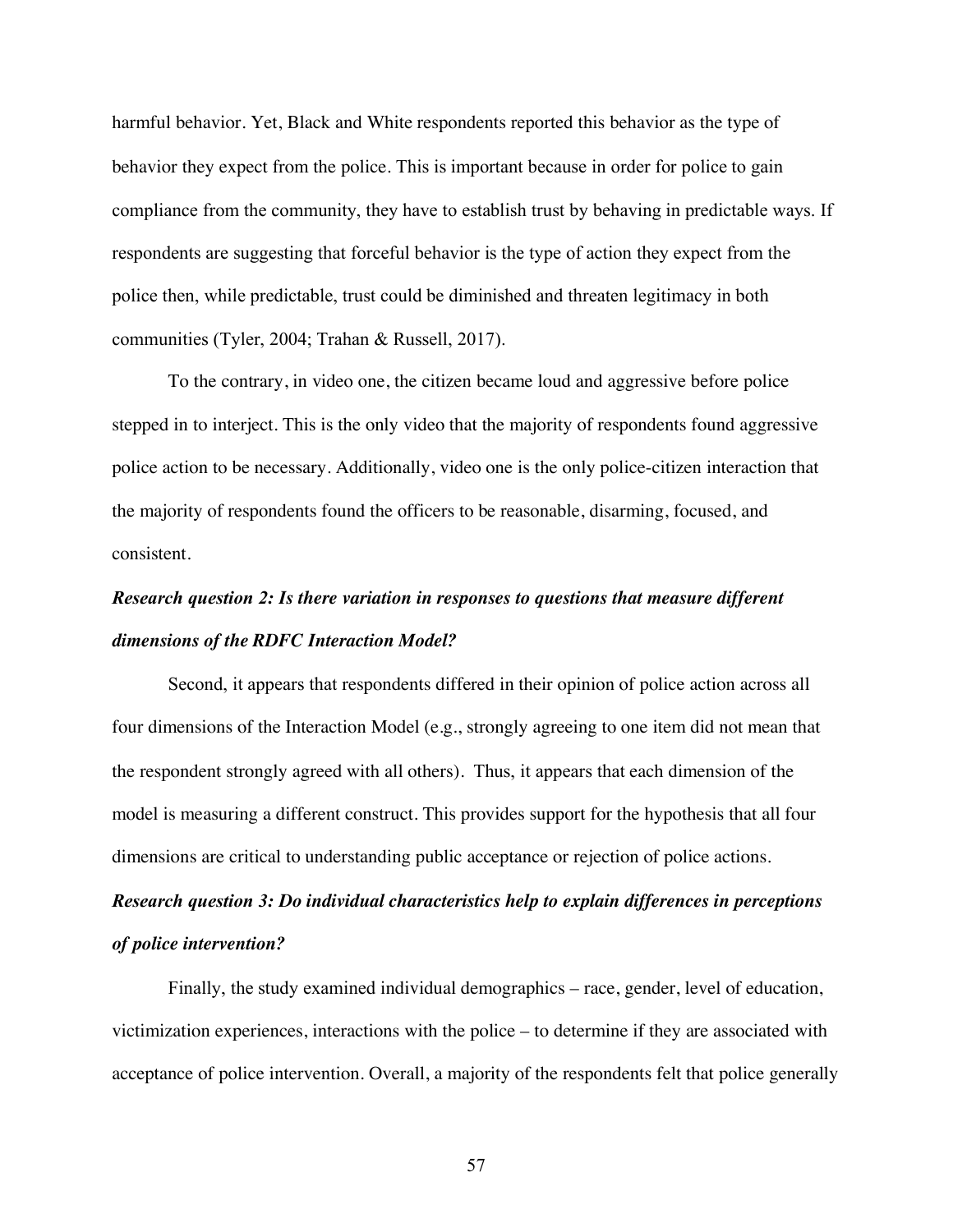harmful behavior. Yet, Black and White respondents reported this behavior as the type of behavior they expect from the police. This is important because in order for police to gain compliance from the community, they have to establish trust by behaving in predictable ways. If respondents are suggesting that forceful behavior is the type of action they expect from the police then, while predictable, trust could be diminished and threaten legitimacy in both communities (Tyler, 2004; Trahan & Russell, 2017).

To the contrary, in video one, the citizen became loud and aggressive before police stepped in to interject. This is the only video that the majority of respondents found aggressive police action to be necessary. Additionally, video one is the only police-citizen interaction that the majority of respondents found the officers to be reasonable, disarming, focused, and consistent.

***Research question 2: Is there variation in responses to questions that measure different dimensions of the RDFC Interaction Model?***

Second, it appears that respondents differed in their opinion of police action across all four dimensions of the Interaction Model (e.g., strongly agreeing to one item did not mean that the respondent strongly agreed with all others). Thus, it appears that each dimension of the model is measuring a different construct. This provides support for the hypothesis that all four dimensions are critical to understanding public acceptance or rejection of police actions.

***Research question 3: Do individual characteristics help to explain differences in perceptions of police intervention?***

Finally, the study examined individual demographics – race, gender, level of education, victimization experiences, interactions with the police – to determine if they are associated with acceptance of police intervention. Overall, a majority of the respondents felt that police generally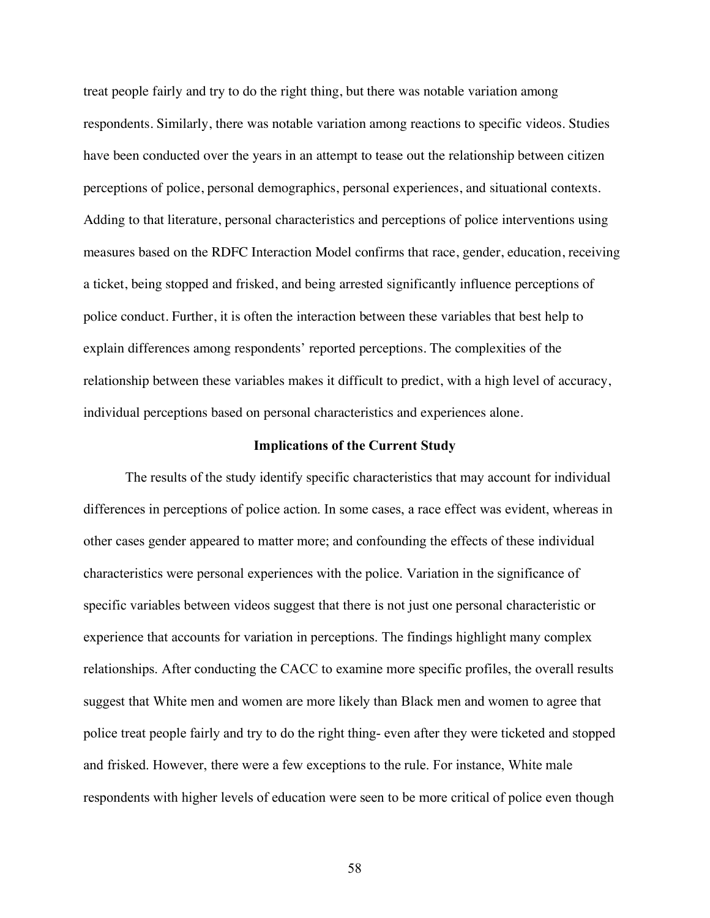treat people fairly and try to do the right thing, but there was notable variation among respondents. Similarly, there was notable variation among reactions to specific videos. Studies have been conducted over the years in an attempt to tease out the relationship between citizen perceptions of police, personal demographics, personal experiences, and situational contexts. Adding to that literature, personal characteristics and perceptions of police interventions using measures based on the RDFC Interaction Model confirms that race, gender, education, receiving a ticket, being stopped and frisked, and being arrested significantly influence perceptions of police conduct. Further, it is often the interaction between these variables that best help to explain differences among respondents' reported perceptions. The complexities of the relationship between these variables makes it difficult to predict, with a high level of accuracy, individual perceptions based on personal characteristics and experiences alone.

## Implications of the Current Study

The results of the study identify specific characteristics that may account for individual differences in perceptions of police action. In some cases, a race effect was evident, whereas in other cases gender appeared to matter more; and confounding the effects of these individual characteristics were personal experiences with the police. Variation in the significance of specific variables between videos suggest that there is not just one personal characteristic or experience that accounts for variation in perceptions. The findings highlight many complex relationships. After conducting the CACC to examine more specific profiles, the overall results suggest that White men and women are more likely than Black men and women to agree that police treat people fairly and try to do the right thing- even after they were ticketed and stopped and frisked. However, there were a few exceptions to the rule. For instance, White male respondents with higher levels of education were seen to be more critical of police even though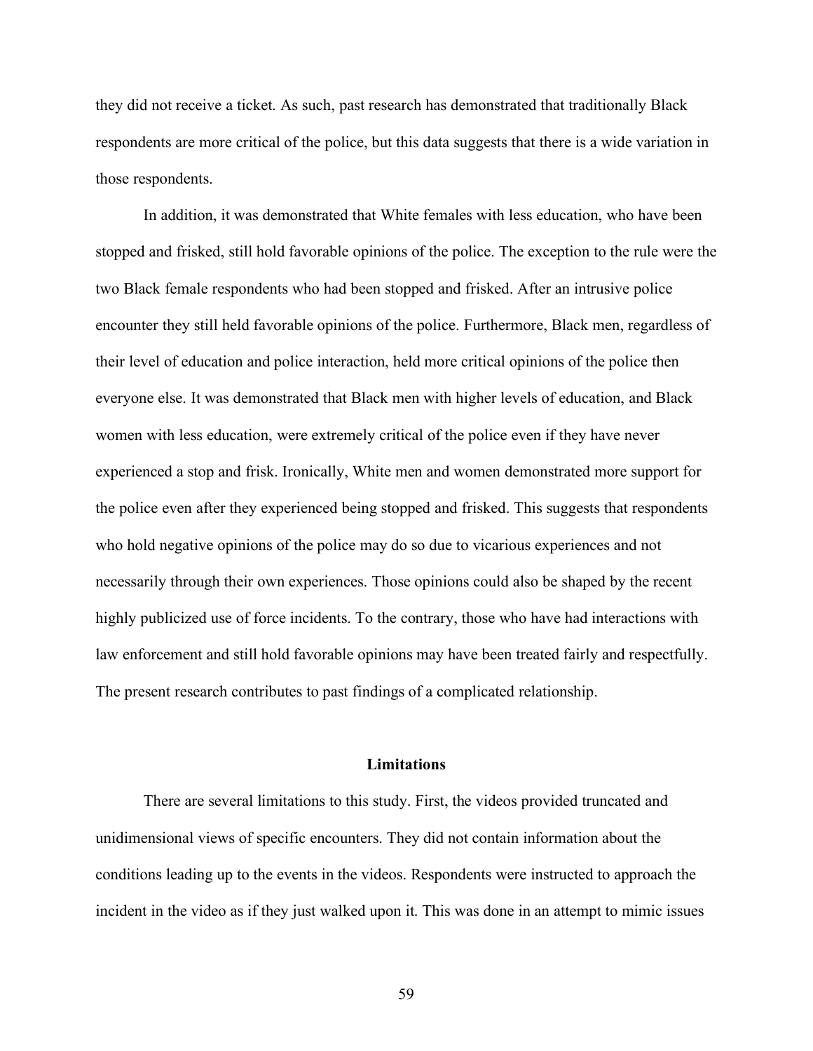they did not receive a ticket. As such, past research has demonstrated that traditionally Black respondents are more critical of the police, but this data suggests that there is a wide variation in those respondents.

In addition, it was demonstrated that White females with less education, who have been stopped and frisked, still hold favorable opinions of the police. The exception to the rule were the two Black female respondents who had been stopped and frisked. After an intrusive police encounter they still held favorable opinions of the police. Furthermore, Black men, regardless of their level of education and police interaction, held more critical opinions of the police then everyone else. It was demonstrated that Black men with higher levels of education, and Black women with less education, were extremely critical of the police even if they have never experienced a stop and frisk. Ironically, White men and women demonstrated more support for the police even after they experienced being stopped and frisked. This suggests that respondents who hold negative opinions of the police may do so due to vicarious experiences and not necessarily through their own experiences. Those opinions could also be shaped by the recent highly publicized use of force incidents. To the contrary, those who have had interactions with law enforcement and still hold favorable opinions may have been treated fairly and respectfully. The present research contributes to past findings of a complicated relationship.

## Limitations

There are several limitations to this study. First, the videos provided truncated and unidimensional views of specific encounters. They did not contain information about the conditions leading up to the events in the videos. Respondents were instructed to approach the incident in the video as if they just walked upon it. This was done in an attempt to mimic issues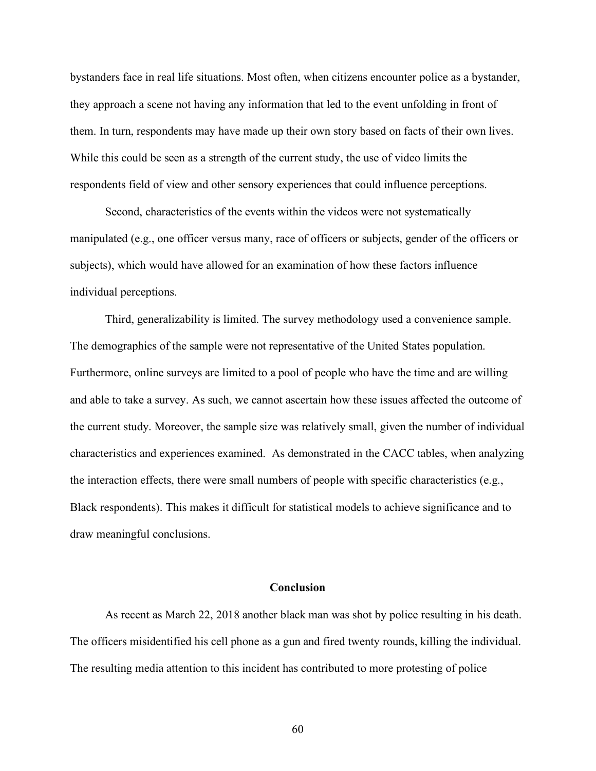bystanders face in real life situations. Most often, when citizens encounter police as a bystander, they approach a scene not having any information that led to the event unfolding in front of them. In turn, respondents may have made up their own story based on facts of their own lives. While this could be seen as a strength of the current study, the use of video limits the respondents field of view and other sensory experiences that could influence perceptions.

Second, characteristics of the events within the videos were not systematically manipulated (e.g., one officer versus many, race of officers or subjects, gender of the officers or subjects), which would have allowed for an examination of how these factors influence individual perceptions.

Third, generalizability is limited. The survey methodology used a convenience sample. The demographics of the sample were not representative of the United States population. Furthermore, online surveys are limited to a pool of people who have the time and are willing and able to take a survey. As such, we cannot ascertain how these issues affected the outcome of the current study. Moreover, the sample size was relatively small, given the number of individual characteristics and experiences examined. As demonstrated in the CACC tables, when analyzing the interaction effects, there were small numbers of people with specific characteristics (e.g., Black respondents). This makes it difficult for statistical models to achieve significance and to draw meaningful conclusions.

## Conclusion

As recent as March 22, 2018 another black man was shot by police resulting in his death. The officers misidentified his cell phone as a gun and fired twenty rounds, killing the individual. The resulting media attention to this incident has contributed to more protesting of police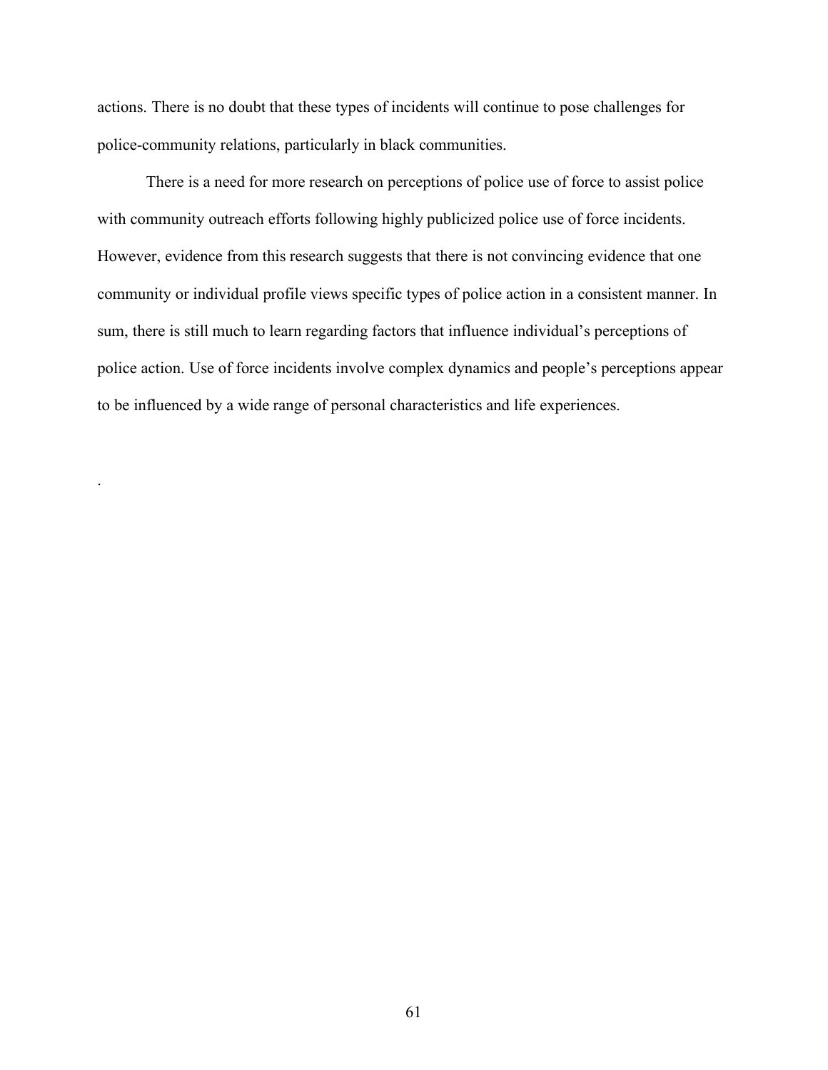actions. There is no doubt that these types of incidents will continue to pose challenges for police-community relations, particularly in black communities.

There is a need for more research on perceptions of police use of force to assist police with community outreach efforts following highly publicized police use of force incidents. However, evidence from this research suggests that there is not convincing evidence that one community or individual profile views specific types of police action in a consistent manner. In sum, there is still much to learn regarding factors that influence individual's perceptions of police action. Use of force incidents involve complex dynamics and people's perceptions appear to be influenced by a wide range of personal characteristics and life experiences.

.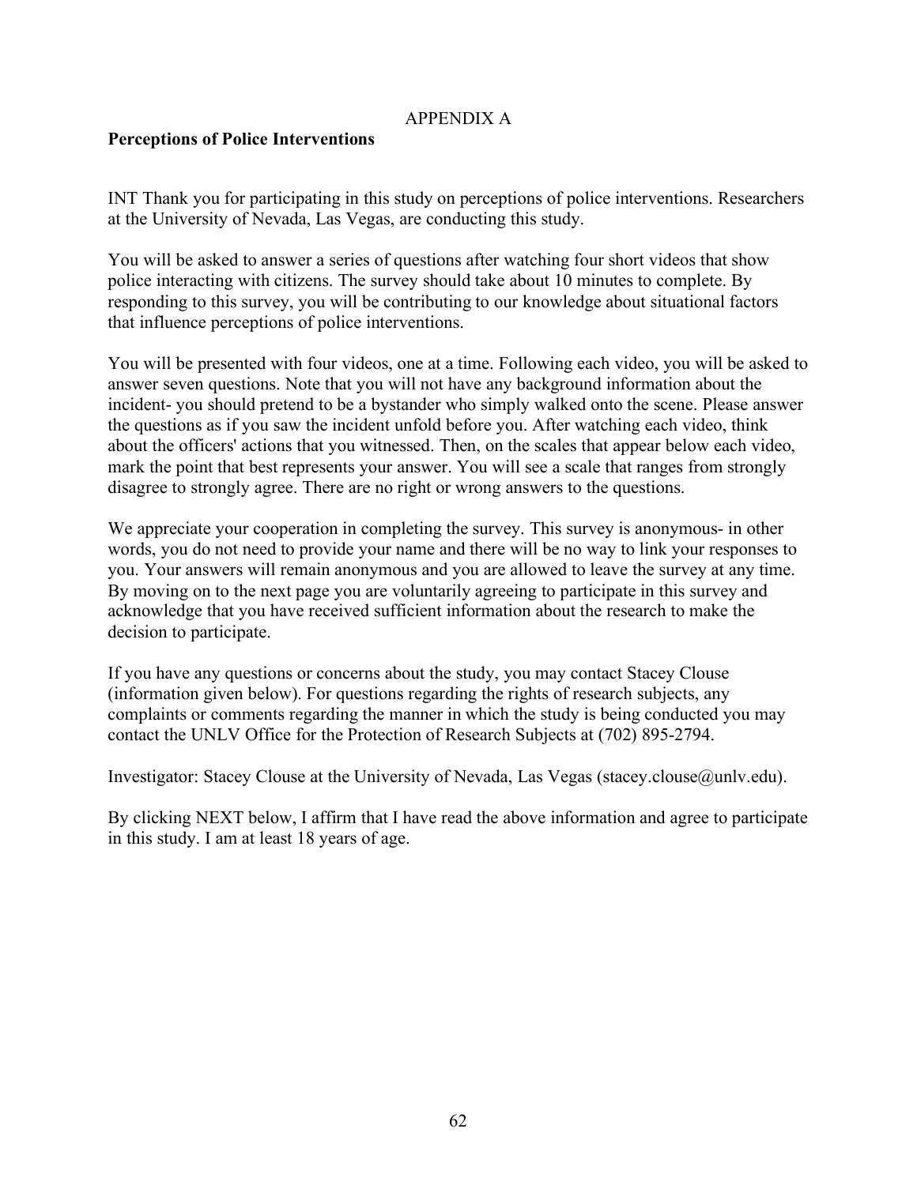# APPENDIX A

**Perceptions of Police Interventions**

INT Thank you for participating in this study on perceptions of police interventions. Researchers at the University of Nevada, Las Vegas, are conducting this study.

You will be asked to answer a series of questions after watching four short videos that show police interacting with citizens. The survey should take about 10 minutes to complete. By responding to this survey, you will be contributing to our knowledge about situational factors that influence perceptions of police interventions.

You will be presented with four videos, one at a time. Following each video, you will be asked to answer seven questions. Note that you will not have any background information about the incident- you should pretend to be a bystander who simply walked onto the scene. Please answer the questions as if you saw the incident unfold before you. After watching each video, think about the officers' actions that you witnessed. Then, on the scales that appear below each video, mark the point that best represents your answer. You will see a scale that ranges from strongly disagree to strongly agree. There are no right or wrong answers to the questions.

We appreciate your cooperation in completing the survey. This survey is anonymous- in other words, you do not need to provide your name and there will be no way to link your responses to you. Your answers will remain anonymous and you are allowed to leave the survey at any time. By moving on to the next page you are voluntarily agreeing to participate in this survey and acknowledge that you have received sufficient information about the research to make the decision to participate.

If you have any questions or concerns about the study, you may contact Stacey Clouse (information given below). For questions regarding the rights of research subjects, any complaints or comments regarding the manner in which the study is being conducted you may contact the UNLV Office for the Protection of Research Subjects at (702) 895-2794.

Investigator: Stacey Clouse at the University of Nevada, Las Vegas (stacey.clouse@unlv.edu).

By clicking NEXT below, I affirm that I have read the above information and agree to participate in this study. I am at least 18 years of age.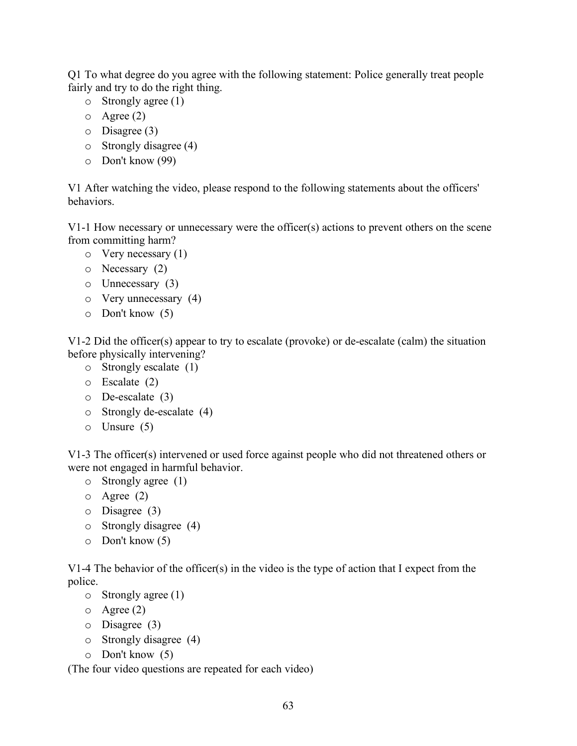Q1 To what degree do you agree with the following statement: Police generally treat people fairly and try to do the right thing.

- Strongly agree (1)
- Agree (2)
- Disagree (3)
- Strongly disagree (4)
- Don't know (99)

V1 After watching the video, please respond to the following statements about the officers' behaviors.

V1-1 How necessary or unnecessary were the officer(s) actions to prevent others on the scene from committing harm?

- Very necessary (1)
- Necessary (2)
- Unnecessary (3)
- Very unnecessary (4)
- Don't know (5)

V1-2 Did the officer(s) appear to try to escalate (provoke) or de-escalate (calm) the situation before physically intervening?

- Strongly escalate (1)
- Escalate (2)
- De-escalate (3)
- Strongly de-escalate (4)
- Unsure (5)

V1-3 The officer(s) intervened or used force against people who did not threatened others or were not engaged in harmful behavior.

- Strongly agree (1)
- Agree (2)
- Disagree (3)
- Strongly disagree (4)
- Don't know (5)

V1-4 The behavior of the officer(s) in the video is the type of action that I expect from the police.

- Strongly agree (1)
- Agree (2)
- Disagree (3)
- Strongly disagree (4)
- Don't know (5)

(The four video questions are repeated for each video)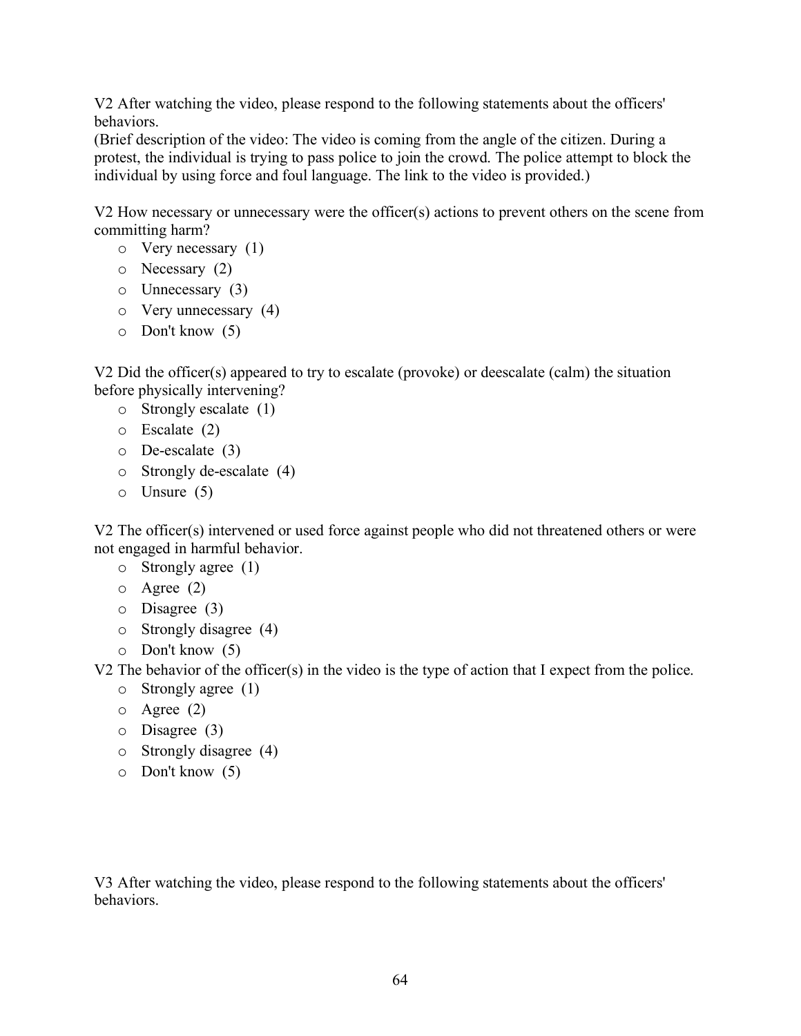V2 After watching the video, please respond to the following statements about the officers' behaviors.
(Brief description of the video: The video is coming from the angle of the citizen. During a protest, the individual is trying to pass police to join the crowd. The police attempt to block the individual by using force and foul language. The link to the video is provided.)

V2 How necessary or unnecessary were the officer(s) actions to prevent others on the scene from committing harm?

- o Very necessary (1)
- o Necessary (2)
- o Unnecessary (3)
- o Very unnecessary (4)
- o Don't know (5)

V2 Did the officer(s) appeared to try to escalate (provoke) or deescalate (calm) the situation before physically intervening?

- o Strongly escalate (1)
- o Escalate (2)
- o De-escalate (3)
- o Strongly de-escalate (4)
- o Unsure (5)

V2 The officer(s) intervened or used force against people who did not threatened others or were not engaged in harmful behavior.

- o Strongly agree (1)
- o Agree (2)
- o Disagree (3)
- o Strongly disagree (4)
- o Don't know (5)

V2 The behavior of the officer(s) in the video is the type of action that I expect from the police.

- o Strongly agree (1)
- o Agree (2)
- o Disagree (3)
- o Strongly disagree (4)
- o Don't know (5)

V3 After watching the video, please respond to the following statements about the officers' behaviors.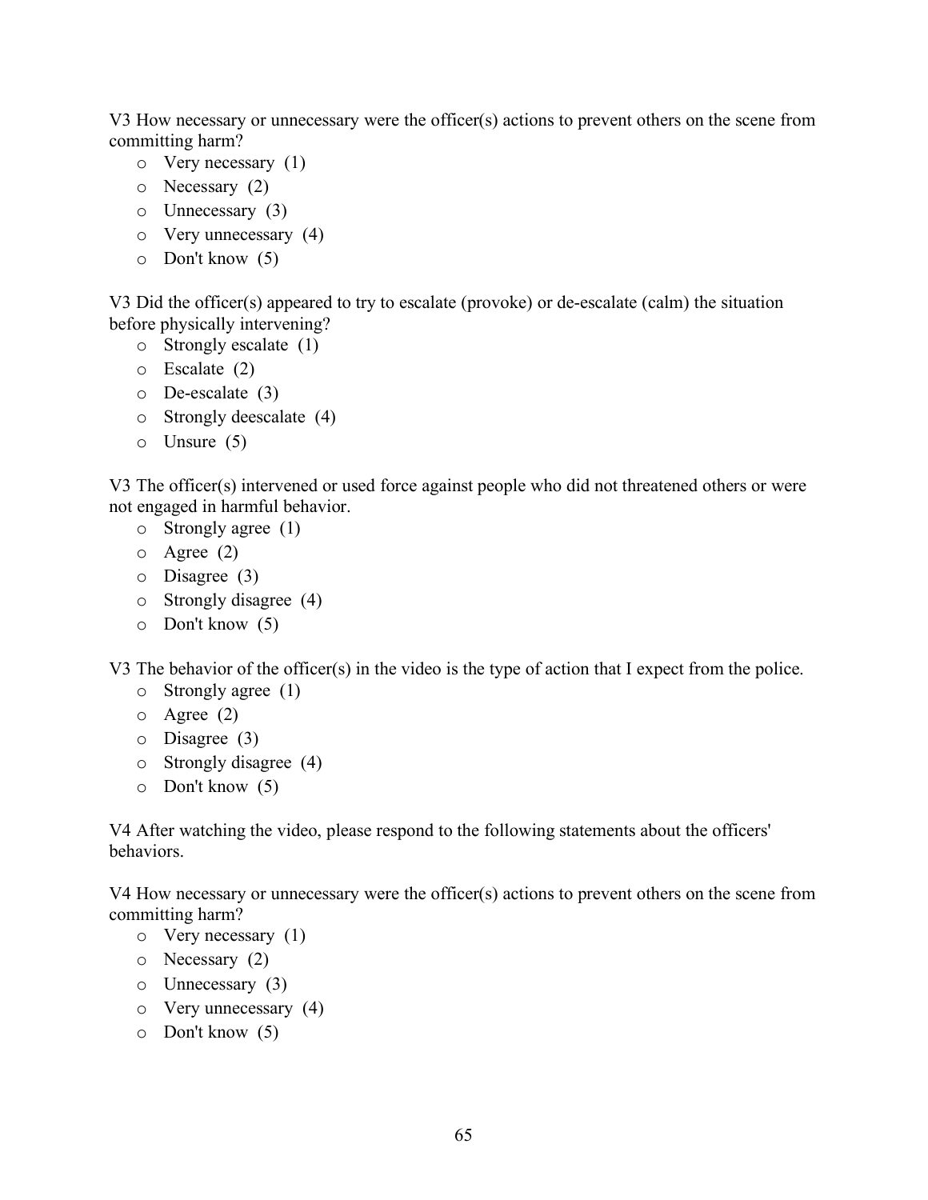V3 How necessary or unnecessary were the officer(s) actions to prevent others on the scene from committing harm?

- o Very necessary (1)
- o Necessary (2)
- o Unnecessary (3)
- o Very unnecessary (4)
- o Don't know (5)

V3 Did the officer(s) appeared to try to escalate (provoke) or de-escalate (calm) the situation before physically intervening?

- o Strongly escalate (1)
- o Escalate (2)
- o De-escalate (3)
- o Strongly deescalate (4)
- o Unsure (5)

V3 The officer(s) intervened or used force against people who did not threatened others or were not engaged in harmful behavior.

- o Strongly agree (1)
- o Agree (2)
- o Disagree (3)
- o Strongly disagree (4)
- o Don't know (5)

V3 The behavior of the officer(s) in the video is the type of action that I expect from the police.

- o Strongly agree (1)
- o Agree (2)
- o Disagree (3)
- o Strongly disagree (4)
- o Don't know (5)

V4 After watching the video, please respond to the following statements about the officers' behaviors.

V4 How necessary or unnecessary were the officer(s) actions to prevent others on the scene from committing harm?

- o Very necessary (1)
- o Necessary (2)
- o Unnecessary (3)
- o Very unnecessary (4)
- o Don't know (5)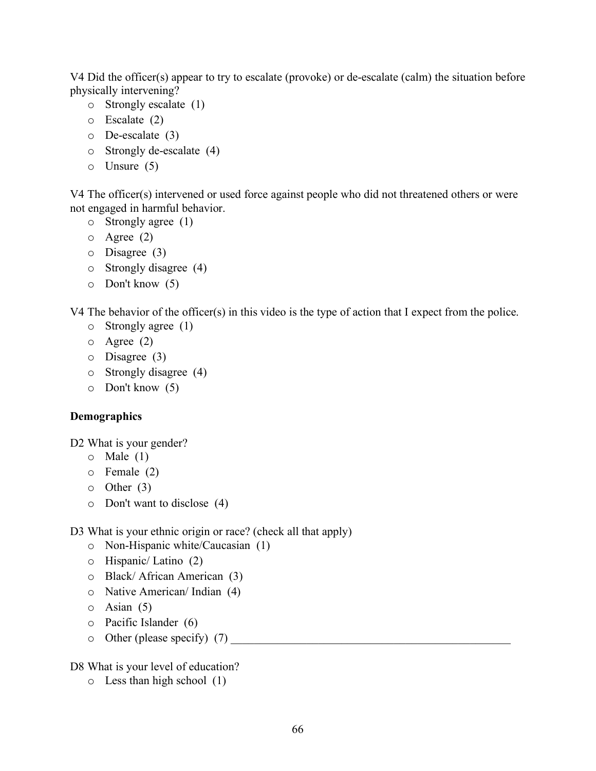V4 Did the officer(s) appear to try to escalate (provoke) or de-escalate (calm) the situation before physically intervening?

- o Strongly escalate (1)
- o Escalate (2)
- o De-escalate (3)
- o Strongly de-escalate (4)
- o Unsure (5)

V4 The officer(s) intervened or used force against people who did not threatened others or were not engaged in harmful behavior.

- o Strongly agree (1)
- o Agree (2)
- o Disagree (3)
- o Strongly disagree (4)
- o Don't know (5)

V4 The behavior of the officer(s) in this video is the type of action that I expect from the police.

- o Strongly agree (1)
- o Agree (2)
- o Disagree (3)
- o Strongly disagree (4)
- o Don't know (5)

**Demographics**

D2 What is your gender?

- o Male (1)
- o Female (2)
- o Other (3)
- o Don't want to disclose (4)

D3 What is your ethnic origin or race? (check all that apply)

- o Non-Hispanic white/Caucasian (1)
- o Hispanic/ Latino (2)
- o Black/ African American (3)
- o Native American/ Indian (4)
- o Asian (5)
- o Pacific Islander (6)
- o Other (please specify) (7) ________________________________________________

D8 What is your level of education?

- o Less than high school (1)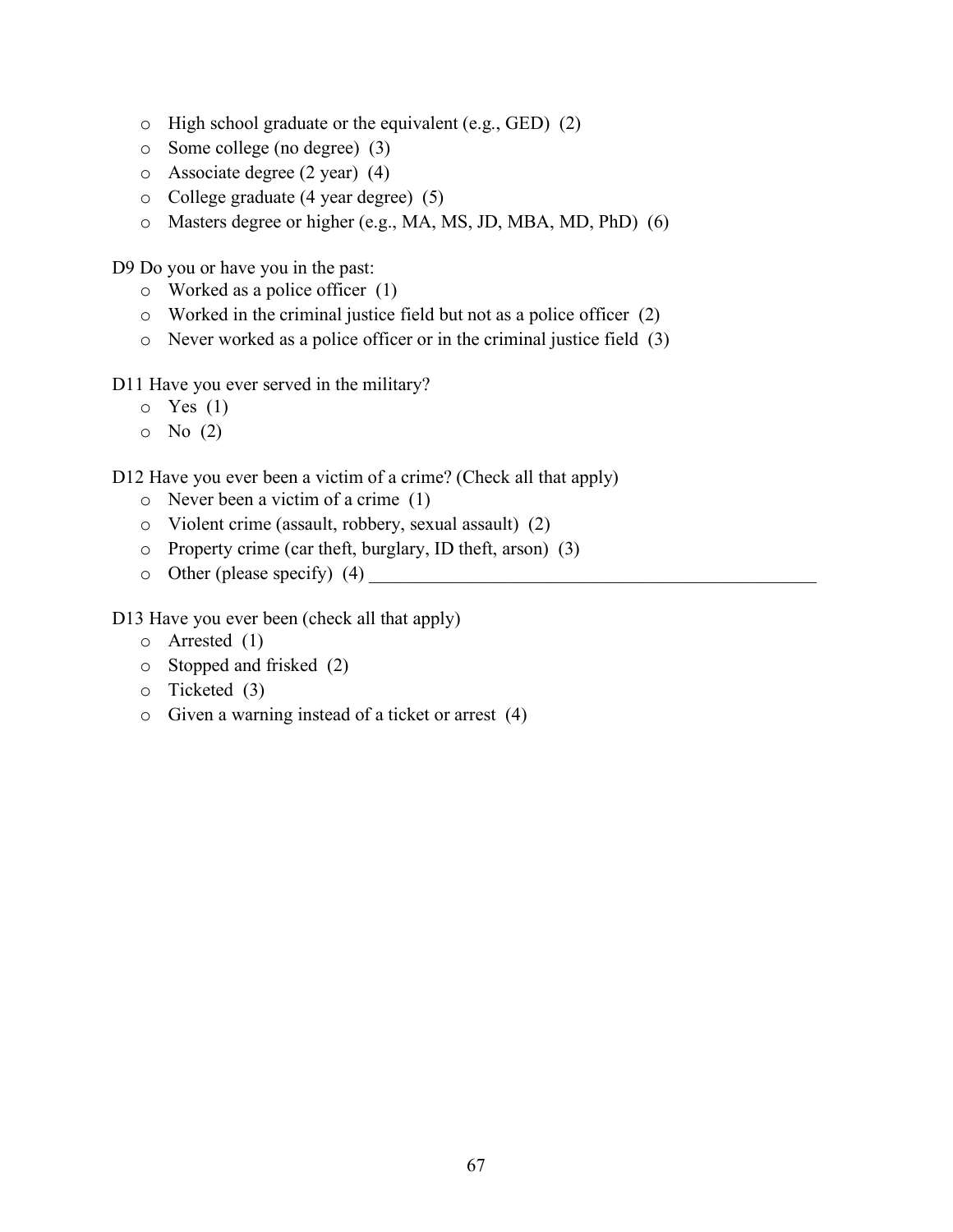- High school graduate or the equivalent (e.g., GED) (2)
- Some college (no degree) (3)
- Associate degree (2 year) (4)
- College graduate (4 year degree) (5)
- Masters degree or higher (e.g., MA, MS, JD, MBA, MD, PhD) (6)

D9 Do you or have you in the past:

- Worked as a police officer (1)
- Worked in the criminal justice field but not as a police officer (2)
- Never worked as a police officer or in the criminal justice field (3)

D11 Have you ever served in the military?

- Yes (1)
- No (2)

D12 Have you ever been a victim of a crime? (Check all that apply)

- Never been a victim of a crime (1)
- Violent crime (assault, robbery, sexual assault) (2)
- Property crime (car theft, burglary, ID theft, arson) (3)
- Other (please specify) (4) ________________________________________________

D13 Have you ever been (check all that apply)

- Arrested (1)
- Stopped and frisked (2)
- Ticketed (3)
- Given a warning instead of a ticket or arrest (4)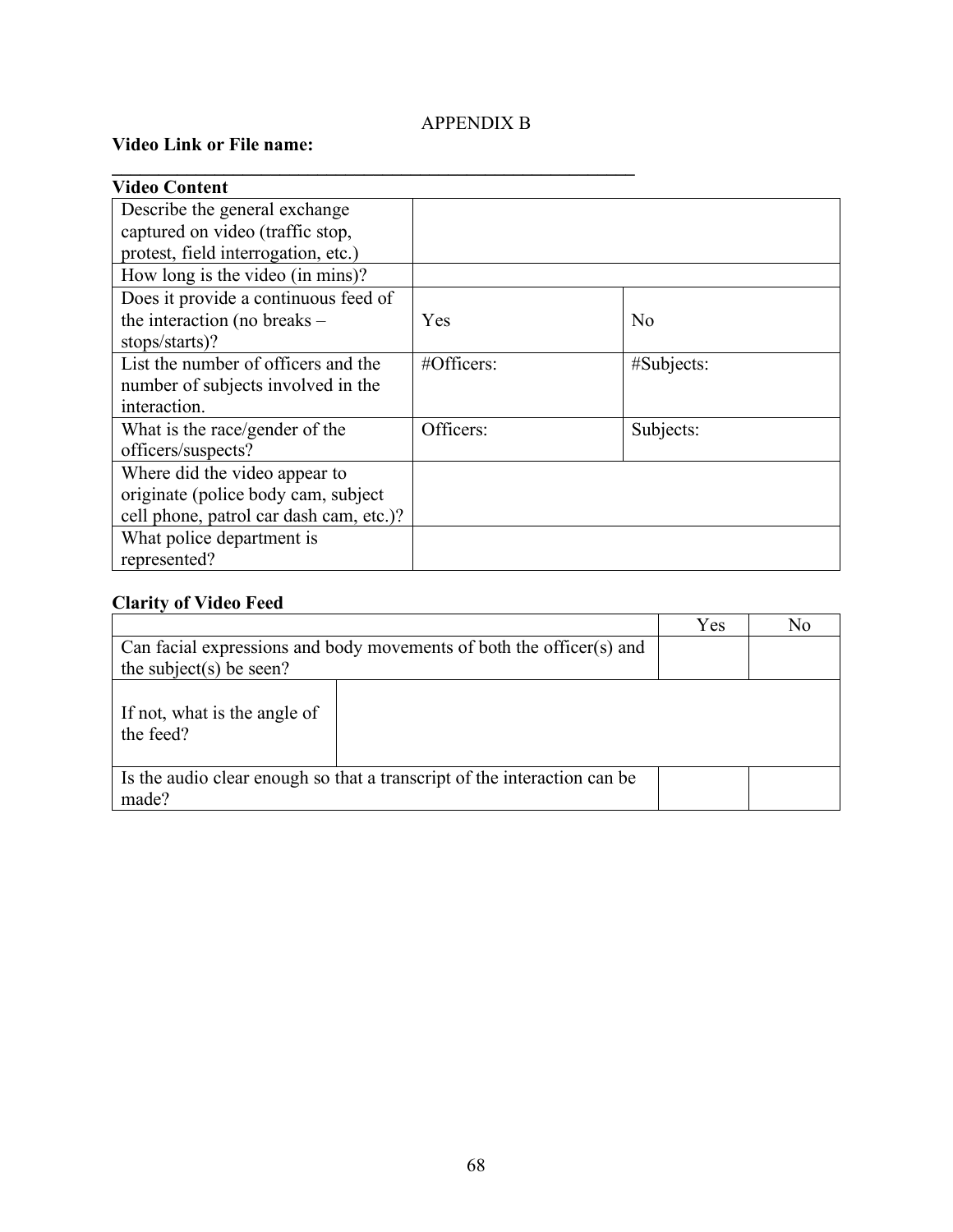APPENDIX B

**Video Link or File name:** ____________________________________________

**Video Content**

| | | |
|---|---|---|
| Describe the general exchange captured on video (traffic stop, protest, field interrogation, etc.) | | |
| How long is the video (in mins)? | | |
| Does it provide a continuous feed of the interaction (no breaks – stops/starts)? | Yes | No |
| List the number of officers and the number of subjects involved in the interaction. | #Officers: | #Subjects: |
| What is the race/gender of the officers/suspects? | Officers: | Subjects: |
| Where did the video appear to originate (police body cam, subject cell phone, patrol car dash cam, etc.)? | | |
| What police department is represented? | | |

**Clarity of Video Feed**

| | | Yes | No |
|---|---|---|---|
| Can facial expressions and body movements of both the officer(s) and the subject(s) be seen? | | | |
| If not, what is the angle of the feed? | | | |
| Is the audio clear enough so that a transcript of the interaction can be made? | | | |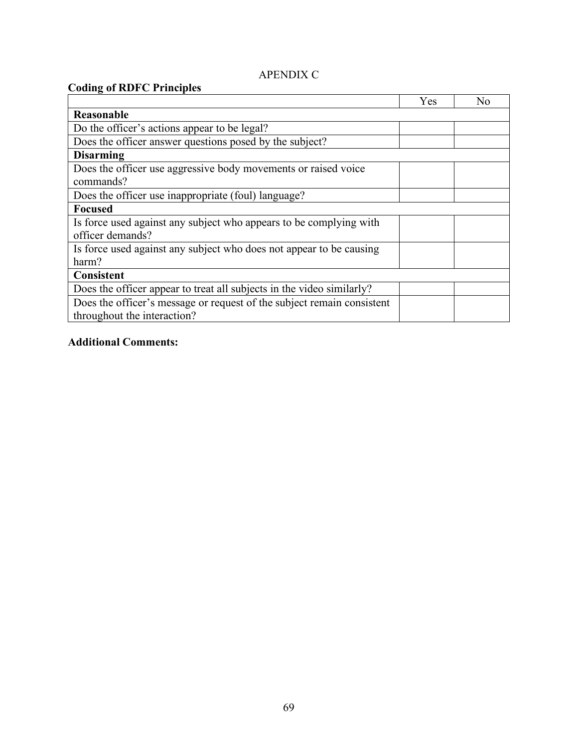APENDIX C

**Coding of RDFC Principles**

| | Yes | No |
|---|---|---|
| **Reasonable** | | |
| Do the officer's actions appear to be legal? | | |
| Does the officer answer questions posed by the subject? | | |
| **Disarming** | | |
| Does the officer use aggressive body movements or raised voice commands? | | |
| Does the officer use inappropriate (foul) language? | | |
| **Focused** | | |
| Is force used against any subject who appears to be complying with officer demands? | | |
| Is force used against any subject who does not appear to be causing harm? | | |
| **Consistent** | | |
| Does the officer appear to treat all subjects in the video similarly? | | |
| Does the officer's message or request of the subject remain consistent throughout the interaction? | | |

**Additional Comments:**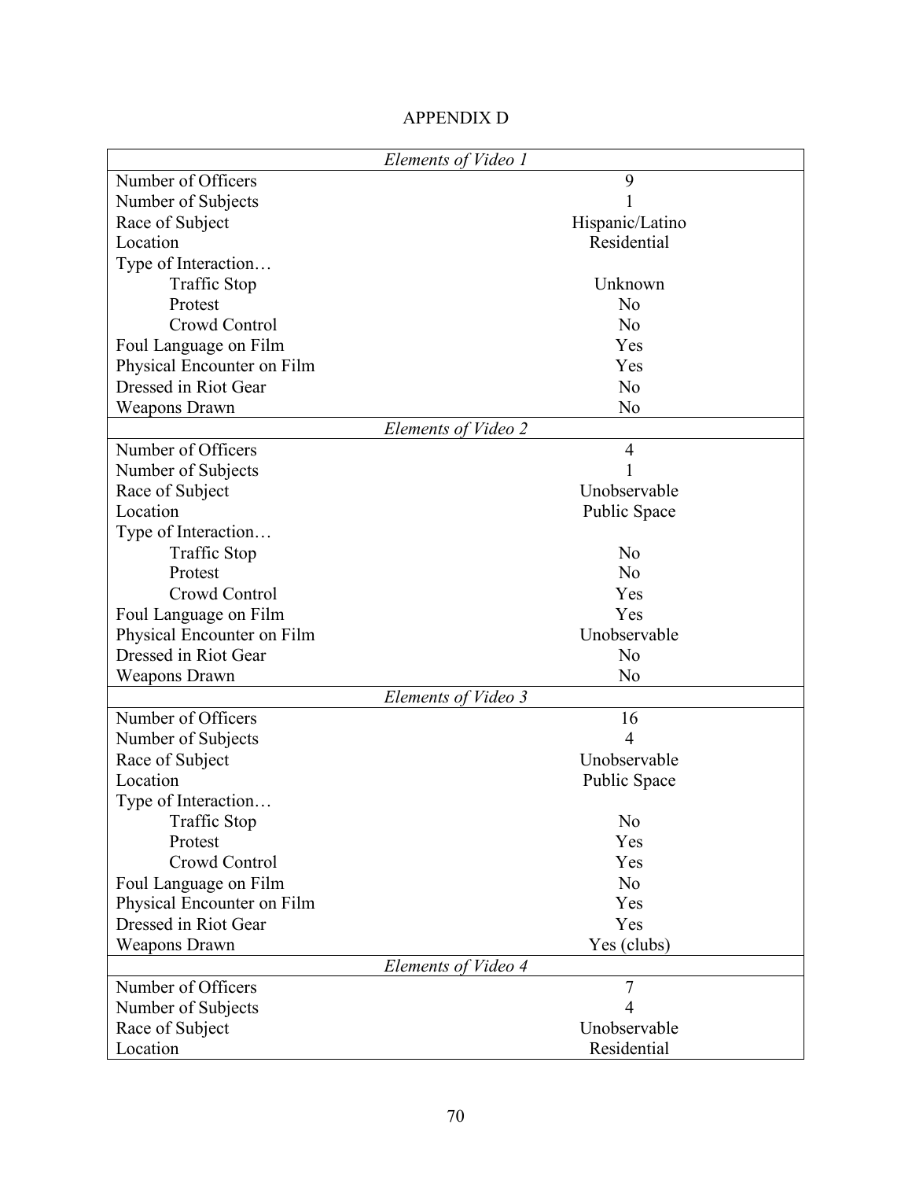# APPENDIX D

| *Elements of Video 1* | |
|---|---|
| Number of Officers | 9 |
| Number of Subjects | 1 |
| Race of Subject | Hispanic/Latino |
| Location | Residential |
| Type of Interaction… | |
| Traffic Stop | Unknown |
| Protest | No |
| Crowd Control | No |
| Foul Language on Film | Yes |
| Physical Encounter on Film | Yes |
| Dressed in Riot Gear | No |
| Weapons Drawn | No |
| *Elements of Video 2* | |
| Number of Officers | 4 |
| Number of Subjects | 1 |
| Race of Subject | Unobservable |
| Location | Public Space |
| Type of Interaction… | |
| Traffic Stop | No |
| Protest | No |
| Crowd Control | Yes |
| Foul Language on Film | Yes |
| Physical Encounter on Film | Unobservable |
| Dressed in Riot Gear | No |
| Weapons Drawn | No |
| *Elements of Video 3* | |
| Number of Officers | 16 |
| Number of Subjects | 4 |
| Race of Subject | Unobservable |
| Location | Public Space |
| Type of Interaction… | |
| Traffic Stop | No |
| Protest | Yes |
| Crowd Control | Yes |
| Foul Language on Film | No |
| Physical Encounter on Film | Yes |
| Dressed in Riot Gear | Yes |
| Weapons Drawn | Yes (clubs) |
| *Elements of Video 4* | |
| Number of Officers | 7 |
| Number of Subjects | 4 |
| Race of Subject | Unobservable |
| Location | Residential |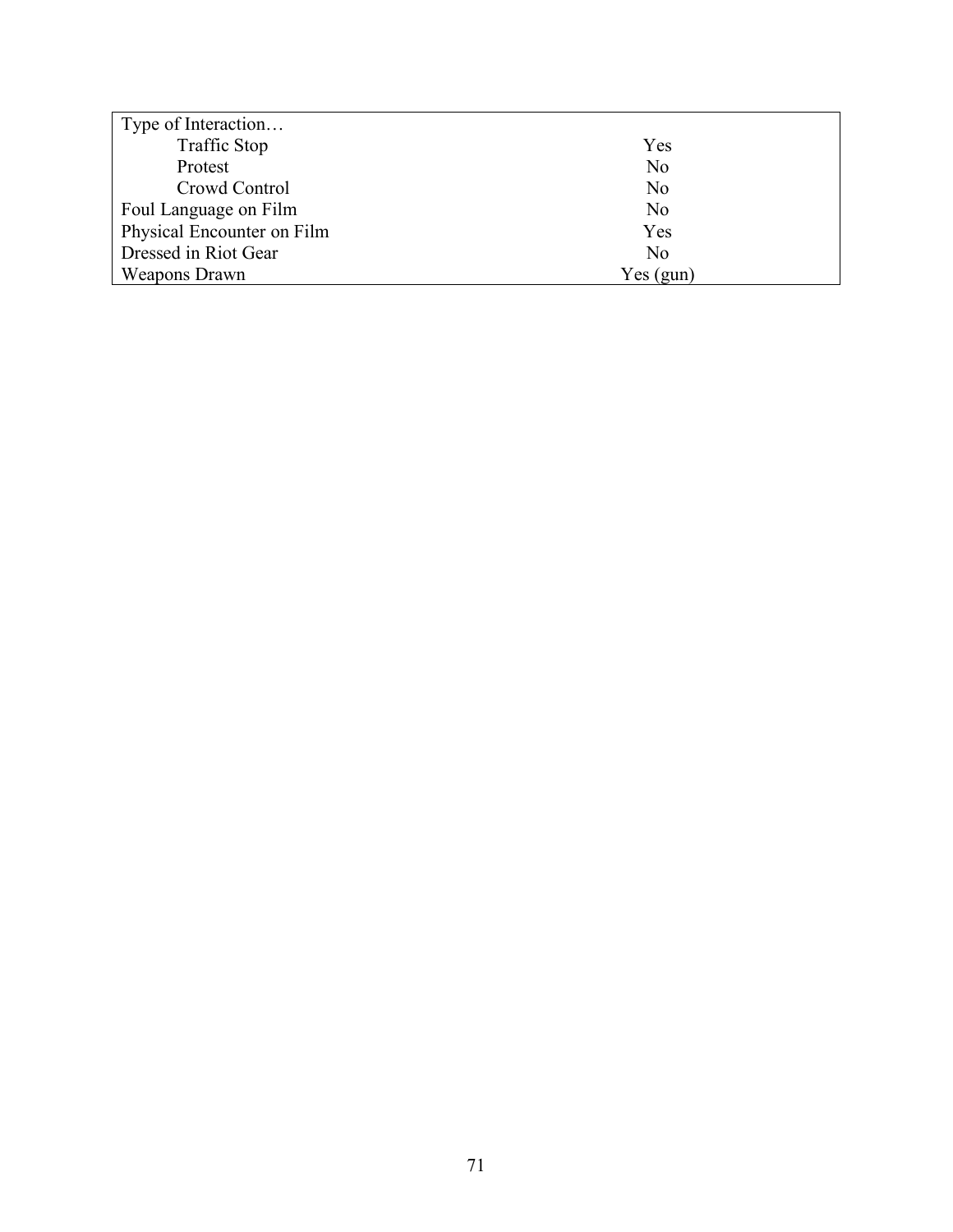| Type of Interaction… | |
|---|---|
| Traffic Stop | Yes |
| Protest | No |
| Crowd Control | No |
| Foul Language on Film | No |
| Physical Encounter on Film | Yes |
| Dressed in Riot Gear | No |
| Weapons Drawn | Yes (gun) |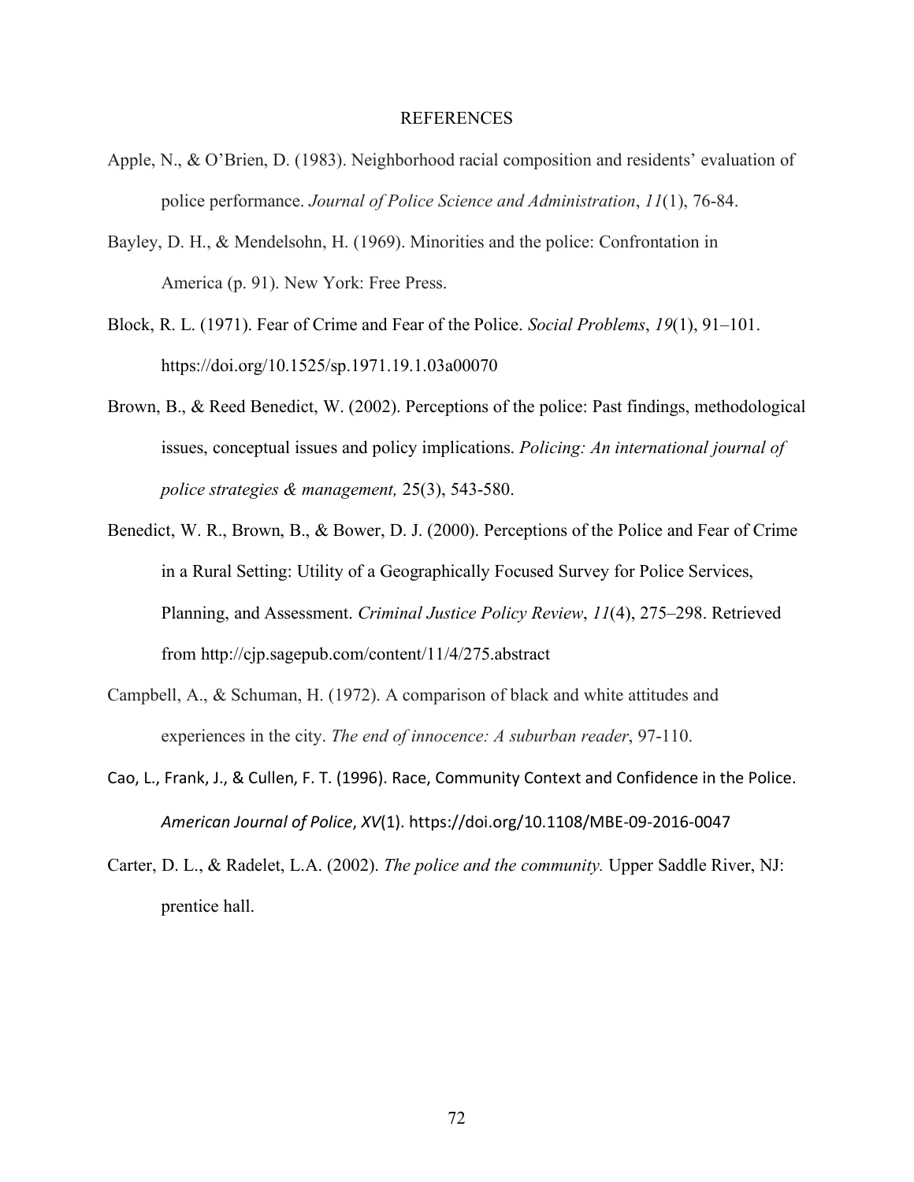# REFERENCES

Apple, N., & O'Brien, D. (1983). Neighborhood racial composition and residents' evaluation of police performance. *Journal of Police Science and Administration*, *11*(1), 76-84.

Bayley, D. H., & Mendelsohn, H. (1969). Minorities and the police: Confrontation in America (p. 91). New York: Free Press.

Block, R. L. (1971). Fear of Crime and Fear of the Police. *Social Problems*, *19*(1), 91–101. https://doi.org/10.1525/sp.1971.19.1.03a00070

Brown, B., & Reed Benedict, W. (2002). Perceptions of the police: Past findings, methodological issues, conceptual issues and policy implications. *Policing: An international journal of police strategies & management,* 25(3), 543-580.

Benedict, W. R., Brown, B., & Bower, D. J. (2000). Perceptions of the Police and Fear of Crime in a Rural Setting: Utility of a Geographically Focused Survey for Police Services, Planning, and Assessment. *Criminal Justice Policy Review*, *11*(4), 275–298. Retrieved from http://cjp.sagepub.com/content/11/4/275.abstract

Campbell, A., & Schuman, H. (1972). A comparison of black and white attitudes and experiences in the city. *The end of innocence: A suburban reader*, 97-110.

Cao, L., Frank, J., & Cullen, F. T. (1996). Race, Community Context and Confidence in the Police. *American Journal of Police*, *XV*(1). https://doi.org/10.1108/MBE-09-2016-0047

Carter, D. L., & Radelet, L.A. (2002). *The police and the community.* Upper Saddle River, NJ: prentice hall.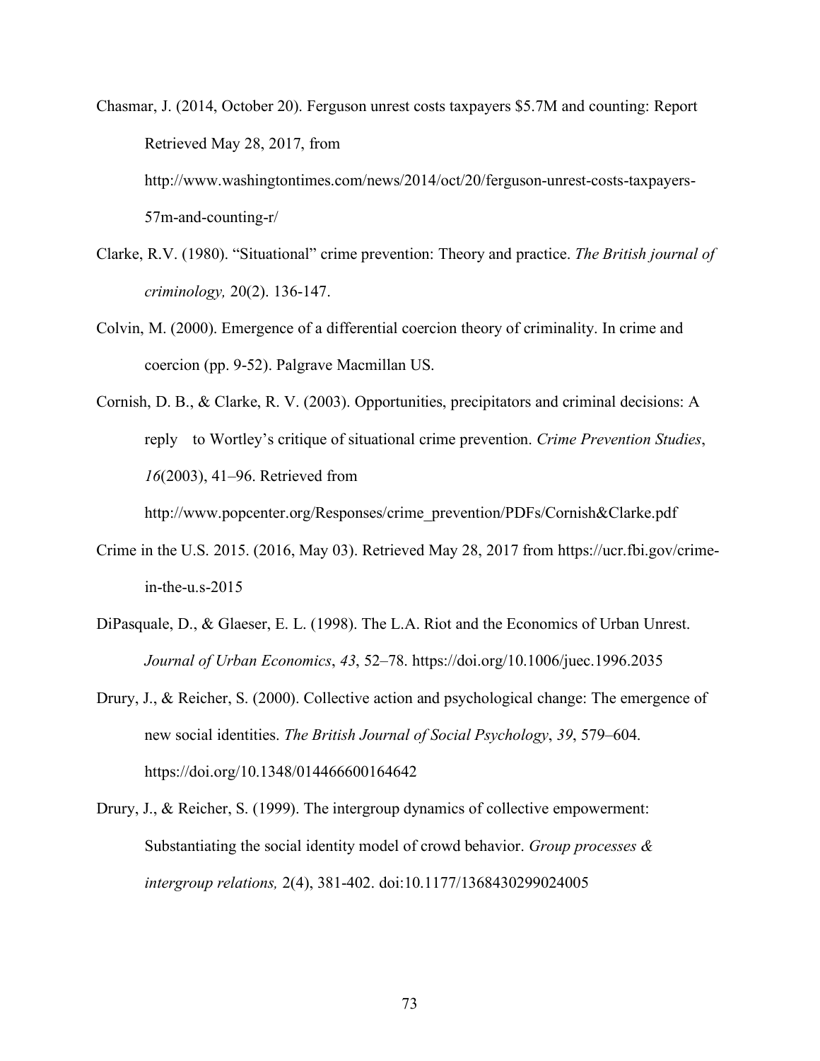Chasmar, J. (2014, October 20). Ferguson unrest costs taxpayers $5.7M and counting: Report Retrieved May 28, 2017, from http://www.washingtontimes.com/news/2014/oct/20/ferguson-unrest-costs-taxpayers-57m-and-counting-r/

Clarke, R.V. (1980). “Situational” crime prevention: Theory and practice. *The British journal of criminology,* 20(2). 136-147.

Colvin, M. (2000). Emergence of a differential coercion theory of criminality. In crime and coercion (pp. 9-52). Palgrave Macmillan US.

Cornish, D. B., & Clarke, R. V. (2003). Opportunities, precipitators and criminal decisions: A reply to Wortley’s critique of situational crime prevention. *Crime Prevention Studies*, *16*(2003), 41–96. Retrieved from http://www.popcenter.org/Responses/crime_prevention/PDFs/Cornish&Clarke.pdf

Crime in the U.S. 2015. (2016, May 03). Retrieved May 28, 2017 from https://ucr.fbi.gov/crime-in-the-u.s-2015

DiPasquale, D., & Glaeser, E. L. (1998). The L.A. Riot and the Economics of Urban Unrest. *Journal of Urban Economics*, *43*, 52–78. https://doi.org/10.1006/juec.1996.2035

Drury, J., & Reicher, S. (2000). Collective action and psychological change: The emergence of new social identities. *The British Journal of Social Psychology*, *39*, 579–604. https://doi.org/10.1348/014466600164642

Drury, J., & Reicher, S. (1999). The intergroup dynamics of collective empowerment: Substantiating the social identity model of crowd behavior. *Group processes & intergroup relations,* 2(4), 381-402. doi:10.1177/1368430299024005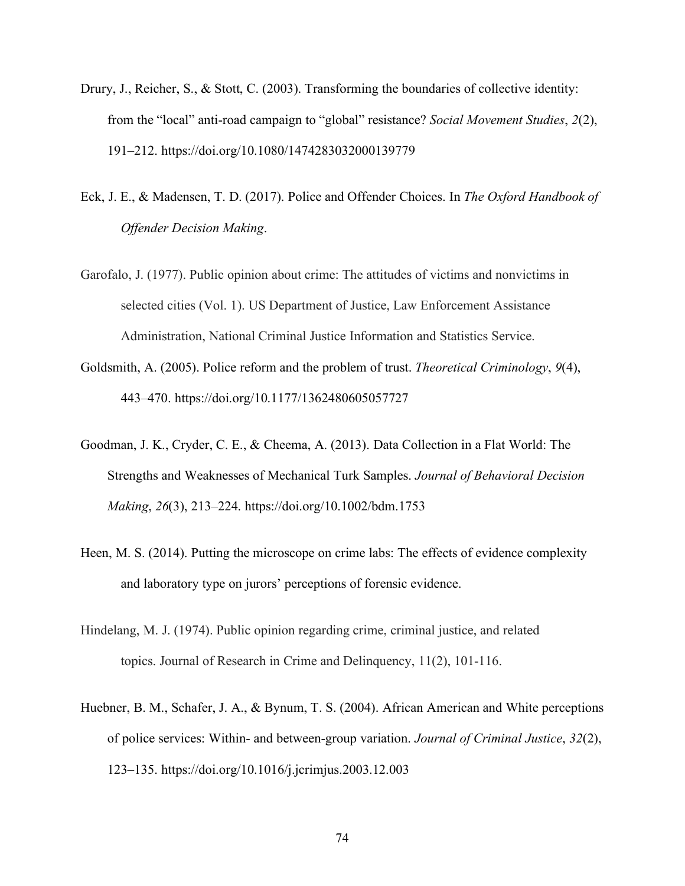Drury, J., Reicher, S., & Stott, C. (2003). Transforming the boundaries of collective identity: from the "local" anti-road campaign to "global" resistance? *Social Movement Studies*, *2*(2), 191–212. https://doi.org/10.1080/1474283032000139779

Eck, J. E., & Madensen, T. D. (2017). Police and Offender Choices. In *The Oxford Handbook of Offender Decision Making*.

Garofalo, J. (1977). Public opinion about crime: The attitudes of victims and nonvictims in selected cities (Vol. 1). US Department of Justice, Law Enforcement Assistance Administration, National Criminal Justice Information and Statistics Service.

Goldsmith, A. (2005). Police reform and the problem of trust. *Theoretical Criminology*, *9*(4), 443–470. https://doi.org/10.1177/1362480605057727

Goodman, J. K., Cryder, C. E., & Cheema, A. (2013). Data Collection in a Flat World: The Strengths and Weaknesses of Mechanical Turk Samples. *Journal of Behavioral Decision Making*, *26*(3), 213–224. https://doi.org/10.1002/bdm.1753

Heen, M. S. (2014). Putting the microscope on crime labs: The effects of evidence complexity and laboratory type on jurors' perceptions of forensic evidence.

Hindelang, M. J. (1974). Public opinion regarding crime, criminal justice, and related topics. Journal of Research in Crime and Delinquency, 11(2), 101-116.

Huebner, B. M., Schafer, J. A., & Bynum, T. S. (2004). African American and White perceptions of police services: Within- and between-group variation. *Journal of Criminal Justice*, *32*(2), 123–135. https://doi.org/10.1016/j.jcrimjus.2003.12.003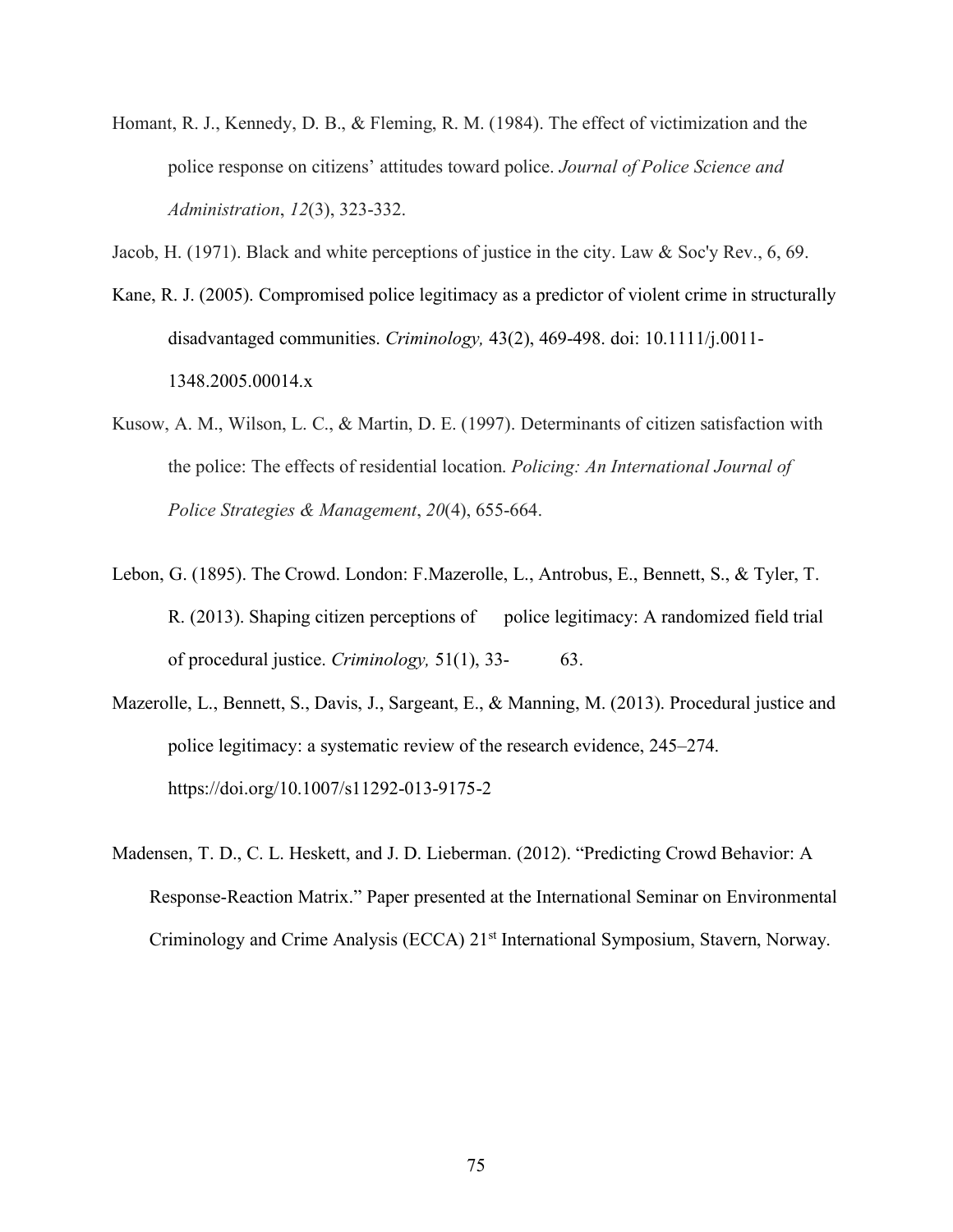Homant, R. J., Kennedy, D. B., & Fleming, R. M. (1984). The effect of victimization and the police response on citizens' attitudes toward police. *Journal of Police Science and Administration*, *12*(3), 323-332.

Jacob, H. (1971). Black and white perceptions of justice in the city. Law & Soc'y Rev., 6, 69.

Kane, R. J. (2005). Compromised police legitimacy as a predictor of violent crime in structurally disadvantaged communities. *Criminology,* 43(2), 469-498. doi: 10.1111/j.0011-1348.2005.00014.x

Kusow, A. M., Wilson, L. C., & Martin, D. E. (1997). Determinants of citizen satisfaction with the police: The effects of residential location. *Policing: An International Journal of Police Strategies & Management*, *20*(4), 655-664.

Lebon, G. (1895). The Crowd. London: F.Mazerolle, L., Antrobus, E., Bennett, S., & Tyler, T. R. (2013). Shaping citizen perceptions of police legitimacy: A randomized field trial of procedural justice. *Criminology,* 51(1), 33- 63.

Mazerolle, L., Bennett, S., Davis, J., Sargeant, E., & Manning, M. (2013). Procedural justice and police legitimacy: a systematic review of the research evidence, 245–274. https://doi.org/10.1007/s11292-013-9175-2

Madensen, T. D., C. L. Heskett, and J. D. Lieberman. (2012). "Predicting Crowd Behavior: A Response-Reaction Matrix." Paper presented at the International Seminar on Environmental Criminology and Crime Analysis (ECCA) 21st International Symposium, Stavern, Norway.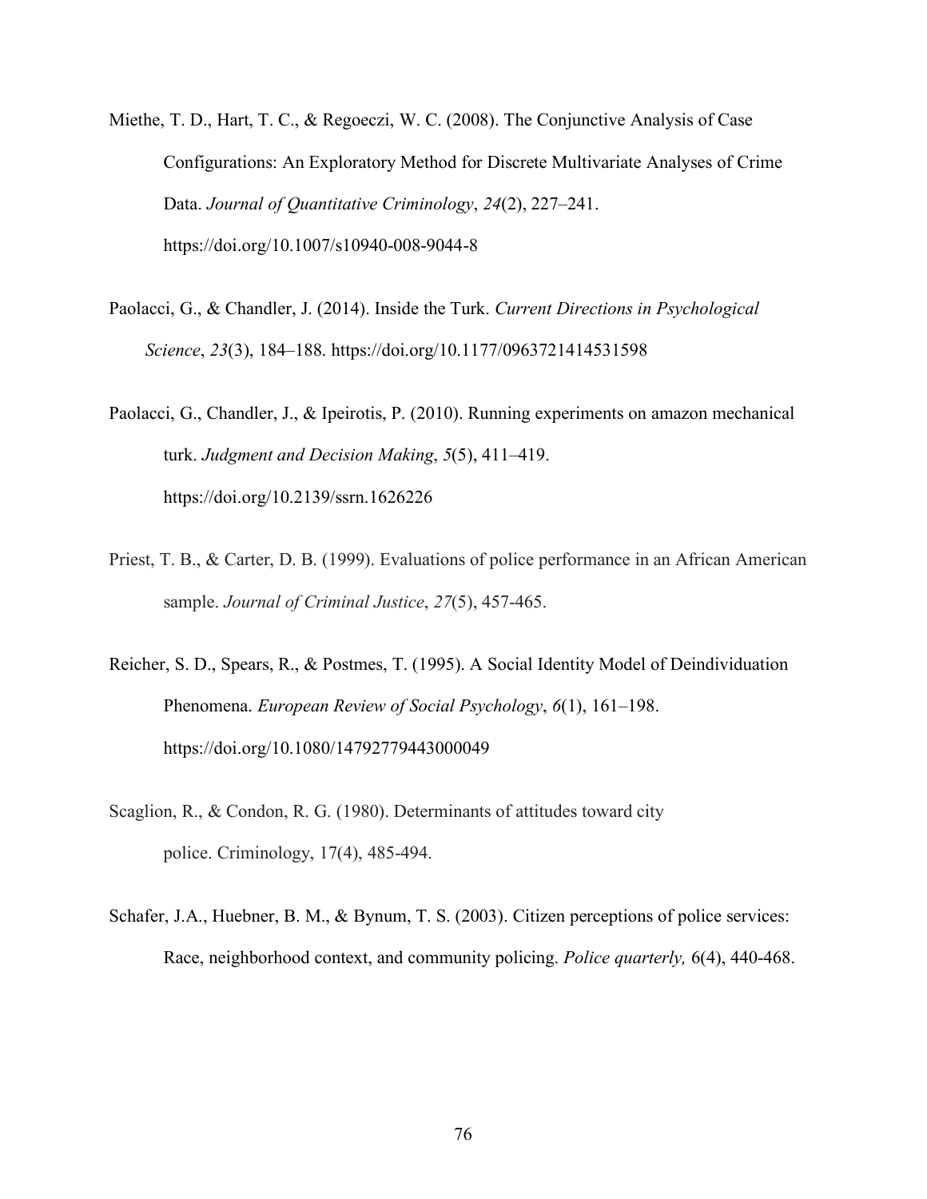Miethe, T. D., Hart, T. C., & Regoeczi, W. C. (2008). The Conjunctive Analysis of Case Configurations: An Exploratory Method for Discrete Multivariate Analyses of Crime Data. *Journal of Quantitative Criminology*, *24*(2), 227–241. https://doi.org/10.1007/s10940-008-9044-8

Paolacci, G., & Chandler, J. (2014). Inside the Turk. *Current Directions in Psychological Science*, *23*(3), 184–188. https://doi.org/10.1177/0963721414531598

Paolacci, G., Chandler, J., & Ipeirotis, P. (2010). Running experiments on amazon mechanical turk. *Judgment and Decision Making*, *5*(5), 411–419. https://doi.org/10.2139/ssrn.1626226

Priest, T. B., & Carter, D. B. (1999). Evaluations of police performance in an African American sample. *Journal of Criminal Justice*, *27*(5), 457-465.

Reicher, S. D., Spears, R., & Postmes, T. (1995). A Social Identity Model of Deindividuation Phenomena. *European Review of Social Psychology*, *6*(1), 161–198. https://doi.org/10.1080/14792779443000049

Scaglion, R., & Condon, R. G. (1980). Determinants of attitudes toward city police. Criminology, 17(4), 485-494.

Schafer, J.A., Huebner, B. M., & Bynum, T. S. (2003). Citizen perceptions of police services: Race, neighborhood context, and community policing. *Police quarterly,* 6(4), 440-468.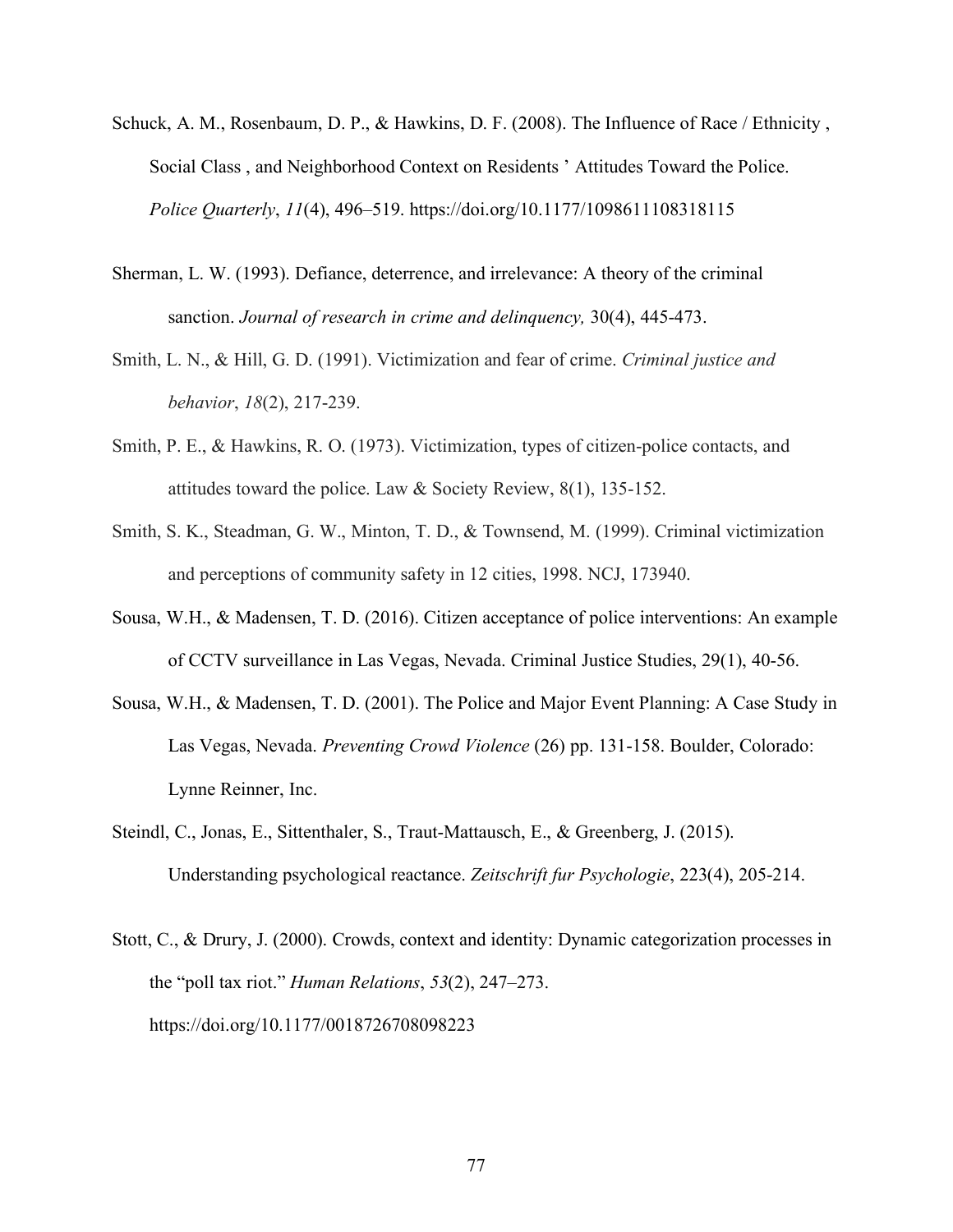Schuck, A. M., Rosenbaum, D. P., & Hawkins, D. F. (2008). The Influence of Race / Ethnicity , Social Class , and Neighborhood Context on Residents ' Attitudes Toward the Police. *Police Quarterly*, *11*(4), 496–519. https://doi.org/10.1177/1098611108318115

Sherman, L. W. (1993). Defiance, deterrence, and irrelevance: A theory of the criminal sanction. *Journal of research in crime and delinquency,* 30(4), 445-473.

Smith, L. N., & Hill, G. D. (1991). Victimization and fear of crime. *Criminal justice and behavior*, *18*(2), 217-239.

Smith, P. E., & Hawkins, R. O. (1973). Victimization, types of citizen-police contacts, and attitudes toward the police. Law & Society Review, 8(1), 135-152.

Smith, S. K., Steadman, G. W., Minton, T. D., & Townsend, M. (1999). Criminal victimization and perceptions of community safety in 12 cities, 1998. NCJ, 173940.

Sousa, W.H., & Madensen, T. D. (2016). Citizen acceptance of police interventions: An example of CCTV surveillance in Las Vegas, Nevada. Criminal Justice Studies, 29(1), 40-56.

Sousa, W.H., & Madensen, T. D. (2001). The Police and Major Event Planning: A Case Study in Las Vegas, Nevada. *Preventing Crowd Violence* (26) pp. 131-158. Boulder, Colorado: Lynne Reinner, Inc.

Steindl, C., Jonas, E., Sittenthaler, S., Traut-Mattausch, E., & Greenberg, J. (2015). Understanding psychological reactance. *Zeitschrift fur Psychologie*, 223(4), 205-214.

Stott, C., & Drury, J. (2000). Crowds, context and identity: Dynamic categorization processes in the "poll tax riot." *Human Relations*, *53*(2), 247–273. https://doi.org/10.1177/0018726708098223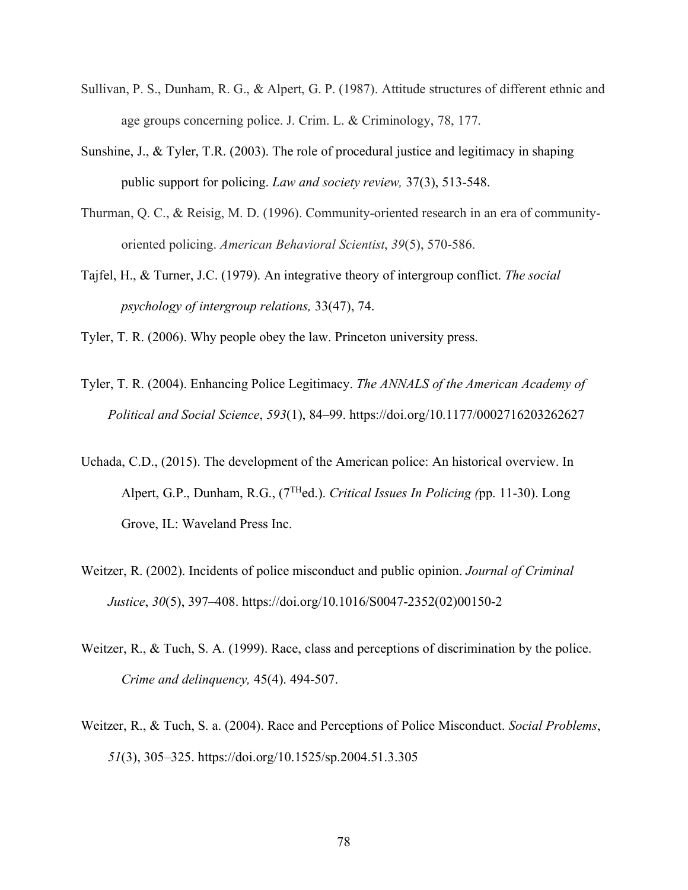Sullivan, P. S., Dunham, R. G., & Alpert, G. P. (1987). Attitude structures of different ethnic and age groups concerning police. J. Crim. L. & Criminology, 78, 177.

Sunshine, J., & Tyler, T.R. (2003). The role of procedural justice and legitimacy in shaping public support for policing. *Law and society review,* 37(3), 513-548.

Thurman, Q. C., & Reisig, M. D. (1996). Community-oriented research in an era of community-oriented policing. *American Behavioral Scientist*, *39*(5), 570-586.

Tajfel, H., & Turner, J.C. (1979). An integrative theory of intergroup conflict. *The social psychology of intergroup relations,* 33(47), 74.

Tyler, T. R. (2006). Why people obey the law. Princeton university press.

Tyler, T. R. (2004). Enhancing Police Legitimacy. *The ANNALS of the American Academy of Political and Social Science*, *593*(1), 84–99. https://doi.org/10.1177/0002716203262627

Uchada, C.D., (2015). The development of the American police: An historical overview. In Alpert, G.P., Dunham, R.G., (7TH ed.). *Critical Issues In Policing (*pp. 11-30). Long Grove, IL: Waveland Press Inc.

Weitzer, R. (2002). Incidents of police misconduct and public opinion. *Journal of Criminal Justice*, *30*(5), 397–408. https://doi.org/10.1016/S0047-2352(02)00150-2

Weitzer, R., & Tuch, S. A. (1999). Race, class and perceptions of discrimination by the police. *Crime and delinquency,* 45(4). 494-507.

Weitzer, R., & Tuch, S. a. (2004). Race and Perceptions of Police Misconduct. *Social Problems*, *51*(3), 305–325. https://doi.org/10.1525/sp.2004.51.3.305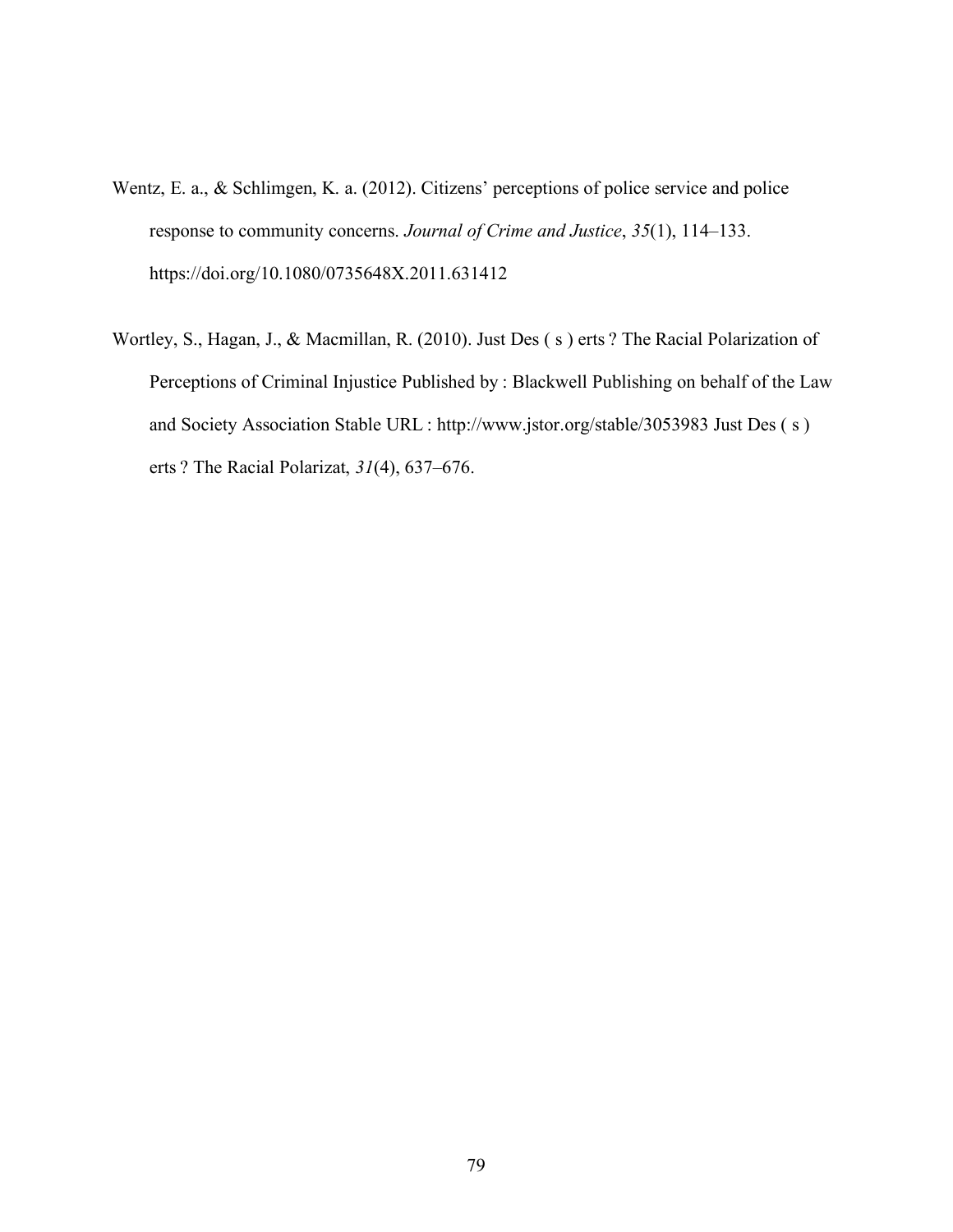Wentz, E. a., & Schlimgen, K. a. (2012). Citizens' perceptions of police service and police response to community concerns. *Journal of Crime and Justice*, *35*(1), 114–133. https://doi.org/10.1080/0735648X.2011.631412

Wortley, S., Hagan, J., & Macmillan, R. (2010). Just Des ( s ) erts ? The Racial Polarization of Perceptions of Criminal Injustice Published by : Blackwell Publishing on behalf of the Law and Society Association Stable URL : http://www.jstor.org/stable/3053983 Just Des ( s ) erts ? The Racial Polarizat, *31*(4), 637–676.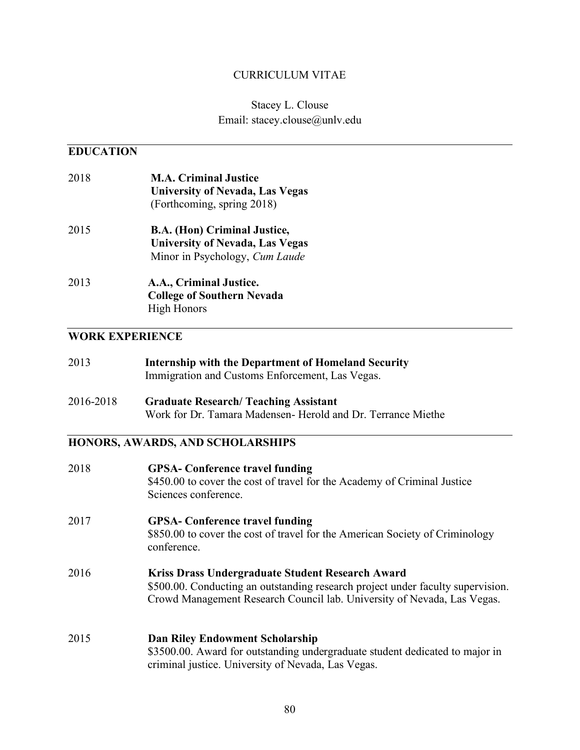# CURRICULUM VITAE

Stacey L. Clouse
Email: stacey.clouse@unlv.edu

## EDUCATION

2018 **M.A. Criminal Justice**
**University of Nevada, Las Vegas**
(Forthcoming, spring 2018)

2015 **B.A. (Hon) Criminal Justice,**
**University of Nevada, Las Vegas**
Minor in Psychology, *Cum Laude*

2013 **A.A., Criminal Justice.**
**College of Southern Nevada**
High Honors

## WORK EXPERIENCE

2013 **Internship with the Department of Homeland Security**
Immigration and Customs Enforcement, Las Vegas.

2016-2018 **Graduate Research/ Teaching Assistant**
Work for Dr. Tamara Madensen- Herold and Dr. Terrance Miethe

## HONORS, AWARDS, AND SCHOLARSHIPS

2018 **GPSA- Conference travel funding**
$450.00 to cover the cost of travel for the Academy of Criminal Justice Sciences conference.

2017 **GPSA- Conference travel funding**
$850.00 to cover the cost of travel for the American Society of Criminology conference.

2016 **Kriss Drass Undergraduate Student Research Award**
$500.00. Conducting an outstanding research project under faculty supervision. Crowd Management Research Council lab. University of Nevada, Las Vegas.

2015 **Dan Riley Endowment Scholarship**
$3500.00. Award for outstanding undergraduate student dedicated to major in criminal justice. University of Nevada, Las Vegas.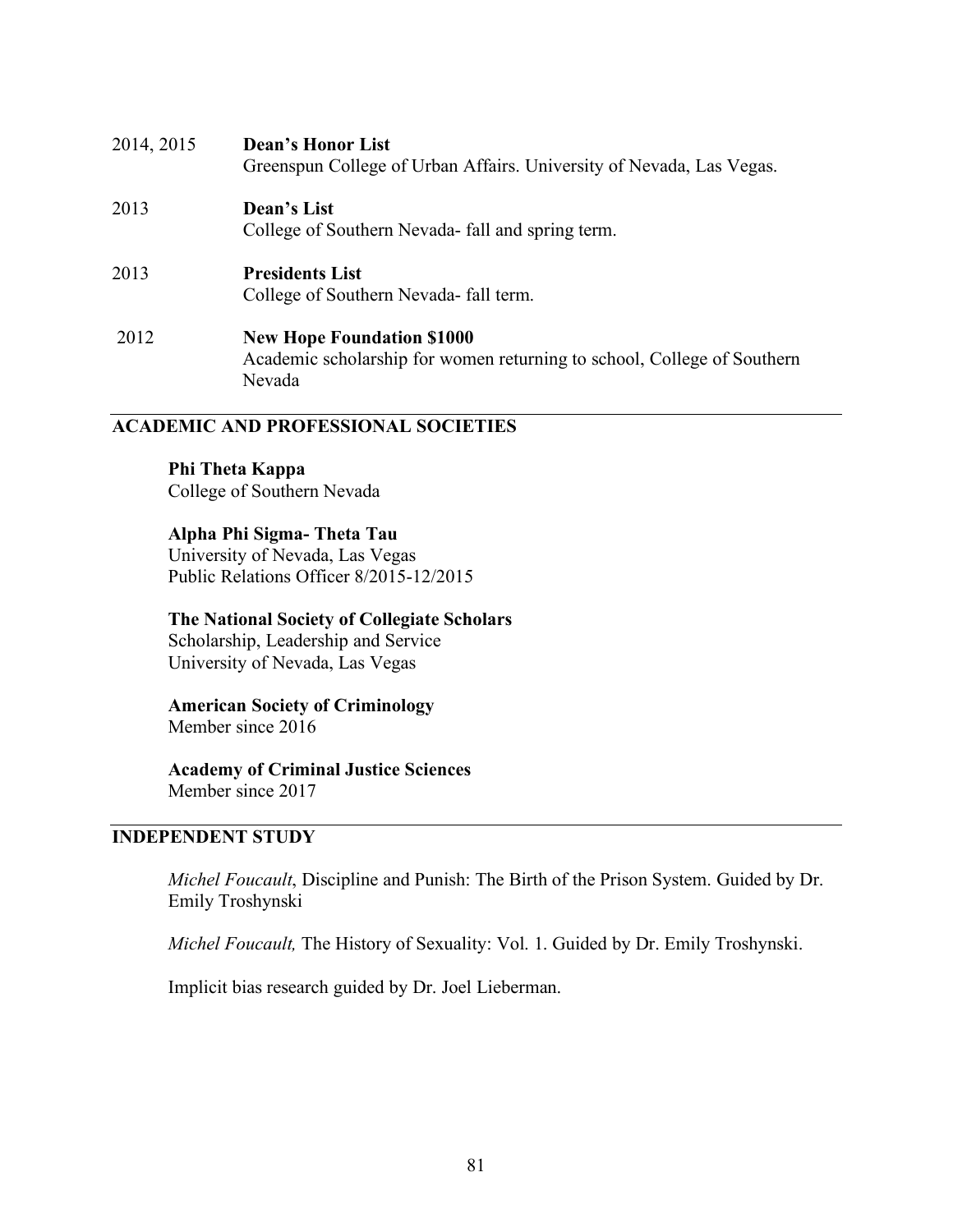2014, 2015 **Dean's Honor List**
Greenspun College of Urban Affairs. University of Nevada, Las Vegas.

2013 **Dean's List**
College of Southern Nevada- fall and spring term.

2013 **Presidents List**
College of Southern Nevada- fall term.

2012 **New Hope Foundation $1000**
Academic scholarship for women returning to school, College of Southern Nevada

## ACADEMIC AND PROFESSIONAL SOCIETIES

**Phi Theta Kappa**
College of Southern Nevada

**Alpha Phi Sigma- Theta Tau**
University of Nevada, Las Vegas
Public Relations Officer 8/2015-12/2015

**The National Society of Collegiate Scholars**
Scholarship, Leadership and Service
University of Nevada, Las Vegas

**American Society of Criminology**
Member since 2016

**Academy of Criminal Justice Sciences**
Member since 2017

## INDEPENDENT STUDY

*Michel Foucault*, Discipline and Punish: The Birth of the Prison System. Guided by Dr. Emily Troshynski

*Michel Foucault,* The History of Sexuality: Vol. 1. Guided by Dr. Emily Troshynski.

Implicit bias research guided by Dr. Joel Lieberman.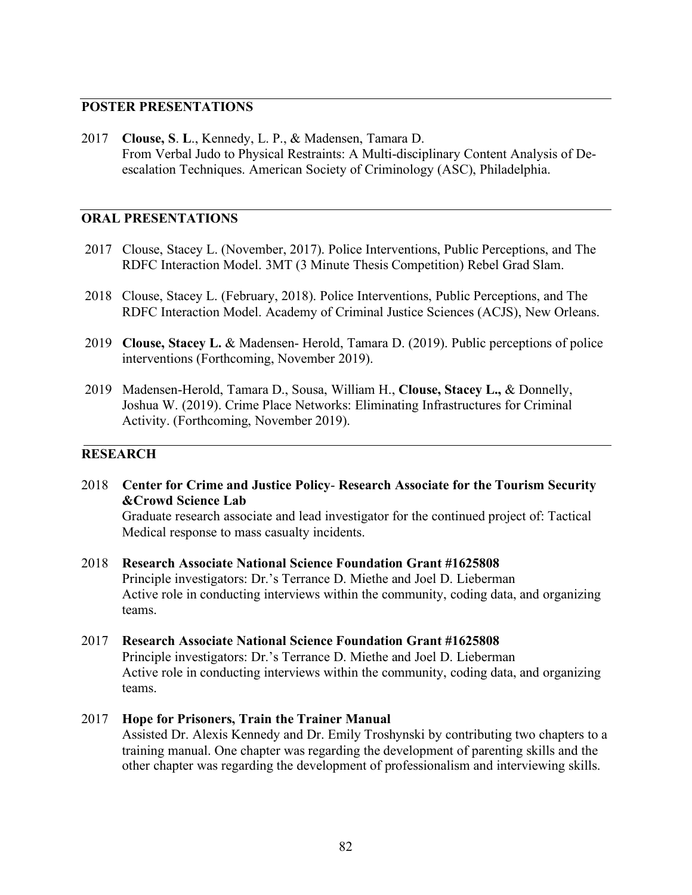## POSTER PRESENTATIONS

2017 **Clouse, S. L.**, Kennedy, L. P., & Madensen, Tamara D.
From Verbal Judo to Physical Restraints: A Multi-disciplinary Content Analysis of De-escalation Techniques. American Society of Criminology (ASC), Philadelphia.

## ORAL PRESENTATIONS

2017 Clouse, Stacey L. (November, 2017). Police Interventions, Public Perceptions, and The RDFC Interaction Model. 3MT (3 Minute Thesis Competition) Rebel Grad Slam.

2018 Clouse, Stacey L. (February, 2018). Police Interventions, Public Perceptions, and The RDFC Interaction Model. Academy of Criminal Justice Sciences (ACJS), New Orleans.

2019 **Clouse, Stacey L.** & Madensen- Herold, Tamara D. (2019). Public perceptions of police interventions (Forthcoming, November 2019).

2019 Madensen-Herold, Tamara D., Sousa, William H., **Clouse, Stacey L.,** & Donnelly, Joshua W. (2019). Crime Place Networks: Eliminating Infrastructures for Criminal Activity. (Forthcoming, November 2019).

## RESEARCH

2018 **Center for Crime and Justice Policy- Research Associate for the Tourism Security &Crowd Science Lab**
Graduate research associate and lead investigator for the continued project of: Tactical Medical response to mass casualty incidents.

2018 **Research Associate National Science Foundation Grant #1625808**
Principle investigators: Dr.'s Terrance D. Miethe and Joel D. Lieberman
Active role in conducting interviews within the community, coding data, and organizing teams.

2017 **Research Associate National Science Foundation Grant #1625808**
Principle investigators: Dr.'s Terrance D. Miethe and Joel D. Lieberman
Active role in conducting interviews within the community, coding data, and organizing teams.

2017 **Hope for Prisoners, Train the Trainer Manual**
Assisted Dr. Alexis Kennedy and Dr. Emily Troshynski by contributing two chapters to a training manual. One chapter was regarding the development of parenting skills and the other chapter was regarding the development of professionalism and interviewing skills.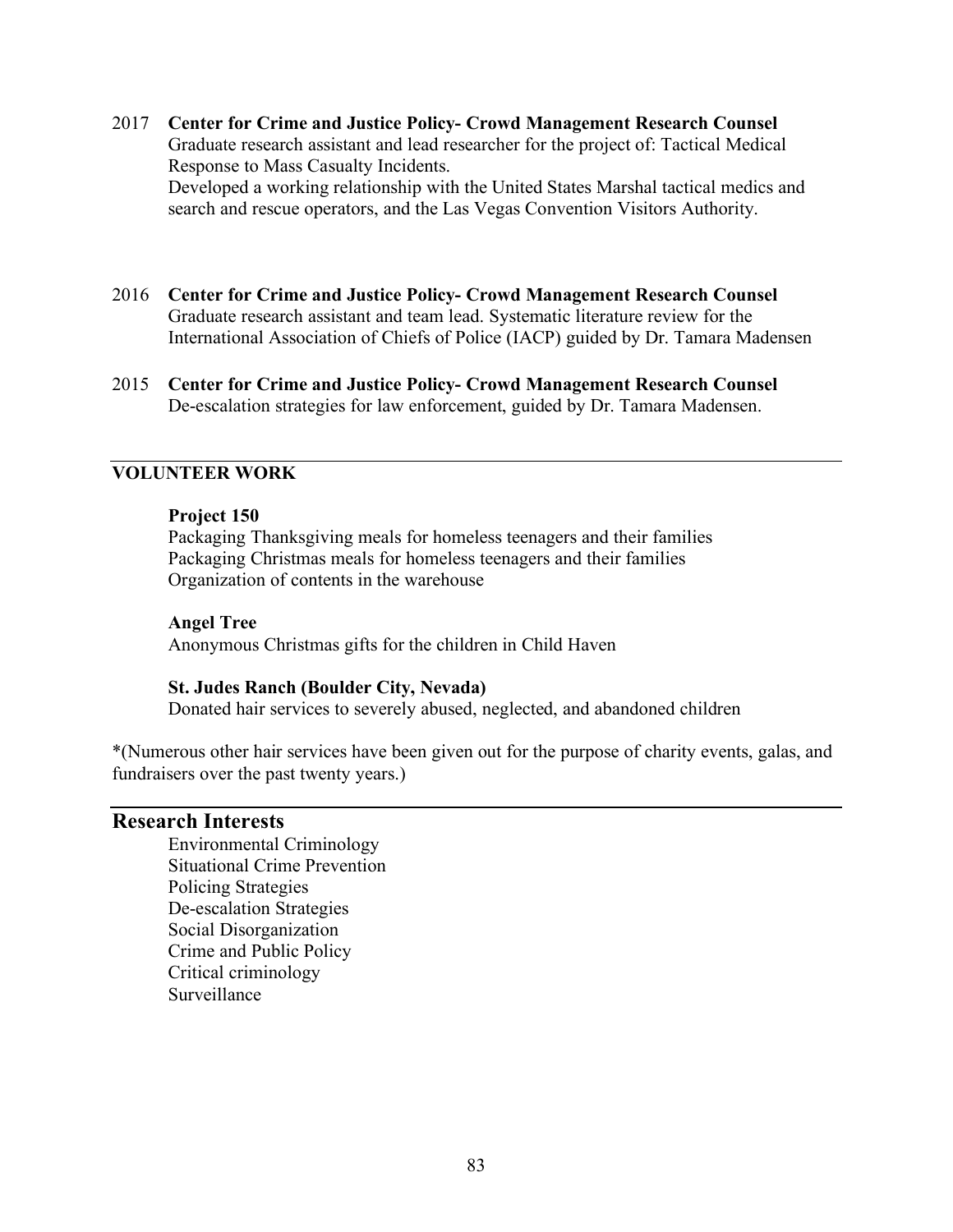2017 **Center for Crime and Justice Policy- Crowd Management Research Counsel**
Graduate research assistant and lead researcher for the project of: Tactical Medical Response to Mass Casualty Incidents.
Developed a working relationship with the United States Marshal tactical medics and search and rescue operators, and the Las Vegas Convention Visitors Authority.

2016 **Center for Crime and Justice Policy- Crowd Management Research Counsel**
Graduate research assistant and team lead. Systematic literature review for the International Association of Chiefs of Police (IACP) guided by Dr. Tamara Madensen

2015 **Center for Crime and Justice Policy- Crowd Management Research Counsel**
De-escalation strategies for law enforcement, guided by Dr. Tamara Madensen.

## VOLUNTEER WORK

**Project 150**
Packaging Thanksgiving meals for homeless teenagers and their families
Packaging Christmas meals for homeless teenagers and their families
Organization of contents in the warehouse

**Angel Tree**
Anonymous Christmas gifts for the children in Child Haven

**St. Judes Ranch (Boulder City, Nevada)**
Donated hair services to severely abused, neglected, and abandoned children

*(Numerous other hair services have been given out for the purpose of charity events, galas, and fundraisers over the past twenty years.)

## Research Interests

Environmental Criminology
Situational Crime Prevention
Policing Strategies
De-escalation Strategies
Social Disorganization
Crime and Public Policy
Critical criminology
Surveillance